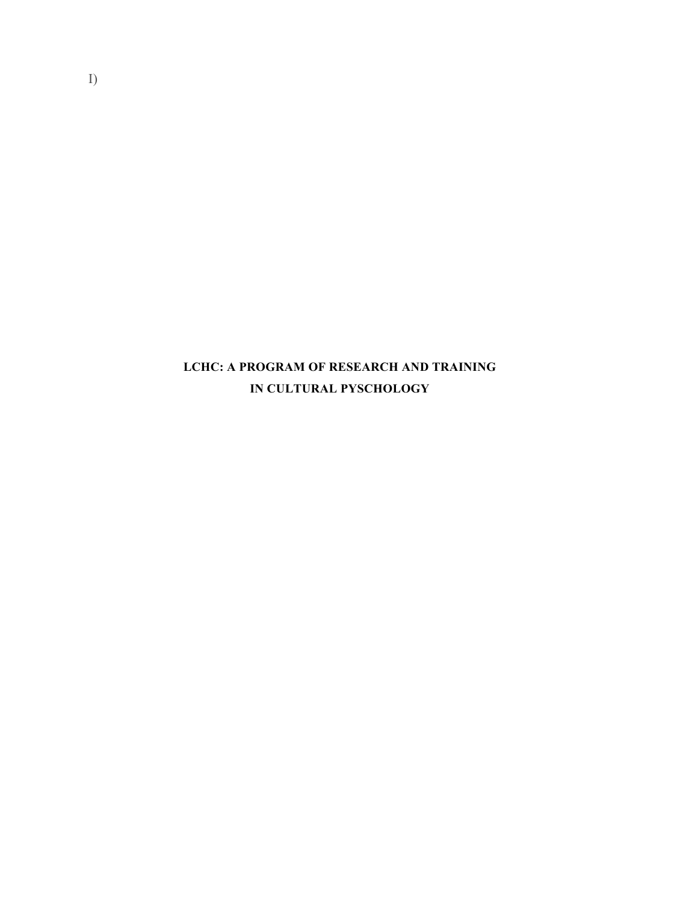I)

# LCHC: A PROGRAM OF RESEARCH AND TRAINING IN CULTURAL PYSCHOLOGY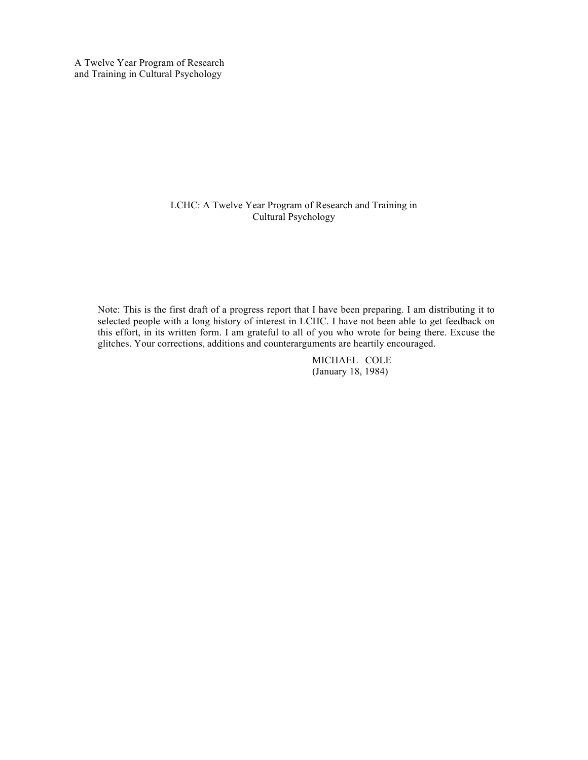A Twelve Year Program of Research
and Training in Cultural Psychology

# LCHC: A Twelve Year Program of Research and Training in Cultural Psychology

Note: This is the first draft of a progress report that I have been preparing. I am distributing it to selected people with a long history of interest in LCHC. I have not been able to get feedback on this effort, in its written form. I am grateful to all of you who wrote for being there. Excuse the glitches. Your corrections, additions and counterarguments are heartily encouraged.

MICHAEL COLE
(January 18, 1984)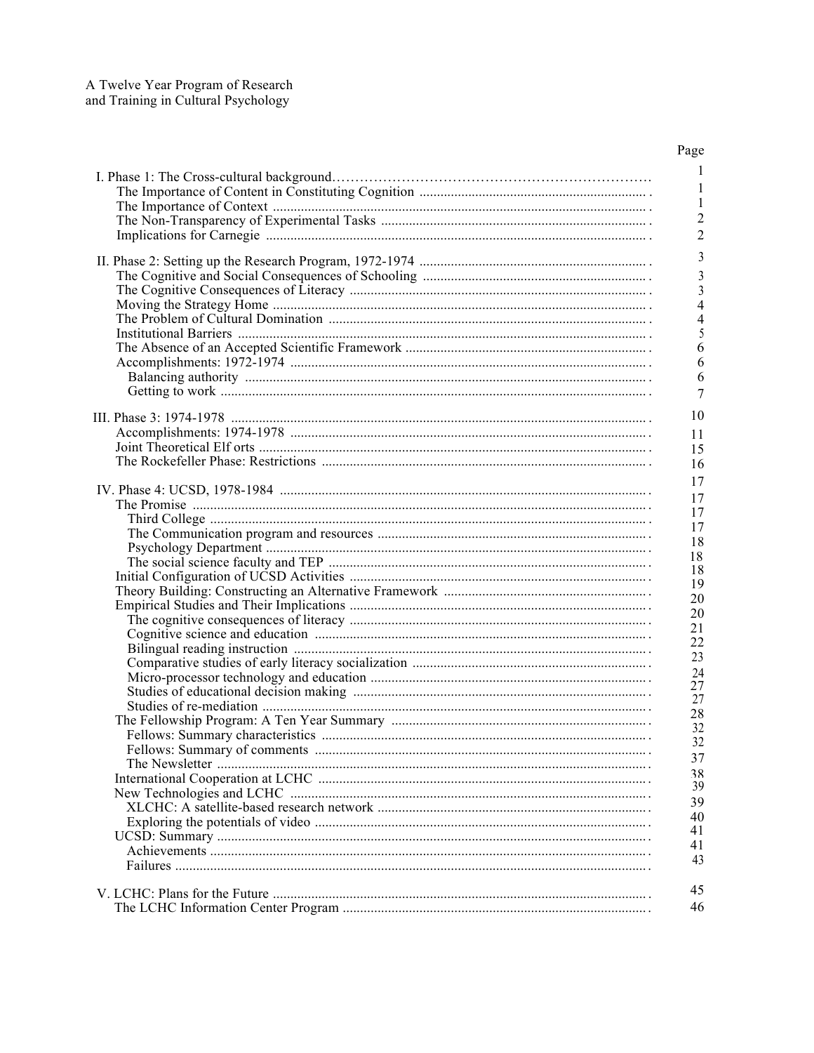A Twelve Year Program of Research
and Training in Cultural Psychology

| | Page |
|---|---|
| I. Phase 1: The Cross-cultural background | 1 |
| The Importance of Content in Constituting Cognition | 1 |
| The Importance of Context | 1 |
| The Non-Transparency of Experimental Tasks | 2 |
| Implications for Carnegie | 2 |
| II. Phase 2: Setting up the Research Program, 1972-1974 | 3 |
| The Cognitive and Social Consequences of Schooling | 3 |
| The Cognitive Consequences of Literacy | 3 |
| Moving the Strategy Home | 4 |
| The Problem of Cultural Domination | 4 |
| Institutional Barriers | 5 |
| The Absence of an Accepted Scientific Framework | 6 |
| Accomplishments: 1972-1974 | 6 |
| Balancing authority | 6 |
| Getting to work | 7 |
| III. Phase 3: 1974-1978 | 10 |
| Accomplishments: 1974-1978 | 11 |
| Joint Theoretical Elf orts | 15 |
| The Rockefeller Phase: Restrictions | 16 |
| IV. Phase 4: UCSD, 1978-1984 | 17 |
| The Promise | 17 |
| Third College | 17 |
| The Communication program and resources | 17 |
| Psychology Department | 18 |
| The social science faculty and TEP | 18 |
| Initial Configuration of UCSD Activities | 18 |
| Theory Building: Constructing an Alternative Framework | 19 |
| Empirical Studies and Their Implications | 20 |
| The cognitive consequences of literacy | 20 |
| Cognitive science and education | 21 |
| Bilingual reading instruction | 22 |
| Comparative studies of early literacy socialization | 23 |
| Micro-processor technology and education | 24 |
| Studies of educational decision making | 27 |
| Studies of re-mediation | 27 |
| The Fellowship Program: A Ten Year Summary | 28 |
| Fellows: Summary characteristics | 32 |
| Fellows: Summary of comments | 32 |
| The Newsletter | 37 |
| International Cooperation at LCHC | 38 |
| New Technologies and LCHC | 39 |
| XLCHC: A satellite-based research network | 39 |
| Exploring the potentials of video | 40 |
| UCSD: Summary | 41 |
| Achievements | 41 |
| Failures | 43 |
| V. LCHC: Plans for the Future | 45 |
| The LCHC Information Center Program | 46 |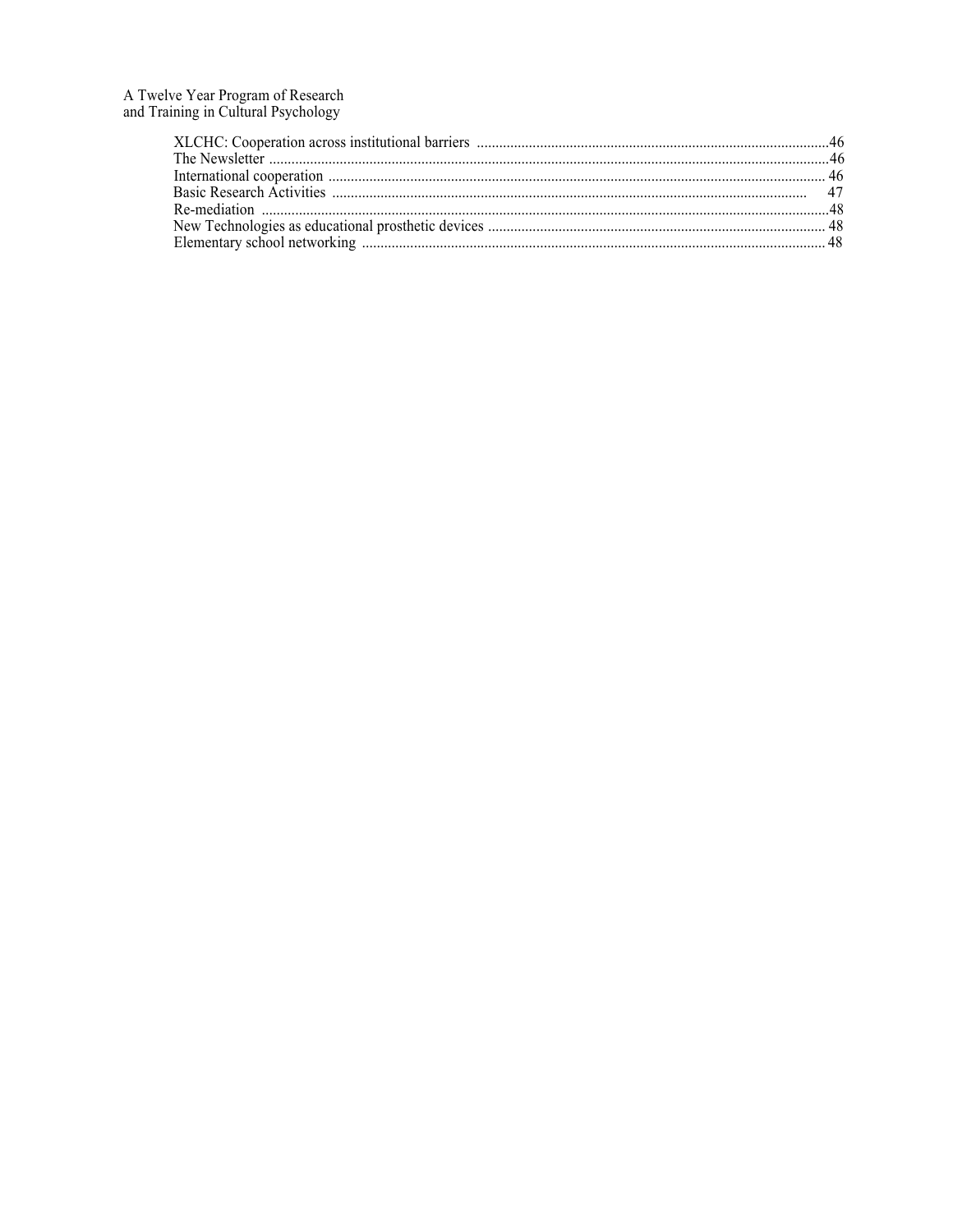XLCHC: Cooperation across institutional barriers ....................................................................................46
The Newsletter ....................................................................................................................................46
International cooperation .................................................................................................................... 46
Basic Research Activities ............................................................................................................... 47
Re-mediation .......................................................................................................................................48
New Technologies as educational prosthetic devices ........................................................................... 48
Elementary school networking ............................................................................................................ 48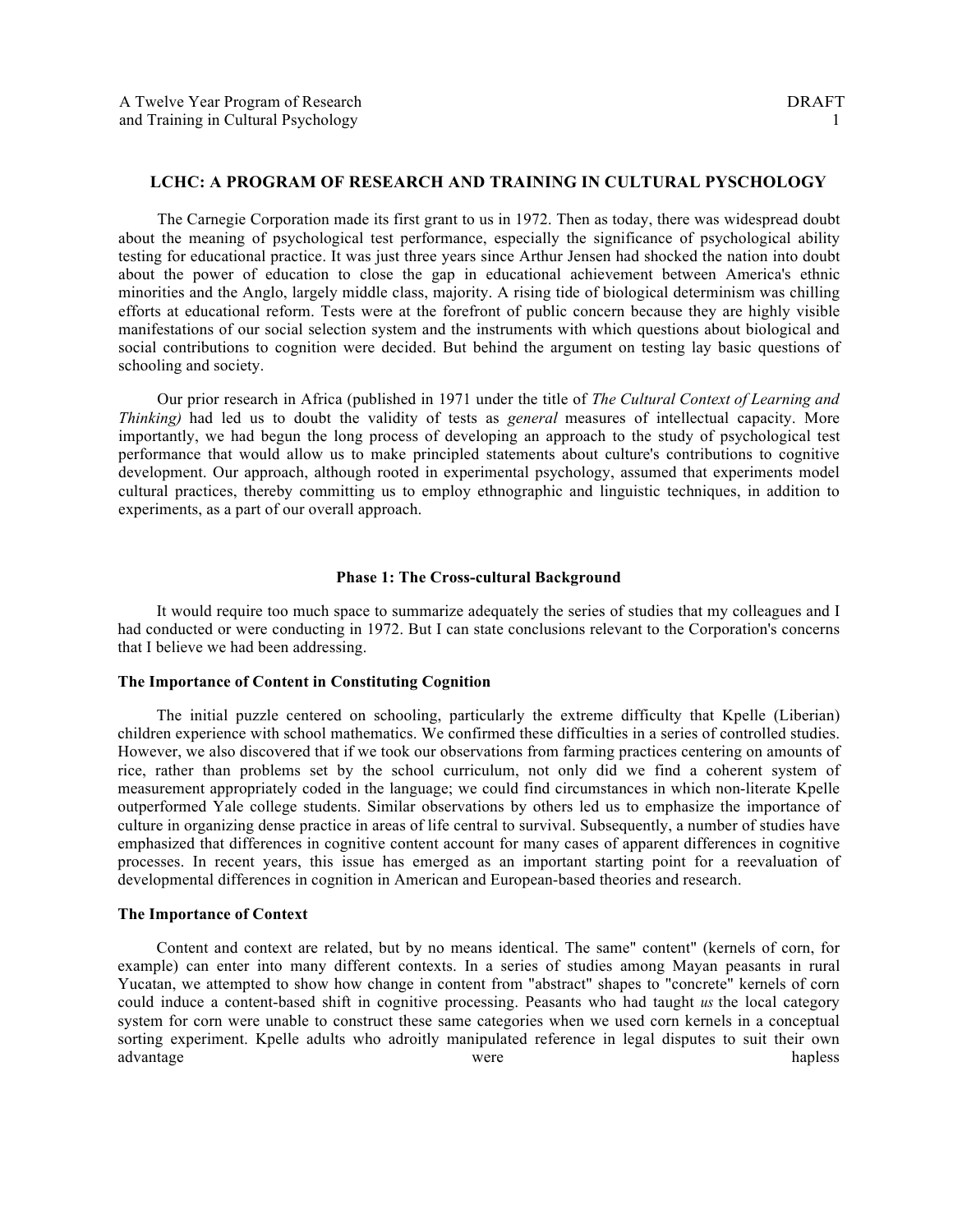# LCHC: A PROGRAM OF RESEARCH AND TRAINING IN CULTURAL PYSCHOLOGY

The Carnegie Corporation made its first grant to us in 1972. Then as today, there was widespread doubt about the meaning of psychological test performance, especially the significance of psychological ability testing for educational practice. It was just three years since Arthur Jensen had shocked the nation into doubt about the power of education to close the gap in educational achievement between America's ethnic minorities and the Anglo, largely middle class, majority. A rising tide of biological determinism was chilling efforts at educational reform. Tests were at the forefront of public concern because they are highly visible manifestations of our social selection system and the instruments with which questions about biological and social contributions to cognition were decided. But behind the argument on testing lay basic questions of schooling and society.

Our prior research in Africa (published in 1971 under the title of *The Cultural Context of Learning and Thinking)* had led us to doubt the validity of tests as *general* measures of intellectual capacity. More importantly, we had begun the long process of developing an approach to the study of psychological test performance that would allow us to make principled statements about culture's contributions to cognitive development. Our approach, although rooted in experimental psychology, assumed that experiments model cultural practices, thereby committing us to employ ethnographic and linguistic techniques, in addition to experiments, as a part of our overall approach.

## Phase 1: The Cross-cultural Background

It would require too much space to summarize adequately the series of studies that my colleagues and I had conducted or were conducting in 1972. But I can state conclusions relevant to the Corporation's concerns that I believe we had been addressing.

### The Importance of Content in Constituting Cognition

The initial puzzle centered on schooling, particularly the extreme difficulty that Kpelle (Liberian) children experience with school mathematics. We confirmed these difficulties in a series of controlled studies. However, we also discovered that if we took our observations from farming practices centering on amounts of rice, rather than problems set by the school curriculum, not only did we find a coherent system of measurement appropriately coded in the language; we could find circumstances in which non-literate Kpelle outperformed Yale college students. Similar observations by others led us to emphasize the importance of culture in organizing dense practice in areas of life central to survival. Subsequently, a number of studies have emphasized that differences in cognitive content account for many cases of apparent differences in cognitive processes. In recent years, this issue has emerged as an important starting point for a reevaluation of developmental differences in cognition in American and European-based theories and research.

### The Importance of Context

Content and context are related, but by no means identical. The same" content" (kernels of corn, for example) can enter into many different contexts. In a series of studies among Mayan peasants in rural Yucatan, we attempted to show how change in content from "abstract" shapes to "concrete" kernels of corn could induce a content-based shift in cognitive processing. Peasants who had taught *us* the local category system for corn were unable to construct these same categories when we used corn kernels in a conceptual sorting experiment. Kpelle adults who adroitly manipulated reference in legal disputes to suit their own advantage were hapless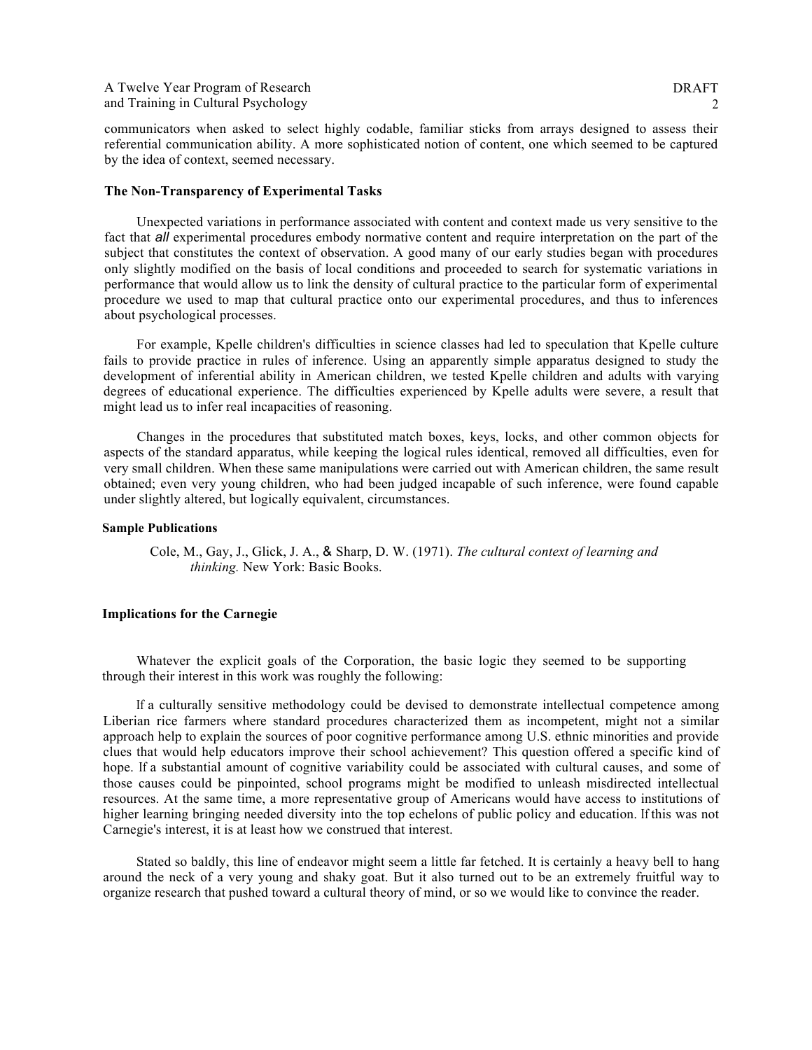communicators when asked to select highly codable, familiar sticks from arrays designed to assess their referential communication ability. A more sophisticated notion of content, one which seemed to be captured by the idea of context, seemed necessary.

**The Non-Transparency of Experimental Tasks**

Unexpected variations in performance associated with content and context made us very sensitive to the fact that *all* experimental procedures embody normative content and require interpretation on the part of the subject that constitutes the context of observation. A good many of our early studies began with procedures only slightly modified on the basis of local conditions and proceeded to search for systematic variations in performance that would allow us to link the density of cultural practice to the particular form of experimental procedure we used to map that cultural practice onto our experimental procedures, and thus to inferences about psychological processes.

For example, Kpelle children's difficulties in science classes had led to speculation that Kpelle culture fails to provide practice in rules of inference. Using an apparently simple apparatus designed to study the development of inferential ability in American children, we tested Kpelle children and adults with varying degrees of educational experience. The difficulties experienced by Kpelle adults were severe, a result that might lead us to infer real incapacities of reasoning.

Changes in the procedures that substituted match boxes, keys, locks, and other common objects for aspects of the standard apparatus, while keeping the logical rules identical, removed all difficulties, even for very small children. When these same manipulations were carried out with American children, the same result obtained; even very young children, who had been judged incapable of such inference, were found capable under slightly altered, but logically equivalent, circumstances.

**Sample Publications**

Cole, M., Gay, J., Glick, J. A., & Sharp, D. W. (1971). *The cultural context of learning and thinking.* New York: Basic Books.

**Implications for the Carnegie**

Whatever the explicit goals of the Corporation, the basic logic they seemed to be supporting through their interest in this work was roughly the following:

If a culturally sensitive methodology could be devised to demonstrate intellectual competence among Liberian rice farmers where standard procedures characterized them as incompetent, might not a similar approach help to explain the sources of poor cognitive performance among U.S. ethnic minorities and provide clues that would help educators improve their school achievement? This question offered a specific kind of hope. If a substantial amount of cognitive variability could be associated with cultural causes, and some of those causes could be pinpointed, school programs might be modified to unleash misdirected intellectual resources. At the same time, a more representative group of Americans would have access to institutions of higher learning bringing needed diversity into the top echelons of public policy and education. If this was not Carnegie's interest, it is at least how we construed that interest.

Stated so baldly, this line of endeavor might seem a little far fetched. It is certainly a heavy bell to hang around the neck of a very young and shaky goat. But it also turned out to be an extremely fruitful way to organize research that pushed toward a cultural theory of mind, or so we would like to convince the reader.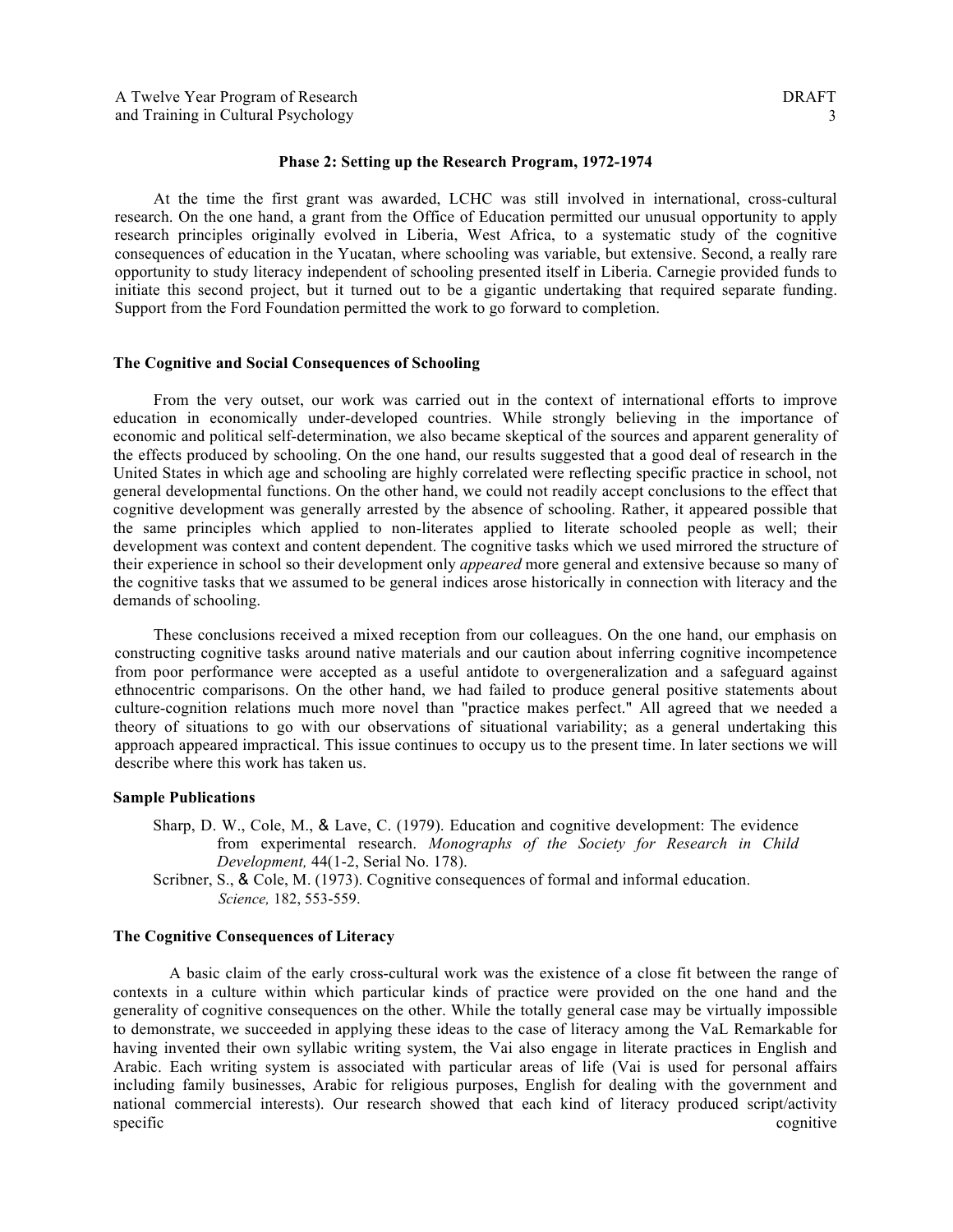### Phase 2: Setting up the Research Program, 1972-1974

At the time the first grant was awarded, LCHC was still involved in international, cross-cultural research. On the one hand, a grant from the Office of Education permitted our unusual opportunity to apply research principles originally evolved in Liberia, West Africa, to a systematic study of the cognitive consequences of education in the Yucatan, where schooling was variable, but extensive. Second, a really rare opportunity to study literacy independent of schooling presented itself in Liberia. Carnegie provided funds to initiate this second project, but it turned out to be a gigantic undertaking that required separate funding. Support from the Ford Foundation permitted the work to go forward to completion.

#### The Cognitive and Social Consequences of Schooling

From the very outset, our work was carried out in the context of international efforts to improve education in economically under-developed countries. While strongly believing in the importance of economic and political self-determination, we also became skeptical of the sources and apparent generality of the effects produced by schooling. On the one hand, our results suggested that a good deal of research in the United States in which age and schooling are highly correlated were reflecting specific practice in school, not general developmental functions. On the other hand, we could not readily accept conclusions to the effect that cognitive development was generally arrested by the absence of schooling. Rather, it appeared possible that the same principles which applied to non-literates applied to literate schooled people as well; their development was context and content dependent. The cognitive tasks which we used mirrored the structure of their experience in school so their development only *appeared* more general and extensive because so many of the cognitive tasks that we assumed to be general indices arose historically in connection with literacy and the demands of schooling.

These conclusions received a mixed reception from our colleagues. On the one hand, our emphasis on constructing cognitive tasks around native materials and our caution about inferring cognitive incompetence from poor performance were accepted as a useful antidote to overgeneralization and a safeguard against ethnocentric comparisons. On the other hand, we had failed to produce general positive statements about culture-cognition relations much more novel than "practice makes perfect." All agreed that we needed a theory of situations to go with our observations of situational variability; as a general undertaking this approach appeared impractical. This issue continues to occupy us to the present time. In later sections we will describe where this work has taken us.

#### Sample Publications

Sharp, D. W., Cole, M., & Lave, C. (1979). Education and cognitive development: The evidence from experimental research. *Monographs of the Society for Research in Child Development,* 44(1-2, Serial No. 178).

Scribner, S., & Cole, M. (1973). Cognitive consequences of formal and informal education. *Science,* 182, 553-559.

#### The Cognitive Consequences of Literacy

A basic claim of the early cross-cultural work was the existence of a close fit between the range of contexts in a culture within which particular kinds of practice were provided on the one hand and the generality of cognitive consequences on the other. While the totally general case may be virtually impossible to demonstrate, we succeeded in applying these ideas to the case of literacy among the VaL Remarkable for having invented their own syllabic writing system, the Vai also engage in literate practices in English and Arabic. Each writing system is associated with particular areas of life (Vai is used for personal affairs including family businesses, Arabic for religious purposes, English for dealing with the government and national commercial interests). Our research showed that each kind of literacy produced script/activity specific cognitive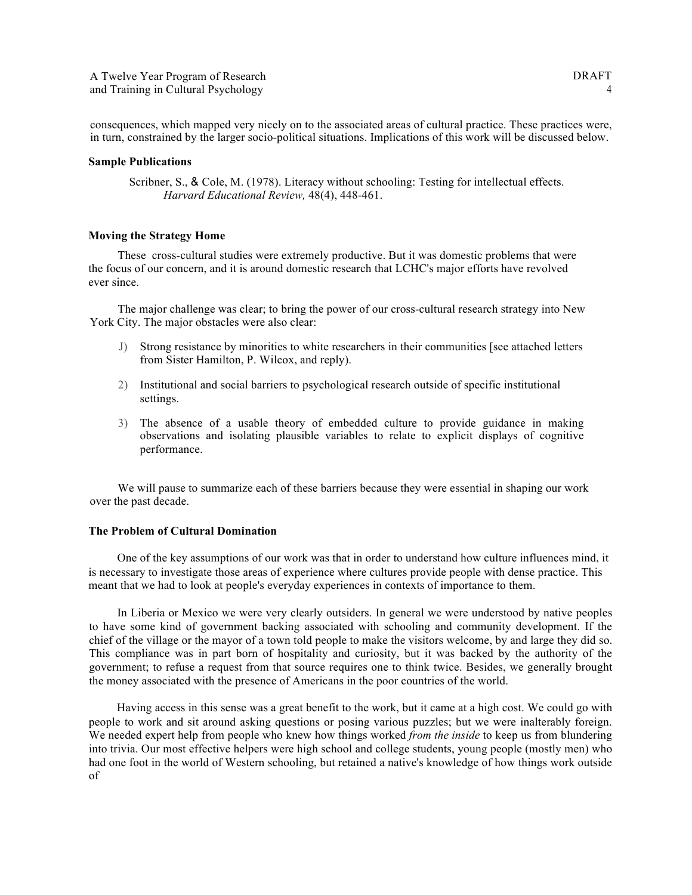consequences, which mapped very nicely on to the associated areas of cultural practice. These practices were, in turn, constrained by the larger socio-political situations. Implications of this work will be discussed below.

**Sample Publications**

Scribner, S., & Cole, M. (1978). Literacy without schooling: Testing for intellectual effects. *Harvard Educational Review,* 48(4), 448-461.

**Moving the Strategy Home**

These cross-cultural studies were extremely productive. But it was domestic problems that were the focus of our concern, and it is around domestic research that LCHC's major efforts have revolved ever since.

The major challenge was clear; to bring the power of our cross-cultural research strategy into New York City. The major obstacles were also clear:

J) Strong resistance by minorities to white researchers in their communities [see attached letters from Sister Hamilton, P. Wilcox, and reply).

2) Institutional and social barriers to psychological research outside of specific institutional settings.

3) The absence of a usable theory of embedded culture to provide guidance in making observations and isolating plausible variables to relate to explicit displays of cognitive performance.

We will pause to summarize each of these barriers because they were essential in shaping our work over the past decade.

**The Problem of Cultural Domination**

One of the key assumptions of our work was that in order to understand how culture influences mind, it is necessary to investigate those areas of experience where cultures provide people with dense practice. This meant that we had to look at people's everyday experiences in contexts of importance to them.

In Liberia or Mexico we were very clearly outsiders. In general we were understood by native peoples to have some kind of government backing associated with schooling and community development. If the chief of the village or the mayor of a town told people to make the visitors welcome, by and large they did so. This compliance was in part born of hospitality and curiosity, but it was backed by the authority of the government; to refuse a request from that source requires one to think twice. Besides, we generally brought the money associated with the presence of Americans in the poor countries of the world.

Having access in this sense was a great benefit to the work, but it came at a high cost. We could go with people to work and sit around asking questions or posing various puzzles; but we were inalterably foreign. We needed expert help from people who knew how things worked *from the inside* to keep us from blundering into trivia. Our most effective helpers were high school and college students, young people (mostly men) who had one foot in the world of Western schooling, but retained a native's knowledge of how things work outside of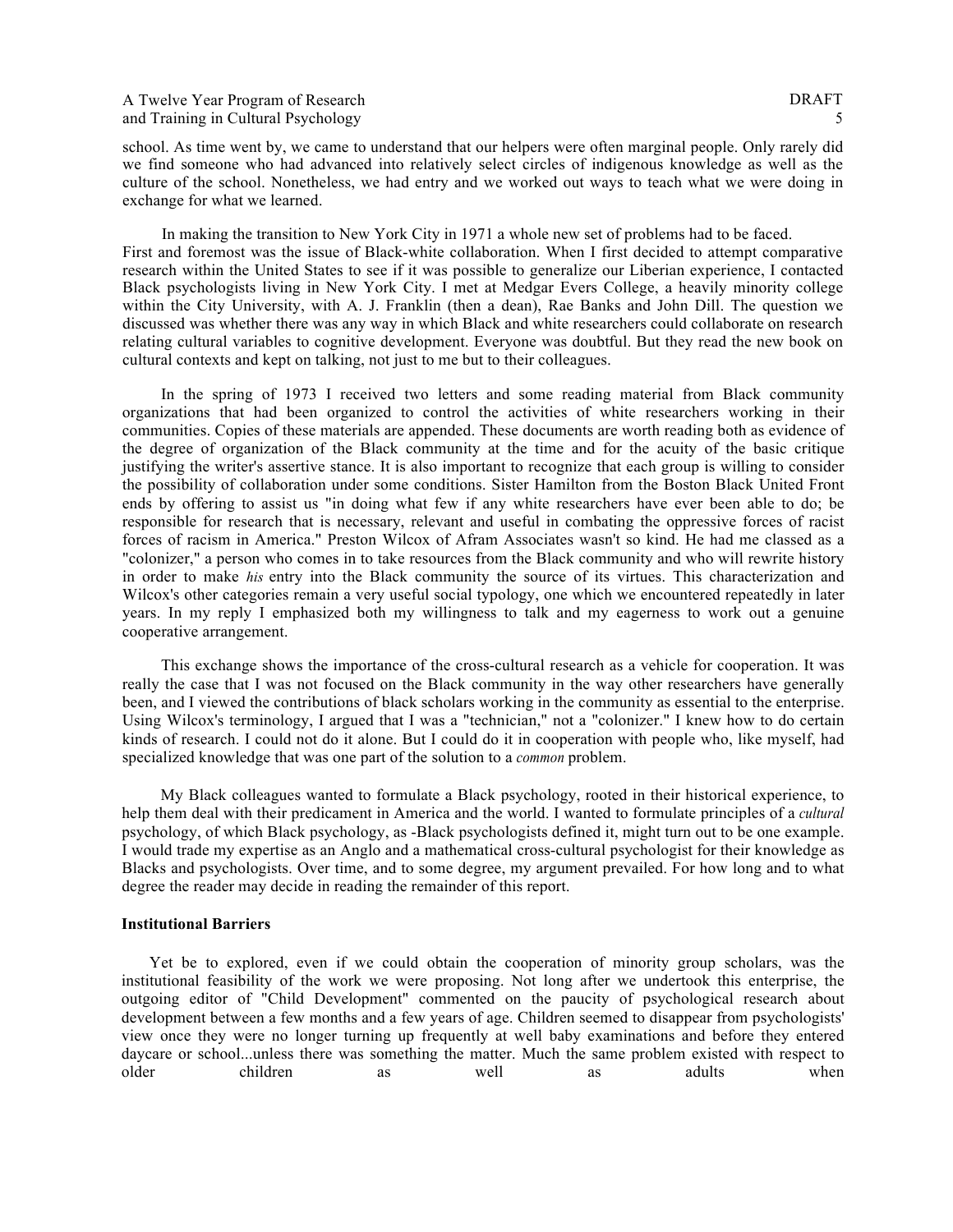school. As time went by, we came to understand that our helpers were often marginal people. Only rarely did we find someone who had advanced into relatively select circles of indigenous knowledge as well as the culture of the school. Nonetheless, we had entry and we worked out ways to teach what we were doing in exchange for what we learned.

In making the transition to New York City in 1971 a whole new set of problems had to be faced. First and foremost was the issue of Black-white collaboration. When I first decided to attempt comparative research within the United States to see if it was possible to generalize our Liberian experience, I contacted Black psychologists living in New York City. I met at Medgar Evers College, a heavily minority college within the City University, with A. J. Franklin (then a dean), Rae Banks and John Dill. The question we discussed was whether there was any way in which Black and white researchers could collaborate on research relating cultural variables to cognitive development. Everyone was doubtful. But they read the new book on cultural contexts and kept on talking, not just to me but to their colleagues.

In the spring of 1973 I received two letters and some reading material from Black community organizations that had been organized to control the activities of white researchers working in their communities. Copies of these materials are appended. These documents are worth reading both as evidence of the degree of organization of the Black community at the time and for the acuity of the basic critique justifying the writer's assertive stance. It is also important to recognize that each group is willing to consider the possibility of collaboration under some conditions. Sister Hamilton from the Boston Black United Front ends by offering to assist us "in doing what few if any white researchers have ever been able to do; be responsible for research that is necessary, relevant and useful in combating the oppressive forces of racist forces of racism in America." Preston Wilcox of Afram Associates wasn't so kind. He had me classed as a "colonizer," a person who comes in to take resources from the Black community and who will rewrite history in order to make *his* entry into the Black community the source of its virtues. This characterization and Wilcox's other categories remain a very useful social typology, one which we encountered repeatedly in later years. In my reply I emphasized both my willingness to talk and my eagerness to work out a genuine cooperative arrangement.

This exchange shows the importance of the cross-cultural research as a vehicle for cooperation. It was really the case that I was not focused on the Black community in the way other researchers have generally been, and I viewed the contributions of black scholars working in the community as essential to the enterprise. Using Wilcox's terminology, I argued that I was a "technician," not a "colonizer." I knew how to do certain kinds of research. I could not do it alone. But I could do it in cooperation with people who, like myself, had specialized knowledge that was one part of the solution to a *common* problem.

My Black colleagues wanted to formulate a Black psychology, rooted in their historical experience, to help them deal with their predicament in America and the world. I wanted to formulate principles of a *cultural* psychology, of which Black psychology, as -Black psychologists defined it, might turn out to be one example. I would trade my expertise as an Anglo and a mathematical cross-cultural psychologist for their knowledge as Blacks and psychologists. Over time, and to some degree, my argument prevailed. For how long and to what degree the reader may decide in reading the remainder of this report.

**Institutional Barriers**

Yet be to explored, even if we could obtain the cooperation of minority group scholars, was the institutional feasibility of the work we were proposing. Not long after we undertook this enterprise, the outgoing editor of "Child Development" commented on the paucity of psychological research about development between a few months and a few years of age. Children seemed to disappear from psychologists' view once they were no longer turning up frequently at well baby examinations and before they entered daycare or school...unless there was something the matter. Much the same problem existed with respect to older children as well as adults when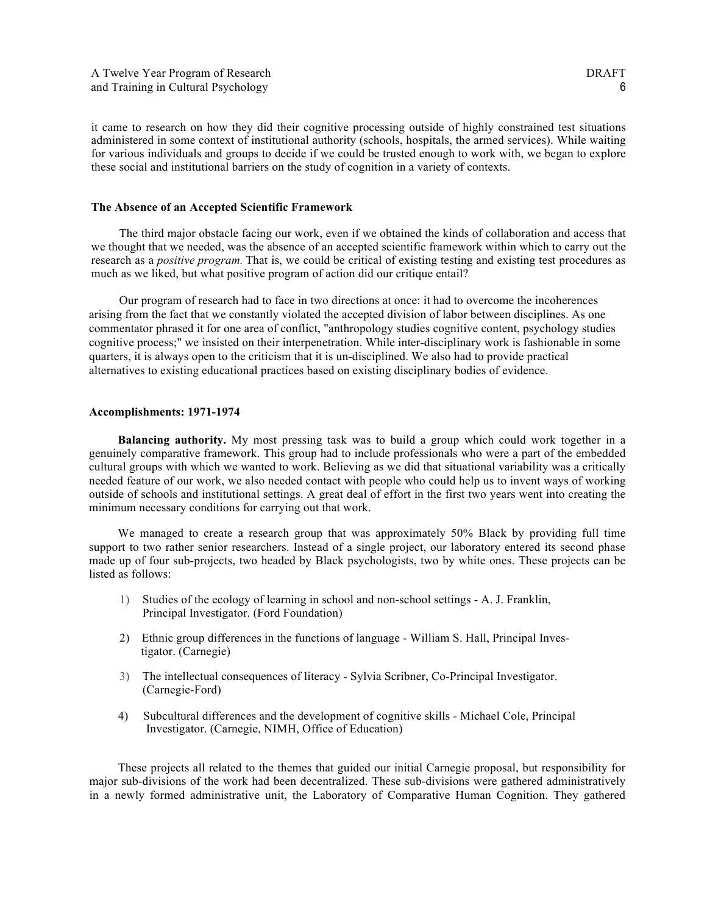it came to research on how they did their cognitive processing outside of highly constrained test situations administered in some context of institutional authority (schools, hospitals, the armed services). While waiting for various individuals and groups to decide if we could be trusted enough to work with, we began to explore these social and institutional barriers on the study of cognition in a variety of contexts.

**The Absence of an Accepted Scientific Framework**

The third major obstacle facing our work, even if we obtained the kinds of collaboration and access that we thought that we needed, was the absence of an accepted scientific framework within which to carry out the research as a *positive program.* That is, we could be critical of existing testing and existing test procedures as much as we liked, but what positive program of action did our critique entail?

Our program of research had to face in two directions at once: it had to overcome the incoherences arising from the fact that we constantly violated the accepted division of labor between disciplines. As one commentator phrased it for one area of conflict, "anthropology studies cognitive content, psychology studies cognitive process;" we insisted on their interpenetration. While inter-disciplinary work is fashionable in some quarters, it is always open to the criticism that it is un-disciplined. We also had to provide practical alternatives to existing educational practices based on existing disciplinary bodies of evidence.

**Accomplishments: 1971-1974**

**Balancing authority.** My most pressing task was to build a group which could work together in a genuinely comparative framework. This group had to include professionals who were a part of the embedded cultural groups with which we wanted to work. Believing as we did that situational variability was a critically needed feature of our work, we also needed contact with people who could help us to invent ways of working outside of schools and institutional settings. A great deal of effort in the first two years went into creating the minimum necessary conditions for carrying out that work.

We managed to create a research group that was approximately 50% Black by providing full time support to two rather senior researchers. Instead of a single project, our laboratory entered its second phase made up of four sub-projects, two headed by Black psychologists, two by white ones. These projects can be listed as follows:

1) Studies of the ecology of learning in school and non-school settings - A. J. Franklin, Principal Investigator. (Ford Foundation)

2) Ethnic group differences in the functions of language - William S. Hall, Principal Investigator. (Carnegie)

3) The intellectual consequences of literacy - Sylvia Scribner, Co-Principal Investigator. (Carnegie-Ford)

4) Subcultural differences and the development of cognitive skills - Michael Cole, Principal Investigator. (Carnegie, NIMH, Office of Education)

These projects all related to the themes that guided our initial Carnegie proposal, but responsibility for major sub-divisions of the work had been decentralized. These sub-divisions were gathered administratively in a newly formed administrative unit, the Laboratory of Comparative Human Cognition. They gathered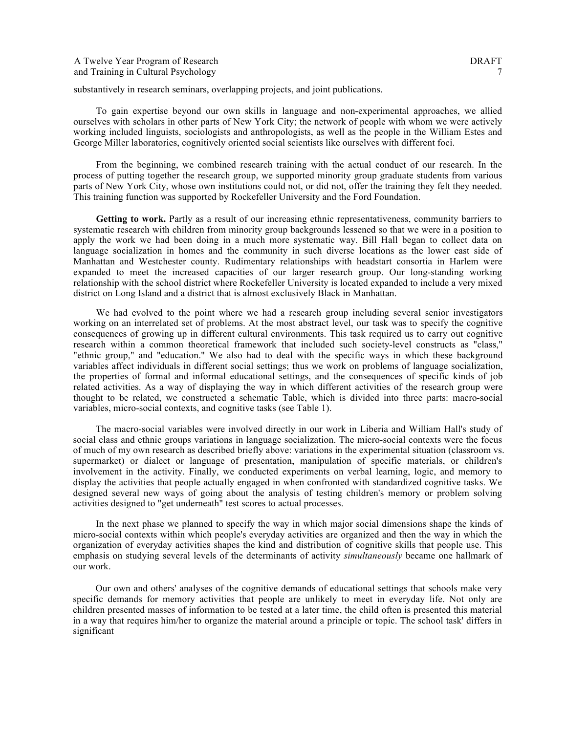substantively in research seminars, overlapping projects, and joint publications.

To gain expertise beyond our own skills in language and non-experimental approaches, we allied ourselves with scholars in other parts of New York City; the network of people with whom we were actively working included linguists, sociologists and anthropologists, as well as the people in the William Estes and George Miller laboratories, cognitively oriented social scientists like ourselves with different foci.

From the beginning, we combined research training with the actual conduct of our research. In the process of putting together the research group, we supported minority group graduate students from various parts of New York City, whose own institutions could not, or did not, offer the training they felt they needed. This training function was supported by Rockefeller University and the Ford Foundation.

**Getting to work.** Partly as a result of our increasing ethnic representativeness, community barriers to systematic research with children from minority group backgrounds lessened so that we were in a position to apply the work we had been doing in a much more systematic way. Bill Hall began to collect data on language socialization in homes and the community in such diverse locations as the lower east side of Manhattan and Westchester county. Rudimentary relationships with headstart consortia in Harlem were expanded to meet the increased capacities of our larger research group. Our long-standing working relationship with the school district where Rockefeller University is located expanded to include a very mixed district on Long Island and a district that is almost exclusively Black in Manhattan.

We had evolved to the point where we had a research group including several senior investigators working on an interrelated set of problems. At the most abstract level, our task was to specify the cognitive consequences of growing up in different cultural environments. This task required us to carry out cognitive research within a common theoretical framework that included such society-level constructs as "class," "ethnic group," and "education." We also had to deal with the specific ways in which these background variables affect individuals in different social settings; thus we work on problems of language socialization, the properties of formal and informal educational settings, and the consequences of specific kinds of job related activities. As a way of displaying the way in which different activities of the research group were thought to be related, we constructed a schematic Table, which is divided into three parts: macro-social variables, micro-social contexts, and cognitive tasks (see Table 1).

The macro-social variables were involved directly in our work in Liberia and William Hall's study of social class and ethnic groups variations in language socialization. The micro-social contexts were the focus of much of my own research as described briefly above: variations in the experimental situation (classroom vs. supermarket) or dialect or language of presentation, manipulation of specific materials, or children's involvement in the activity. Finally, we conducted experiments on verbal learning, logic, and memory to display the activities that people actually engaged in when confronted with standardized cognitive tasks. We designed several new ways of going about the analysis of testing children's memory or problem solving activities designed to "get underneath" test scores to actual processes.

In the next phase we planned to specify the way in which major social dimensions shape the kinds of micro-social contexts within which people's everyday activities are organized and then the way in which the organization of everyday activities shapes the kind and distribution of cognitive skills that people use. This emphasis on studying several levels of the determinants of activity *simultaneously* became one hallmark of our work.

Our own and others' analyses of the cognitive demands of educational settings that schools make very specific demands for memory activities that people are unlikely to meet in everyday life. Not only are children presented masses of information to be tested at a later time, the child often is presented this material in a way that requires him/her to organize the material around a principle or topic. The school task' differs in significant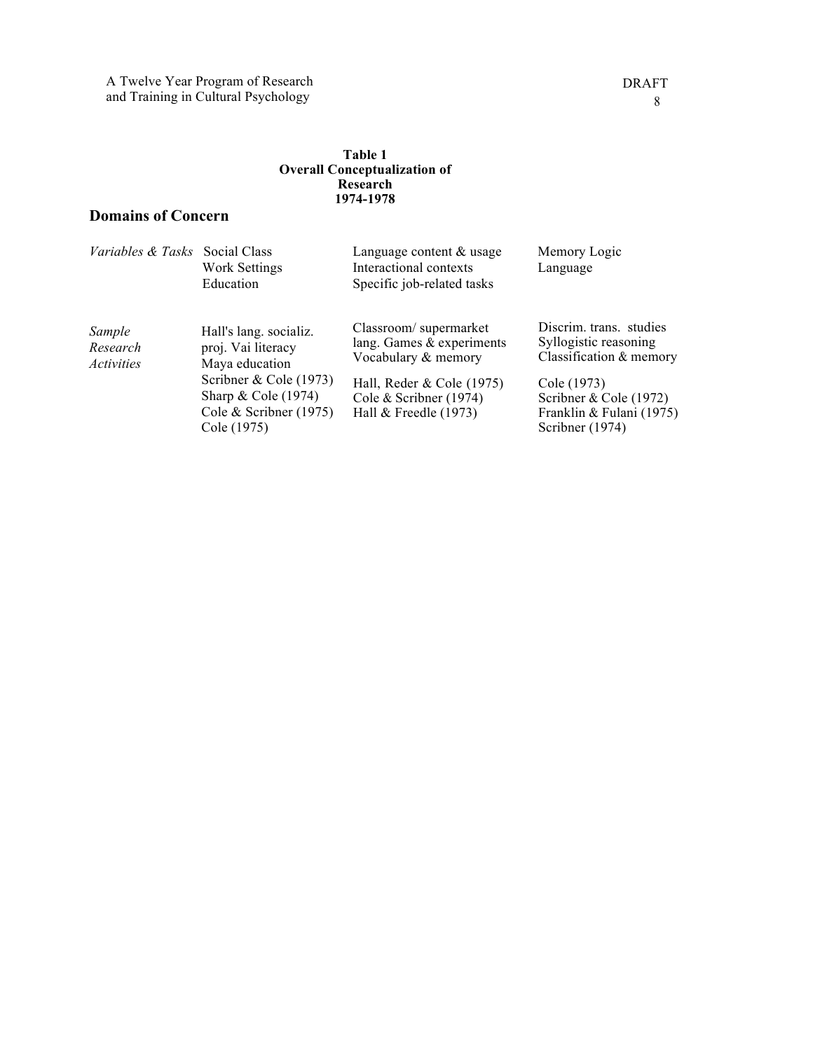**Table 1**
**Overall Conceptualization of Research**
**1974-1978**

## Domains of Concern

| | | | |
|---|---|---|---|
| *Variables & Tasks* | Social Class<br>Work Settings<br>Education | Language content & usage<br>Interactional contexts<br>Specific job-related tasks | Memory Logic<br>Language |
| *Sample Research Activities* | Hall's lang. socializ. proj. Vai literacy<br>Maya education<br>Scribner & Cole (1973)<br>Sharp & Cole (1974)<br>Cole & Scribner (1975)<br>Cole (1975) | Classroom/ supermarket lang. Games & experiments<br>Vocabulary & memory<br>Hall, Reder & Cole (1975)<br>Cole & Scribner (1974)<br>Hall & Freedle (1973) | Discrim. trans. studies<br>Syllogistic reasoning<br>Classification & memory<br>Cole (1973)<br>Scribner & Cole (1972)<br>Franklin & Fulani (1975)<br>Scribner (1974) |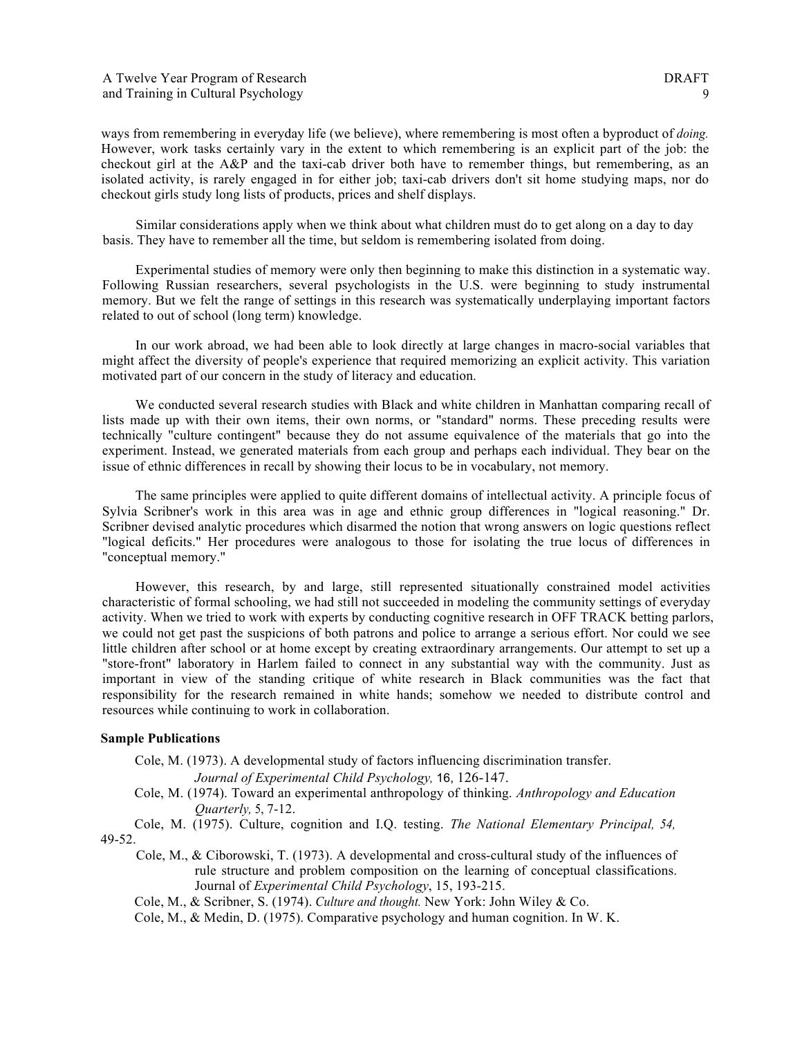ways from remembering in everyday life (we believe), where remembering is most often a byproduct of *doing.* However, work tasks certainly vary in the extent to which remembering is an explicit part of the job: the checkout girl at the A&P and the taxi-cab driver both have to remember things, but remembering, as an isolated activity, is rarely engaged in for either job; taxi-cab drivers don't sit home studying maps, nor do checkout girls study long lists of products, prices and shelf displays.

Similar considerations apply when we think about what children must do to get along on a day to day basis. They have to remember all the time, but seldom is remembering isolated from doing.

Experimental studies of memory were only then beginning to make this distinction in a systematic way. Following Russian researchers, several psychologists in the U.S. were beginning to study instrumental memory. But we felt the range of settings in this research was systematically underplaying important factors related to out of school (long term) knowledge.

In our work abroad, we had been able to look directly at large changes in macro-social variables that might affect the diversity of people's experience that required memorizing an explicit activity. This variation motivated part of our concern in the study of literacy and education.

We conducted several research studies with Black and white children in Manhattan comparing recall of lists made up with their own items, their own norms, or "standard" norms. These preceding results were technically "culture contingent" because they do not assume equivalence of the materials that go into the experiment. Instead, we generated materials from each group and perhaps each individual. They bear on the issue of ethnic differences in recall by showing their locus to be in vocabulary, not memory.

The same principles were applied to quite different domains of intellectual activity. A principle focus of Sylvia Scribner's work in this area was in age and ethnic group differences in "logical reasoning." Dr. Scribner devised analytic procedures which disarmed the notion that wrong answers on logic questions reflect "logical deficits." Her procedures were analogous to those for isolating the true locus of differences in "conceptual memory."

However, this research, by and large, still represented situationally constrained model activities characteristic of formal schooling, we had still not succeeded in modeling the community settings of everyday activity. When we tried to work with experts by conducting cognitive research in OFF TRACK betting parlors, we could not get past the suspicions of both patrons and police to arrange a serious effort. Nor could we see little children after school or at home except by creating extraordinary arrangements. Our attempt to set up a "store-front" laboratory in Harlem failed to connect in any substantial way with the community. Just as important in view of the standing critique of white research in Black communities was the fact that responsibility for the research remained in white hands; somehow we needed to distribute control and resources while continuing to work in collaboration.

**Sample Publications**

Cole, M. (1973). A developmental study of factors influencing discrimination transfer. *Journal of Experimental Child Psychology,* 16, 126-147.

Cole, M. (1974). Toward an experimental anthropology of thinking. *Anthropology and Education Quarterly,* 5, 7-12.

Cole, M. (1975). Culture, cognition and I.Q. testing. *The National Elementary Principal, 54,* 49-52.

Cole, M., & Ciborowski, T. (1973). A developmental and cross-cultural study of the influences of rule structure and problem composition on the learning of conceptual classifications. Journal of *Experimental Child Psychology*, 15, 193-215.

Cole, M., & Scribner, S. (1974). *Culture and thought.* New York: John Wiley & Co.

Cole, M., & Medin, D. (1975). Comparative psychology and human cognition. In W. K.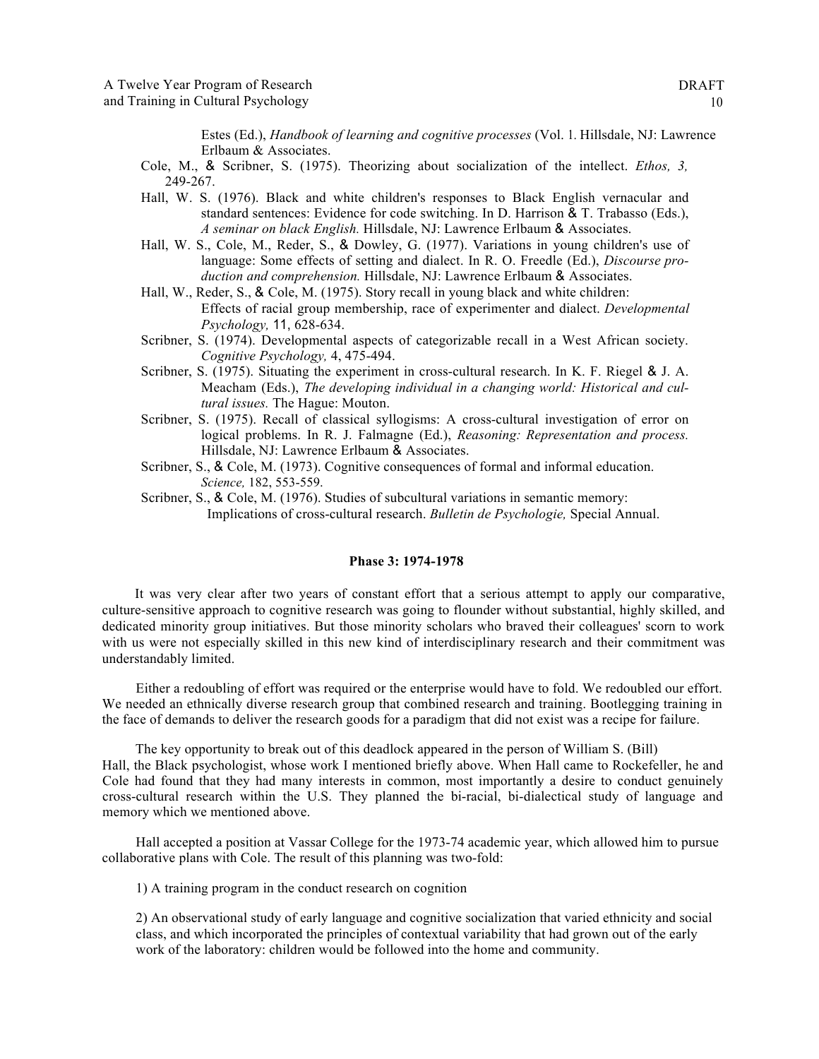Estes (Ed.), *Handbook of learning and cognitive processes* (Vol. 1. Hillsdale, NJ: Lawrence Erlbaum & Associates.

Cole, M., & Scribner, S. (1975). Theorizing about socialization of the intellect. *Ethos, 3,* 249-267.

Hall, W. S. (1976). Black and white children's responses to Black English vernacular and standard sentences: Evidence for code switching. In D. Harrison & T. Trabasso (Eds.), *A seminar on black English.* Hillsdale, NJ: Lawrence Erlbaum & Associates.

Hall, W. S., Cole, M., Reder, S., & Dowley, G. (1977). Variations in young children's use of language: Some effects of setting and dialect. In R. O. Freedle (Ed.), *Discourse production and comprehension.* Hillsdale, NJ: Lawrence Erlbaum & Associates.

Hall, W., Reder, S., & Cole, M. (1975). Story recall in young black and white children: Effects of racial group membership, race of experimenter and dialect. *Developmental Psychology,* 11, 628-634.

Scribner, S. (1974). Developmental aspects of categorizable recall in a West African society. *Cognitive Psychology,* 4, 475-494.

Scribner, S. (1975). Situating the experiment in cross-cultural research. In K. F. Riegel & J. A. Meacham (Eds.), *The developing individual in a changing world: Historical and cultural issues.* The Hague: Mouton.

Scribner, S. (1975). Recall of classical syllogisms: A cross-cultural investigation of error on logical problems. In R. J. Falmagne (Ed.), *Reasoning: Representation and process.* Hillsdale, NJ: Lawrence Erlbaum & Associates.

Scribner, S., & Cole, M. (1973). Cognitive consequences of formal and informal education. *Science,* 182, 553-559.

Scribner, S., & Cole, M. (1976). Studies of subcultural variations in semantic memory: Implications of cross-cultural research. *Bulletin de Psychologie,* Special Annual.

**Phase 3: 1974-1978**

It was very clear after two years of constant effort that a serious attempt to apply our comparative, culture-sensitive approach to cognitive research was going to flounder without substantial, highly skilled, and dedicated minority group initiatives. But those minority scholars who braved their colleagues' scorn to work with us were not especially skilled in this new kind of interdisciplinary research and their commitment was understandably limited.

Either a redoubling of effort was required or the enterprise would have to fold. We redoubled our effort. We needed an ethnically diverse research group that combined research and training. Bootlegging training in the face of demands to deliver the research goods for a paradigm that did not exist was a recipe for failure.

The key opportunity to break out of this deadlock appeared in the person of William S. (Bill) Hall, the Black psychologist, whose work I mentioned briefly above. When Hall came to Rockefeller, he and Cole had found that they had many interests in common, most importantly a desire to conduct genuinely cross-cultural research within the U.S. They planned the bi-racial, bi-dialectical study of language and memory which we mentioned above.

Hall accepted a position at Vassar College for the 1973-74 academic year, which allowed him to pursue collaborative plans with Cole. The result of this planning was two-fold:

1) A training program in the conduct research on cognition

2) An observational study of early language and cognitive socialization that varied ethnicity and social class, and which incorporated the principles of contextual variability that had grown out of the early work of the laboratory: children would be followed into the home and community.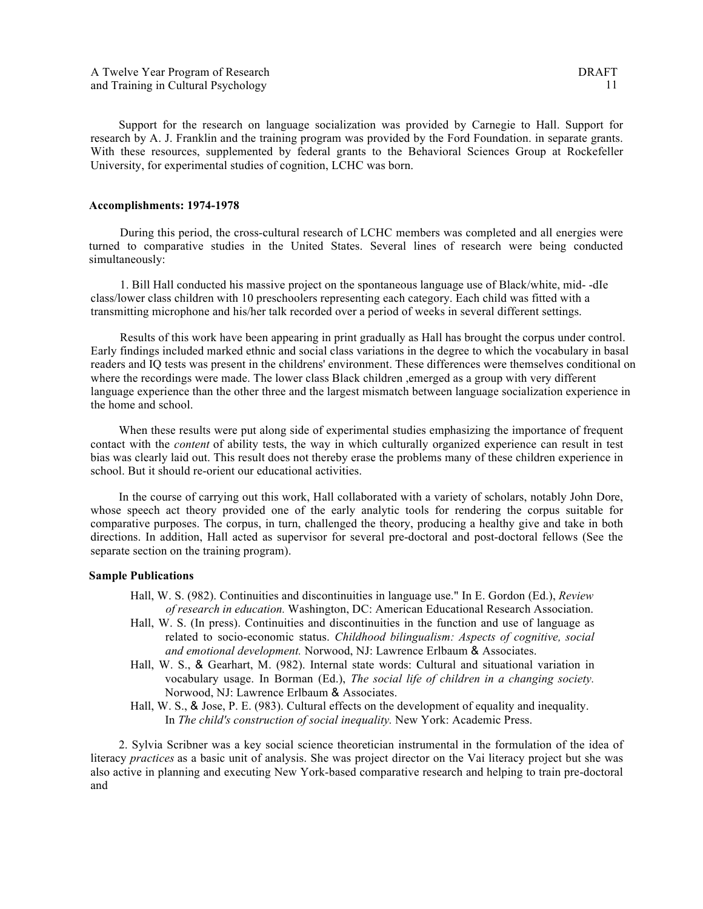Support for the research on language socialization was provided by Carnegie to Hall. Support for research by A. J. Franklin and the training program was provided by the Ford Foundation. in separate grants. With these resources, supplemented by federal grants to the Behavioral Sciences Group at Rockefeller University, for experimental studies of cognition, LCHC was born.

**Accomplishments: 1974-1978**

During this period, the cross-cultural research of LCHC members was completed and all energies were turned to comparative studies in the United States. Several lines of research were being conducted simultaneously:

1. Bill Hall conducted his massive project on the spontaneous language use of Black/white, mid- -dIe class/lower class children with 10 preschoolers representing each category. Each child was fitted with a transmitting microphone and his/her talk recorded over a period of weeks in several different settings.

Results of this work have been appearing in print gradually as Hall has brought the corpus under control. Early findings included marked ethnic and social class variations in the degree to which the vocabulary in basal readers and IQ tests was present in the childrens' environment. These differences were themselves conditional on where the recordings were made. The lower class Black children ,emerged as a group with very different language experience than the other three and the largest mismatch between language socialization experience in the home and school.

When these results were put along side of experimental studies emphasizing the importance of frequent contact with the *content* of ability tests, the way in which culturally organized experience can result in test bias was clearly laid out. This result does not thereby erase the problems many of these children experience in school. But it should re-orient our educational activities.

In the course of carrying out this work, Hall collaborated with a variety of scholars, notably John Dore, whose speech act theory provided one of the early analytic tools for rendering the corpus suitable for comparative purposes. The corpus, in turn, challenged the theory, producing a healthy give and take in both directions. In addition, Hall acted as supervisor for several pre-doctoral and post-doctoral fellows (See the separate section on the training program).

**Sample Publications**

Hall, W. S. (982). Continuities and discontinuities in language use." In E. Gordon (Ed.), *Review of research in education.* Washington, DC: American Educational Research Association.

Hall, W. S. (In press). Continuities and discontinuities in the function and use of language as related to socio-economic status. *Childhood bilingualism: Aspects of cognitive, social and emotional development.* Norwood, NJ: Lawrence Erlbaum & Associates.

Hall, W. S., & Gearhart, M. (982). Internal state words: Cultural and situational variation in vocabulary usage. In Borman (Ed.), *The social life of children in a changing society.* Norwood, NJ: Lawrence Erlbaum & Associates.

Hall, W. S., & Jose, P. E. (983). Cultural effects on the development of equality and inequality. In *The child's construction of social inequality.* New York: Academic Press.

2. Sylvia Scribner was a key social science theoretician instrumental in the formulation of the idea of literacy *practices* as a basic unit of analysis. She was project director on the Vai literacy project but she was also active in planning and executing New York-based comparative research and helping to train pre-doctoral and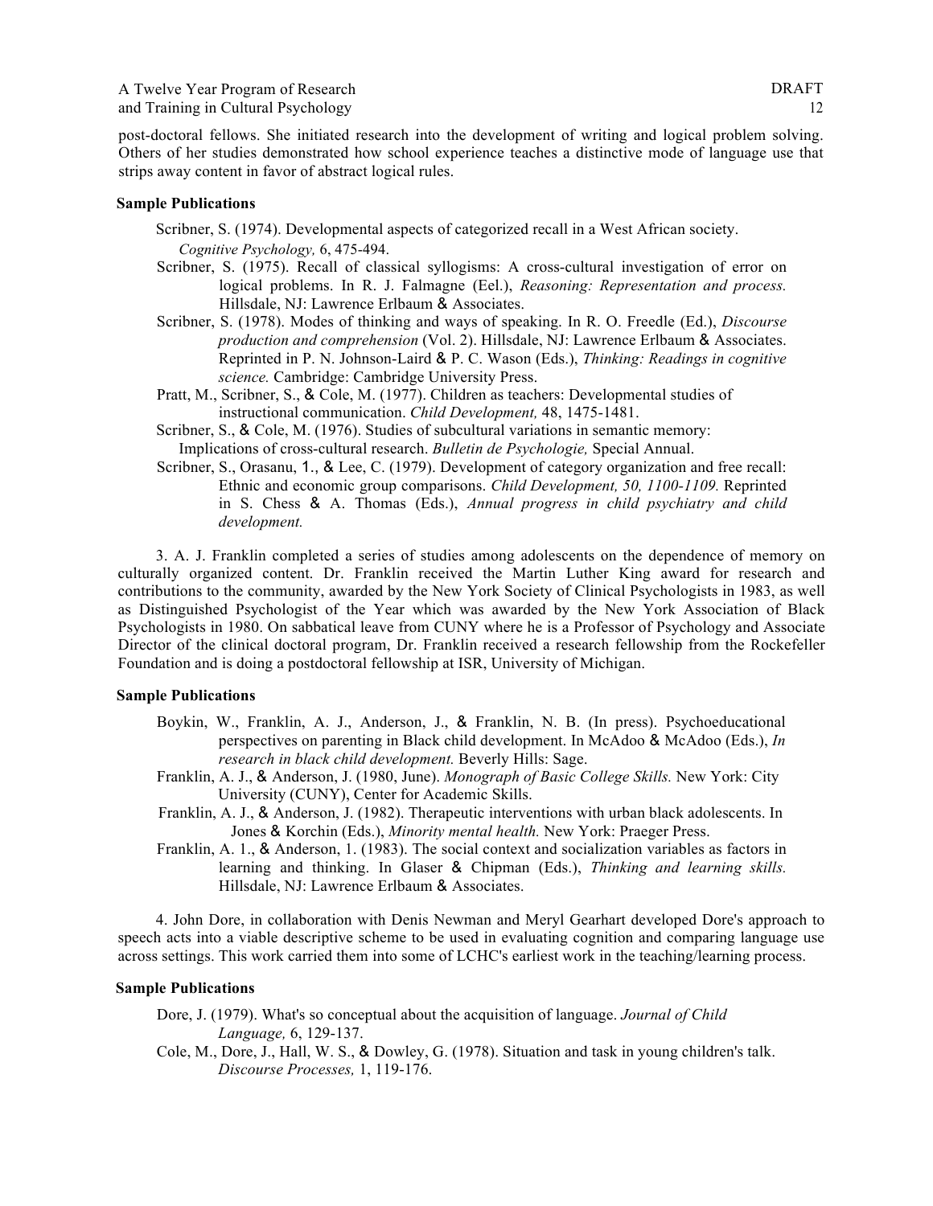post-doctoral fellows. She initiated research into the development of writing and logical problem solving. Others of her studies demonstrated how school experience teaches a distinctive mode of language use that strips away content in favor of abstract logical rules.

**Sample Publications**

Scribner, S. (1974). Developmental aspects of categorized recall in a West African society. *Cognitive Psychology,* 6, 475-494.

Scribner, S. (1975). Recall of classical syllogisms: A cross-cultural investigation of error on logical problems. In R. J. Falmagne (Eel.), *Reasoning: Representation and process.* Hillsdale, NJ: Lawrence Erlbaum & Associates.

Scribner, S. (1978). Modes of thinking and ways of speaking. In R. O. Freedle (Ed.), *Discourse production and comprehension* (Vol. 2). Hillsdale, NJ: Lawrence Erlbaum & Associates. Reprinted in P. N. Johnson-Laird & P. C. Wason (Eds.), *Thinking: Readings in cognitive science.* Cambridge: Cambridge University Press.

Pratt, M., Scribner, S., & Cole, M. (1977). Children as teachers: Developmental studies of instructional communication. *Child Development,* 48, 1475-1481.

Scribner, S., & Cole, M. (1976). Studies of subcultural variations in semantic memory: Implications of cross-cultural research. *Bulletin de Psychologie,* Special Annual.

Scribner, S., Orasanu, 1., & Lee, C. (1979). Development of category organization and free recall: Ethnic and economic group comparisons. *Child Development, 50, 1100-1109.* Reprinted in S. Chess & A. Thomas (Eds.), *Annual progress in child psychiatry and child development.*

3. A. J. Franklin completed a series of studies among adolescents on the dependence of memory on culturally organized content. Dr. Franklin received the Martin Luther King award for research and contributions to the community, awarded by the New York Society of Clinical Psychologists in 1983, as well as Distinguished Psychologist of the Year which was awarded by the New York Association of Black Psychologists in 1980. On sabbatical leave from CUNY where he is a Professor of Psychology and Associate Director of the clinical doctoral program, Dr. Franklin received a research fellowship from the Rockefeller Foundation and is doing a postdoctoral fellowship at ISR, University of Michigan.

**Sample Publications**

Boykin, W., Franklin, A. J., Anderson, J., & Franklin, N. B. (In press). Psychoeducational perspectives on parenting in Black child development. In McAdoo & McAdoo (Eds.), *In research in black child development.* Beverly Hills: Sage.

Franklin, A. J., & Anderson, J. (1980, June). *Monograph of Basic College Skills.* New York: City University (CUNY), Center for Academic Skills.

Franklin, A. J., & Anderson, J. (1982). Therapeutic interventions with urban black adolescents. In Jones & Korchin (Eds.), *Minority mental health.* New York: Praeger Press.

Franklin, A. 1., & Anderson, 1. (1983). The social context and socialization variables as factors in learning and thinking. In Glaser & Chipman (Eds.), *Thinking and learning skills.* Hillsdale, NJ: Lawrence Erlbaum & Associates.

4. John Dore, in collaboration with Denis Newman and Meryl Gearhart developed Dore's approach to speech acts into a viable descriptive scheme to be used in evaluating cognition and comparing language use across settings. This work carried them into some of LCHC's earliest work in the teaching/learning process.

**Sample Publications**

Dore, J. (1979). What's so conceptual about the acquisition of language. *Journal of Child Language,* 6, 129-137.

Cole, M., Dore, J., Hall, W. S., & Dowley, G. (1978). Situation and task in young children's talk. *Discourse Processes,* 1, 119-176.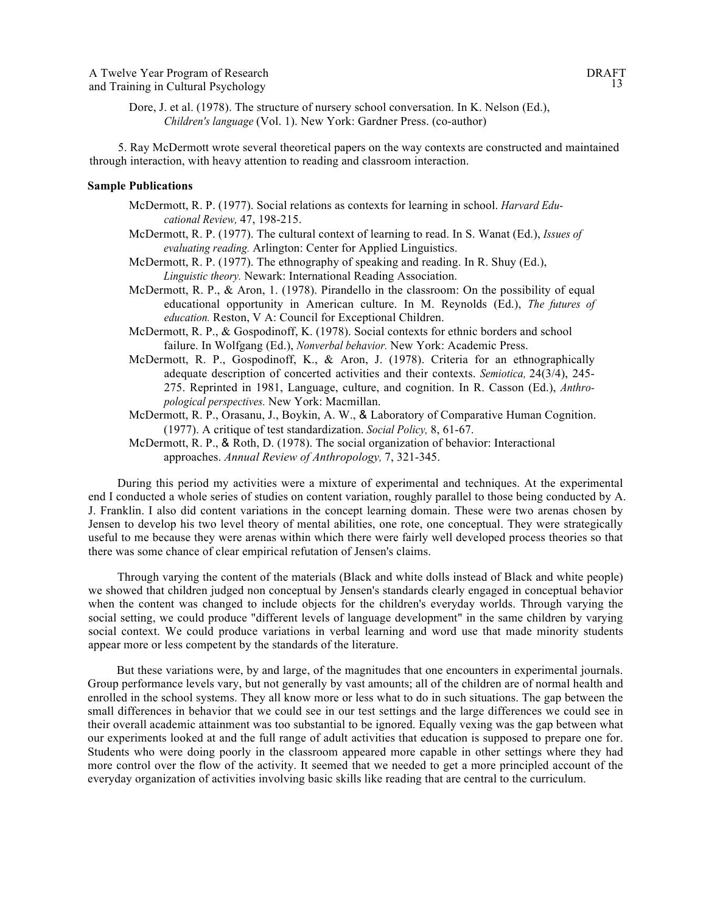Dore, J. et al. (1978). The structure of nursery school conversation. In K. Nelson (Ed.), *Children's language* (Vol. 1). New York: Gardner Press. (co-author)

5. Ray McDermott wrote several theoretical papers on the way contexts are constructed and maintained through interaction, with heavy attention to reading and classroom interaction.

**Sample Publications**

McDermott, R. P. (1977). Social relations as contexts for learning in school. *Harvard Educational Review,* 47, 198-215.

McDermott, R. P. (1977). The cultural context of learning to read. In S. Wanat (Ed.), *Issues of evaluating reading.* Arlington: Center for Applied Linguistics.

McDermott, R. P. (1977). The ethnography of speaking and reading. In R. Shuy (Ed.), *Linguistic theory.* Newark: International Reading Association.

McDermott, R. P., & Aron, 1. (1978). Pirandello in the classroom: On the possibility of equal educational opportunity in American culture. In M. Reynolds (Ed.), *The futures of education.* Reston, V A: Council for Exceptional Children.

McDermott, R. P., & Gospodinoff, K. (1978). Social contexts for ethnic borders and school failure. In Wolfgang (Ed.), *Nonverbal behavior.* New York: Academic Press.

McDermott, R. P., Gospodinoff, K., & Aron, J. (1978). Criteria for an ethnographically adequate description of concerted activities and their contexts. *Semiotica,* 24(3/4), 245-275. Reprinted in 1981, Language, culture, and cognition. In R. Casson (Ed.), *Anthropological perspectives.* New York: Macmillan.

McDermott, R. P., Orasanu, J., Boykin, A. W., & Laboratory of Comparative Human Cognition. (1977). A critique of test standardization. *Social Policy,* 8, 61-67.

McDermott, R. P., & Roth, D. (1978). The social organization of behavior: Interactional approaches. *Annual Review of Anthropology,* 7, 321-345.

During this period my activities were a mixture of experimental and techniques. At the experimental end I conducted a whole series of studies on content variation, roughly parallel to those being conducted by A. J. Franklin. I also did content variations in the concept learning domain. These were two arenas chosen by Jensen to develop his two level theory of mental abilities, one rote, one conceptual. They were strategically useful to me because they were arenas within which there were fairly well developed process theories so that there was some chance of clear empirical refutation of Jensen's claims.

Through varying the content of the materials (Black and white dolls instead of Black and white people) we showed that children judged non conceptual by Jensen's standards clearly engaged in conceptual behavior when the content was changed to include objects for the children's everyday worlds. Through varying the social setting, we could produce "different levels of language development" in the same children by varying social context. We could produce variations in verbal learning and word use that made minority students appear more or less competent by the standards of the literature.

But these variations were, by and large, of the magnitudes that one encounters in experimental journals. Group performance levels vary, but not generally by vast amounts; all of the children are of normal health and enrolled in the school systems. They all know more or less what to do in such situations. The gap between the small differences in behavior that we could see in our test settings and the large differences we could see in their overall academic attainment was too substantial to be ignored. Equally vexing was the gap between what our experiments looked at and the full range of adult activities that education is supposed to prepare one for. Students who were doing poorly in the classroom appeared more capable in other settings where they had more control over the flow of the activity. It seemed that we needed to get a more principled account of the everyday organization of activities involving basic skills like reading that are central to the curriculum.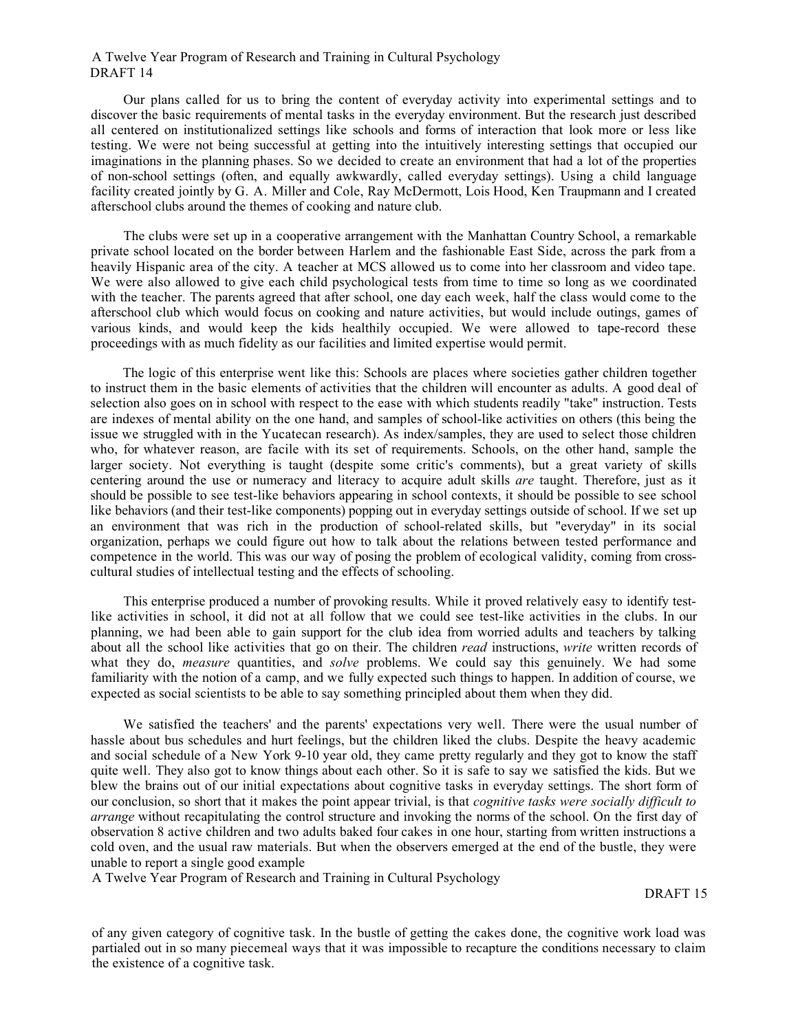Our plans called for us to bring the content of everyday activity into experimental settings and to discover the basic requirements of mental tasks in the everyday environment. But the research just described all centered on institutionalized settings like schools and forms of interaction that look more or less like testing. We were not being successful at getting into the intuitively interesting settings that occupied our imaginations in the planning phases. So we decided to create an environment that had a lot of the properties of non-school settings (often, and equally awkwardly, called everyday settings). Using a child language facility created jointly by G. A. Miller and Cole, Ray McDermott, Lois Hood, Ken Traupmann and I created afterschool clubs around the themes of cooking and nature club.

The clubs were set up in a cooperative arrangement with the Manhattan Country School, a remarkable private school located on the border between Harlem and the fashionable East Side, across the park from a heavily Hispanic area of the city. A teacher at MCS allowed us to come into her classroom and video tape. We were also allowed to give each child psychological tests from time to time so long as we coordinated with the teacher. The parents agreed that after school, one day each week, half the class would come to the afterschool club which would focus on cooking and nature activities, but would include outings, games of various kinds, and would keep the kids healthily occupied. We were allowed to tape-record these proceedings with as much fidelity as our facilities and limited expertise would permit.

The logic of this enterprise went like this: Schools are places where societies gather children together to instruct them in the basic elements of activities that the children will encounter as adults. A good deal of selection also goes on in school with respect to the ease with which students readily "take" instruction. Tests are indexes of mental ability on the one hand, and samples of school-like activities on others (this being the issue we struggled with in the Yucatecan research). As index/samples, they are used to select those children who, for whatever reason, are facile with its set of requirements. Schools, on the other hand, sample the larger society. Not everything is taught (despite some critic's comments), but a great variety of skills centering around the use or numeracy and literacy to acquire adult skills *are* taught. Therefore, just as it should be possible to see test-like behaviors appearing in school contexts, it should be possible to see school like behaviors (and their test-like components) popping out in everyday settings outside of school. If we set up an environment that was rich in the production of school-related skills, but "everyday" in its social organization, perhaps we could figure out how to talk about the relations between tested performance and competence in the world. This was our way of posing the problem of ecological validity, coming from cross-cultural studies of intellectual testing and the effects of schooling.

This enterprise produced a number of provoking results. While it proved relatively easy to identify test-like activities in school, it did not at all follow that we could see test-like activities in the clubs. In our planning, we had been able to gain support for the club idea from worried adults and teachers by talking about all the school like activities that go on their. The children *read* instructions, *write* written records of what they do, *measure* quantities, and *solve* problems. We could say this genuinely. We had some familiarity with the notion of a camp, and we fully expected such things to happen. In addition of course, we expected as social scientists to be able to say something principled about them when they did.

We satisfied the teachers' and the parents' expectations very well. There were the usual number of hassle about bus schedules and hurt feelings, but the children liked the clubs. Despite the heavy academic and social schedule of a New York 9-10 year old, they came pretty regularly and they got to know the staff quite well. They also got to know things about each other. So it is safe to say we satisfied the kids. But we blew the brains out of our initial expectations about cognitive tasks in everyday settings. The short form of our conclusion, so short that it makes the point appear trivial, is that *cognitive tasks were socially difficult to arrange* without recapitulating the control structure and invoking the norms of the school. On the first day of observation 8 active children and two adults baked four cakes in one hour, starting from written instructions a cold oven, and the usual raw materials. But when the observers emerged at the end of the bustle, they were unable to report a single good example of any given category of cognitive task. In the bustle of getting the cakes done, the cognitive work load was partialed out in so many piecemeal ways that it was impossible to recapture the conditions necessary to claim the existence of a cognitive task.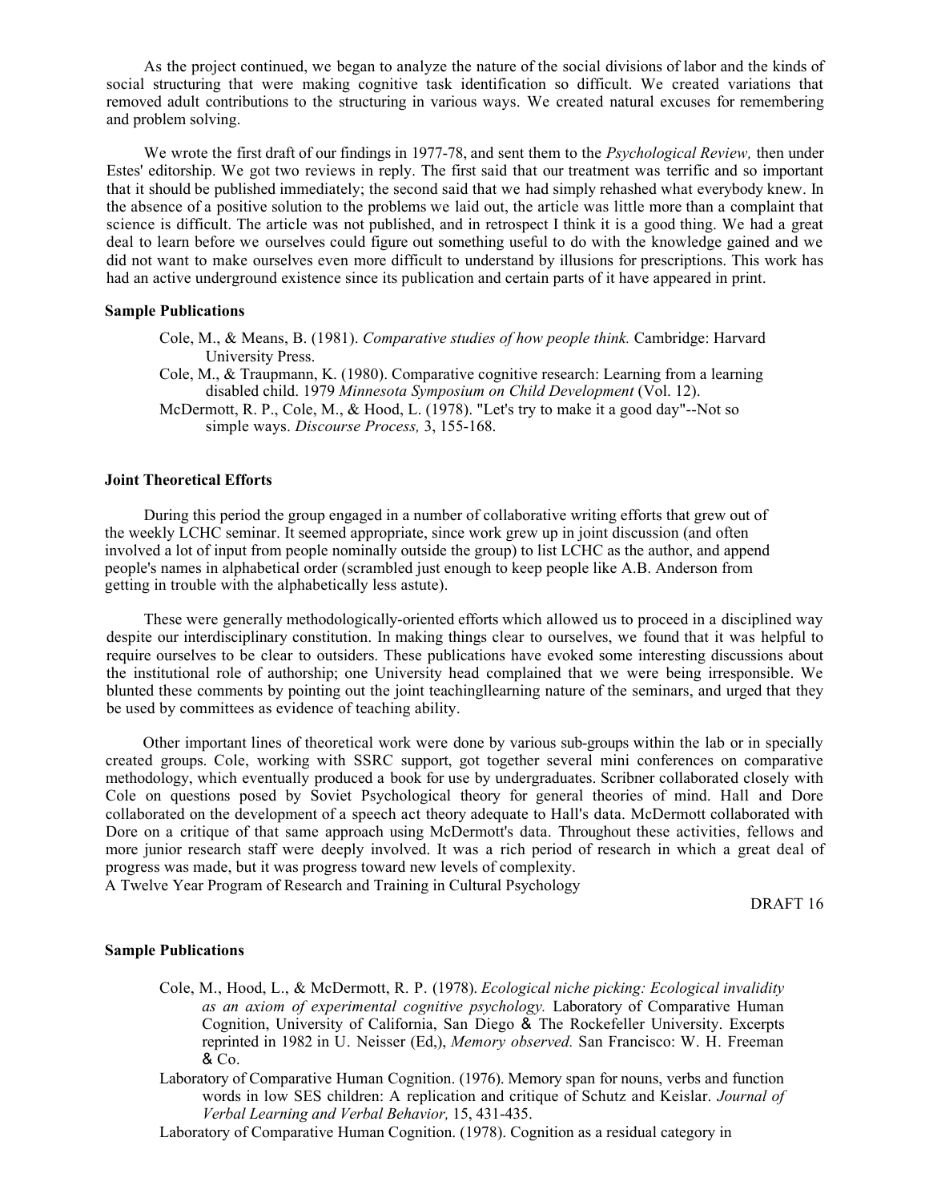As the project continued, we began to analyze the nature of the social divisions of labor and the kinds of social structuring that were making cognitive task identification so difficult. We created variations that removed adult contributions to the structuring in various ways. We created natural excuses for remembering and problem solving.

We wrote the first draft of our findings in 1977-78, and sent them to the *Psychological Review,* then under Estes' editorship. We got two reviews in reply. The first said that our treatment was terrific and so important that it should be published immediately; the second said that we had simply rehashed what everybody knew. In the absence of a positive solution to the problems we laid out, the article was little more than a complaint that science is difficult. The article was not published, and in retrospect I think it is a good thing. We had a great deal to learn before we ourselves could figure out something useful to do with the knowledge gained and we did not want to make ourselves even more difficult to understand by illusions for prescriptions. This work has had an active underground existence since its publication and certain parts of it have appeared in print.

**Sample Publications**

Cole, M., & Means, B. (1981). *Comparative studies of how people think.* Cambridge: Harvard University Press.

Cole, M., & Traupmann, K. (1980). Comparative cognitive research: Learning from a learning disabled child. 1979 *Minnesota Symposium on Child Development* (Vol. 12).

McDermott, R. P., Cole, M., & Hood, L. (1978). "Let's try to make it a good day"--Not so simple ways. *Discourse Process,* 3, 155-168.

**Joint Theoretical Efforts**

During this period the group engaged in a number of collaborative writing efforts that grew out of the weekly LCHC seminar. It seemed appropriate, since work grew up in joint discussion (and often involved a lot of input from people nominally outside the group) to list LCHC as the author, and append people's names in alphabetical order (scrambled just enough to keep people like A.B. Anderson from getting in trouble with the alphabetically less astute).

These were generally methodologically-oriented efforts which allowed us to proceed in a disciplined way despite our interdisciplinary constitution. In making things clear to ourselves, we found that it was helpful to require ourselves to be clear to outsiders. These publications have evoked some interesting discussions about the institutional role of authorship; one University head complained that we were being irresponsible. We blunted these comments by pointing out the joint teachingllearning nature of the seminars, and urged that they be used by committees as evidence of teaching ability.

Other important lines of theoretical work were done by various sub-groups within the lab or in specially created groups. Cole, working with SSRC support, got together several mini conferences on comparative methodology, which eventually produced a book for use by undergraduates. Scribner collaborated closely with Cole on questions posed by Soviet Psychological theory for general theories of mind. Hall and Dore collaborated on the development of a speech act theory adequate to Hall's data. McDermott collaborated with Dore on a critique of that same approach using McDermott's data. Throughout these activities, fellows and more junior research staff were deeply involved. It was a rich period of research in which a great deal of progress was made, but it was progress toward new levels of complexity.

**Sample Publications**

Cole, M., Hood, L., & McDermott, R. P. (1978). *Ecological niche picking: Ecological invalidity as an axiom of experimental cognitive psychology.* Laboratory of Comparative Human Cognition, University of California, San Diego & The Rockefeller University. Excerpts reprinted in 1982 in U. Neisser (Ed,), *Memory observed.* San Francisco: W. H. Freeman & Co.

Laboratory of Comparative Human Cognition. (1976). Memory span for nouns, verbs and function words in low SES children: A replication and critique of Schutz and Keislar. *Journal of Verbal Learning and Verbal Behavior,* 15, 431-435.

Laboratory of Comparative Human Cognition. (1978). Cognition as a residual category in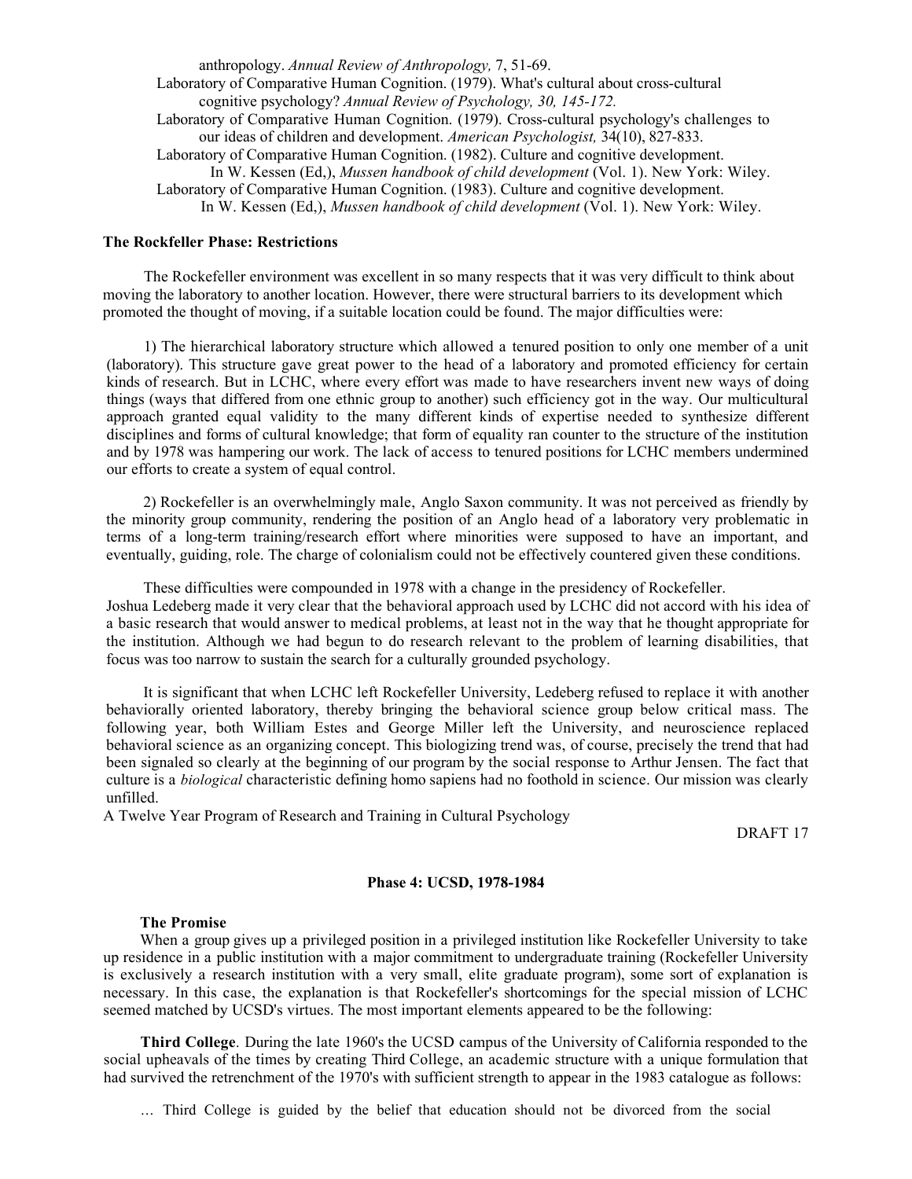anthropology. *Annual Review of Anthropology,* 7, 51-69.

Laboratory of Comparative Human Cognition. (1979). What's cultural about cross-cultural cognitive psychology? *Annual Review of Psychology, 30, 145-172.*

Laboratory of Comparative Human Cognition. (1979). Cross-cultural psychology's challenges to our ideas of children and development. *American Psychologist,* 34(10), 827-833.

Laboratory of Comparative Human Cognition. (1982). Culture and cognitive development. In W. Kessen (Ed,), *Mussen handbook of child development* (Vol. 1). New York: Wiley.

Laboratory of Comparative Human Cognition. (1983). Culture and cognitive development. In W. Kessen (Ed,), *Mussen handbook of child development* (Vol. 1). New York: Wiley.

**The Rockfeller Phase: Restrictions**

The Rockefeller environment was excellent in so many respects that it was very difficult to think about moving the laboratory to another location. However, there were structural barriers to its development which promoted the thought of moving, if a suitable location could be found. The major difficulties were:

1) The hierarchical laboratory structure which allowed a tenured position to only one member of a unit (laboratory). This structure gave great power to the head of a laboratory and promoted efficiency for certain kinds of research. But in LCHC, where every effort was made to have researchers invent new ways of doing things (ways that differed from one ethnic group to another) such efficiency got in the way. Our multicultural approach granted equal validity to the many different kinds of expertise needed to synthesize different disciplines and forms of cultural knowledge; that form of equality ran counter to the structure of the institution and by 1978 was hampering our work. The lack of access to tenured positions for LCHC members undermined our efforts to create a system of equal control.

2) Rockefeller is an overwhelmingly male, Anglo Saxon community. It was not perceived as friendly by the minority group community, rendering the position of an Anglo head of a laboratory very problematic in terms of a long-term training/research effort where minorities were supposed to have an important, and eventually, guiding, role. The charge of colonialism could not be effectively countered given these conditions.

These difficulties were compounded in 1978 with a change in the presidency of Rockefeller. Joshua Ledeberg made it very clear that the behavioral approach used by LCHC did not accord with his idea of a basic research that would answer to medical problems, at least not in the way that he thought appropriate for the institution. Although we had begun to do research relevant to the problem of learning disabilities, that focus was too narrow to sustain the search for a culturally grounded psychology.

It is significant that when LCHC left Rockefeller University, Ledeberg refused to replace it with another behaviorally oriented laboratory, thereby bringing the behavioral science group below critical mass. The following year, both William Estes and George Miller left the University, and neuroscience replaced behavioral science as an organizing concept. This biologizing trend was, of course, precisely the trend that had been signaled so clearly at the beginning of our program by the social response to Arthur Jensen. The fact that culture is a *biological* characteristic defining homo sapiens had no foothold in science. Our mission was clearly unfilled.

## Phase 4: UCSD, 1978-1984

**The Promise**

When a group gives up a privileged position in a privileged institution like Rockefeller University to take up residence in a public institution with a major commitment to undergraduate training (Rockefeller University is exclusively a research institution with a very small, elite graduate program), some sort of explanation is necessary. In this case, the explanation is that Rockefeller's shortcomings for the special mission of LCHC seemed matched by UCSD's virtues. The most important elements appeared to be the following:

**Third College**. During the late 1960's the UCSD campus of the University of California responded to the social upheavals of the times by creating Third College, an academic structure with a unique formulation that had survived the retrenchment of the 1970's with sufficient strength to appear in the 1983 catalogue as follows:

… Third College is guided by the belief that education should not be divorced from the social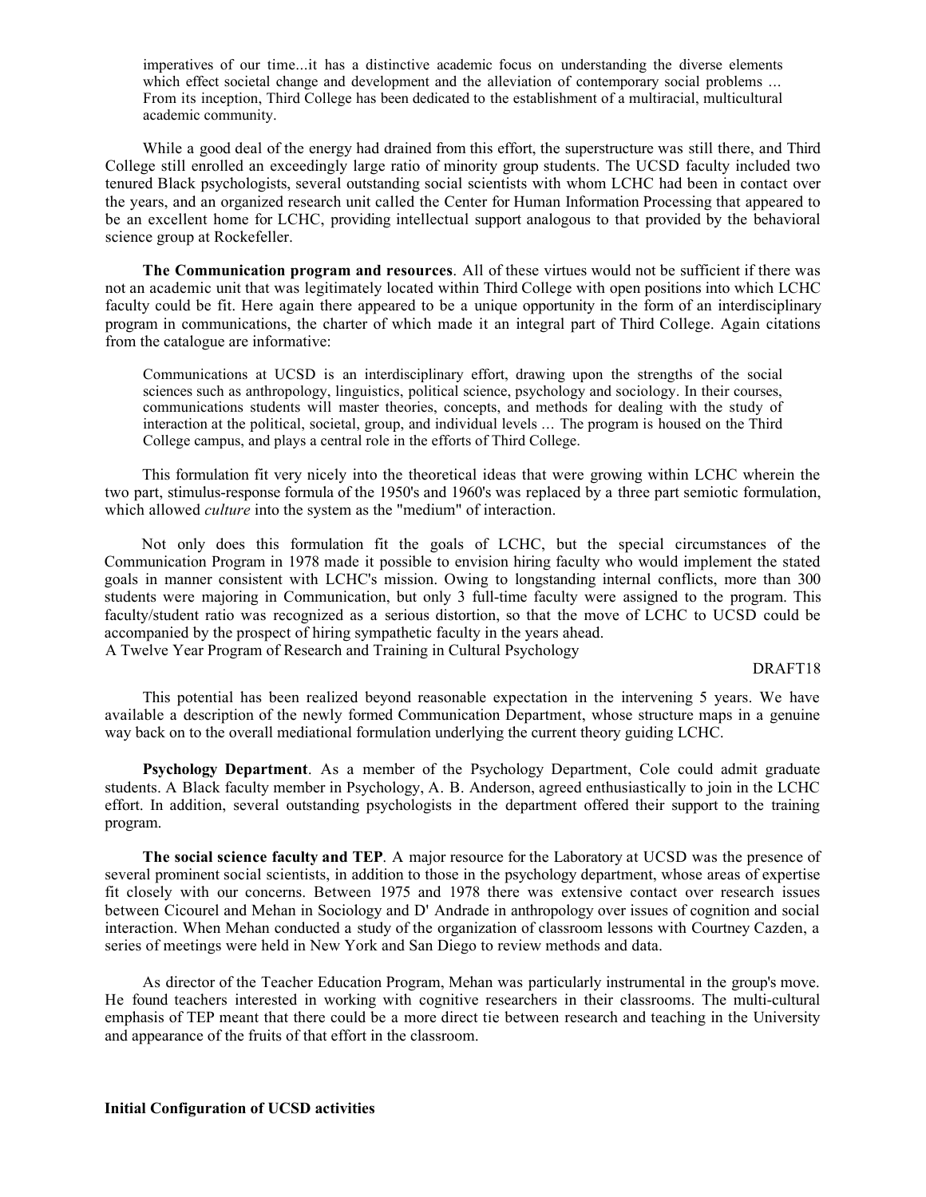> imperatives of our time...it has a distinctive academic focus on understanding the diverse elements which effect societal change and development and the alleviation of contemporary social problems … From its inception, Third College has been dedicated to the establishment of a multiracial, multicultural academic community.

While a good deal of the energy had drained from this effort, the superstructure was still there, and Third College still enrolled an exceedingly large ratio of minority group students. The UCSD faculty included two tenured Black psychologists, several outstanding social scientists with whom LCHC had been in contact over the years, and an organized research unit called the Center for Human Information Processing that appeared to be an excellent home for LCHC, providing intellectual support analogous to that provided by the behavioral science group at Rockefeller.

**The Communication program and resources**. All of these virtues would not be sufficient if there was not an academic unit that was legitimately located within Third College with open positions into which LCHC faculty could be fit. Here again there appeared to be a unique opportunity in the form of an interdisciplinary program in communications, the charter of which made it an integral part of Third College. Again citations from the catalogue are informative:

> Communications at UCSD is an interdisciplinary effort, drawing upon the strengths of the social sciences such as anthropology, linguistics, political science, psychology and sociology. In their courses, communications students will master theories, concepts, and methods for dealing with the study of interaction at the political, societal, group, and individual levels … The program is housed on the Third College campus, and plays a central role in the efforts of Third College.

This formulation fit very nicely into the theoretical ideas that were growing within LCHC wherein the two part, stimulus-response formula of the 1950's and 1960's was replaced by a three part semiotic formulation, which allowed *culture* into the system as the "medium" of interaction.

Not only does this formulation fit the goals of LCHC, but the special circumstances of the Communication Program in 1978 made it possible to envision hiring faculty who would implement the stated goals in manner consistent with LCHC's mission. Owing to longstanding internal conflicts, more than 300 students were majoring in Communication, but only 3 full-time faculty were assigned to the program. This faculty/student ratio was recognized as a serious distortion, so that the move of LCHC to UCSD could be accompanied by the prospect of hiring sympathetic faculty in the years ahead.

This potential has been realized beyond reasonable expectation in the intervening 5 years. We have available a description of the newly formed Communication Department, whose structure maps in a genuine way back on to the overall mediational formulation underlying the current theory guiding LCHC.

**Psychology Department**. As a member of the Psychology Department, Cole could admit graduate students. A Black faculty member in Psychology, A. B. Anderson, agreed enthusiastically to join in the LCHC effort. In addition, several outstanding psychologists in the department offered their support to the training program.

**The social science faculty and TEP**. A major resource for the Laboratory at UCSD was the presence of several prominent social scientists, in addition to those in the psychology department, whose areas of expertise fit closely with our concerns. Between 1975 and 1978 there was extensive contact over research issues between Cicourel and Mehan in Sociology and D' Andrade in anthropology over issues of cognition and social interaction. When Mehan conducted a study of the organization of classroom lessons with Courtney Cazden, a series of meetings were held in New York and San Diego to review methods and data.

As director of the Teacher Education Program, Mehan was particularly instrumental in the group's move. He found teachers interested in working with cognitive researchers in their classrooms. The multi-cultural emphasis of TEP meant that there could be a more direct tie between research and teaching in the University and appearance of the fruits of that effort in the classroom.

**Initial Configuration of UCSD activities**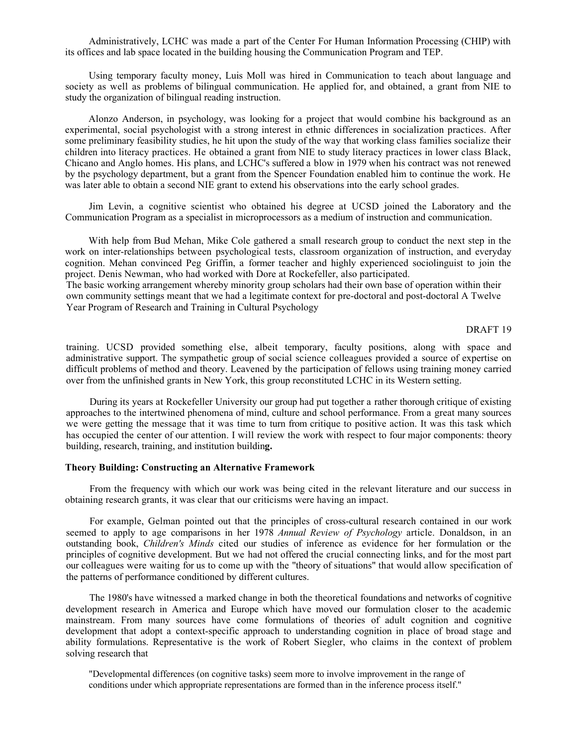Administratively, LCHC was made a part of the Center For Human Information Processing (CHIP) with its offices and lab space located in the building housing the Communication Program and TEP.

Using temporary faculty money, Luis Moll was hired in Communication to teach about language and society as well as problems of bilingual communication. He applied for, and obtained, a grant from NIE to study the organization of bilingual reading instruction.

Alonzo Anderson, in psychology, was looking for a project that would combine his background as an experimental, social psychologist with a strong interest in ethnic differences in socialization practices. After some preliminary feasibility studies, he hit upon the study of the way that working class families socialize their children into literacy practices. He obtained a grant from NIE to study literacy practices in lower class Black, Chicano and Anglo homes. His plans, and LCHC's suffered a blow in 1979 when his contract was not renewed by the psychology department, but a grant from the Spencer Foundation enabled him to continue the work. He was later able to obtain a second NIE grant to extend his observations into the early school grades.

Jim Levin, a cognitive scientist who obtained his degree at UCSD joined the Laboratory and the Communication Program as a specialist in microprocessors as a medium of instruction and communication.

With help from Bud Mehan, Mike Cole gathered a small research group to conduct the next step in the work on inter-relationships between psychological tests, classroom organization of instruction, and everyday cognition. Mehan convinced Peg Griffin, a former teacher and highly experienced sociolinguist to join the project. Denis Newman, who had worked with Dore at Rockefeller, also participated.
The basic working arrangement whereby minority group scholars had their own base of operation within their own community settings meant that we had a legitimate context for pre-doctoral and post-doctoral training. UCSD provided something else, albeit temporary, faculty positions, along with space and administrative support. The sympathetic group of social science colleagues provided a source of expertise on difficult problems of method and theory. Leavened by the participation of fellows using training money carried over from the unfinished grants in New York, this group reconstituted LCHC in its Western setting.

During its years at Rockefeller University our group had put together a rather thorough critique of existing approaches to the intertwined phenomena of mind, culture and school performance. From a great many sources we were getting the message that it was time to turn from critique to positive action. It was this task which has occupied the center of our attention. I will review the work with respect to four major components: theory building, research, training, and institution building.

### Theory Building: Constructing an Alternative Framework

From the frequency with which our work was being cited in the relevant literature and our success in obtaining research grants, it was clear that our criticisms were having an impact.

For example, Gelman pointed out that the principles of cross-cultural research contained in our work seemed to apply to age comparisons in her 1978 *Annual Review of Psychology* article. Donaldson, in an outstanding book, *Children's Minds* cited our studies of inference as evidence for her formulation or the principles of cognitive development. But we had not offered the crucial connecting links, and for the most part our colleagues were waiting for us to come up with the "theory of situations" that would allow specification of the patterns of performance conditioned by different cultures.

The 1980's have witnessed a marked change in both the theoretical foundations and networks of cognitive development research in America and Europe which have moved our formulation closer to the academic mainstream. From many sources have come formulations of theories of adult cognition and cognitive development that adopt a context-specific approach to understanding cognition in place of broad stage and ability formulations. Representative is the work of Robert Siegler, who claims in the context of problem solving research that

> "Developmental differences (on cognitive tasks) seem more to involve improvement in the range of conditions under which appropriate representations are formed than in the inference process itself."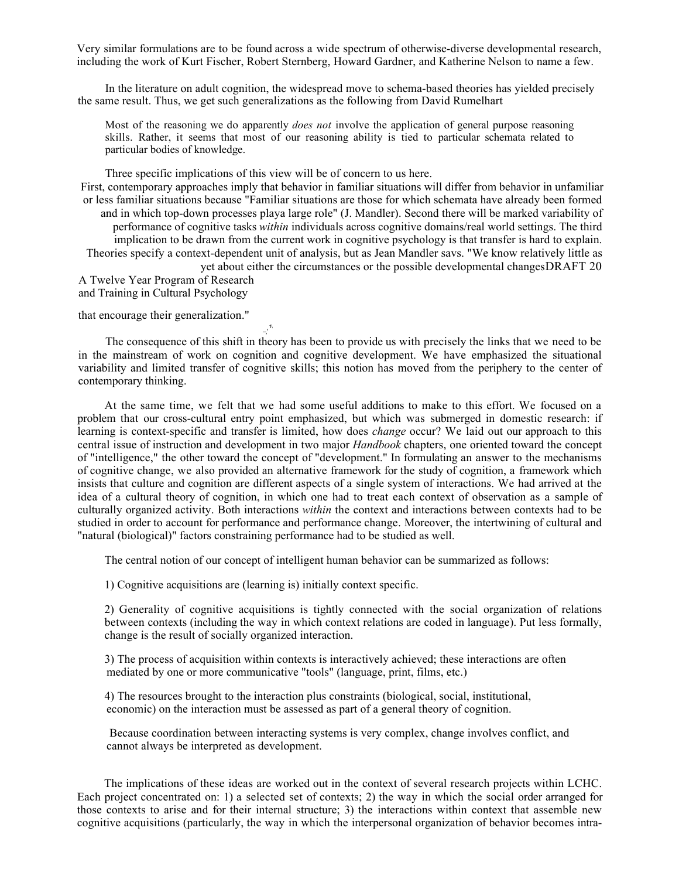Very similar formulations are to be found across a wide spectrum of otherwise-diverse developmental research, including the work of Kurt Fischer, Robert Sternberg, Howard Gardner, and Katherine Nelson to name a few.

In the literature on adult cognition, the widespread move to schema-based theories has yielded precisely the same result. Thus, we get such generalizations as the following from David Rumelhart

> Most of the reasoning we do apparently *does not* involve the application of general purpose reasoning skills. Rather, it seems that most of our reasoning ability is tied to particular schemata related to particular bodies of knowledge.

Three specific implications of this view will be of concern to us here.

First, contemporary approaches imply that behavior in familiar situations will differ from behavior in unfamiliar or less familiar situations because "Familiar situations are those for which schemata have already been formed and in which top-down processes playa large role" (J. Mandler). Second there will be marked variability of performance of cognitive tasks *within* individuals across cognitive domains/real world settings. The third implication to be drawn from the current work in cognitive psychology is that transfer is hard to explain. Theories specify a context-dependent unit of analysis, but as Jean Mandler savs. "We know relatively little as yet about either the circumstances or the possible developmental changes that encourage their generalization."

The consequence of this shift in theory has been to provide us with precisely the links that we need to be in the mainstream of work on cognition and cognitive development. We have emphasized the situational variability and limited transfer of cognitive skills; this notion has moved from the periphery to the center of contemporary thinking.

At the same time, we felt that we had some useful additions to make to this effort. We focused on a problem that our cross-cultural entry point emphasized, but which was submerged in domestic research: if learning is context-specific and transfer is limited, how does *change* occur? We laid out our approach to this central issue of instruction and development in two major *Handbook* chapters, one oriented toward the concept of "intelligence," the other toward the concept of "development." In formulating an answer to the mechanisms of cognitive change, we also provided an alternative framework for the study of cognition, a framework which insists that culture and cognition are different aspects of a single system of interactions. We had arrived at the idea of a cultural theory of cognition, in which one had to treat each context of observation as a sample of culturally organized activity. Both interactions *within* the context and interactions between contexts had to be studied in order to account for performance and performance change. Moreover, the intertwining of cultural and "natural (biological)" factors constraining performance had to be studied as well.

The central notion of our concept of intelligent human behavior can be summarized as follows:

1) Cognitive acquisitions are (learning is) initially context specific.

2) Generality of cognitive acquisitions is tightly connected with the social organization of relations between contexts (including the way in which context relations are coded in language). Put less formally, change is the result of socially organized interaction.

3) The process of acquisition within contexts is interactively achieved; these interactions are often mediated by one or more communicative "tools" (language, print, films, etc.)

4) The resources brought to the interaction plus constraints (biological, social, institutional, economic) on the interaction must be assessed as part of a general theory of cognition.

Because coordination between interacting systems is very complex, change involves conflict, and cannot always be interpreted as development.

The implications of these ideas are worked out in the context of several research projects within LCHC. Each project concentrated on: 1) a selected set of contexts; 2) the way in which the social order arranged for those contexts to arise and for their internal structure; 3) the interactions within context that assemble new cognitive acquisitions (particularly, the way in which the interpersonal organization of behavior becomes intra-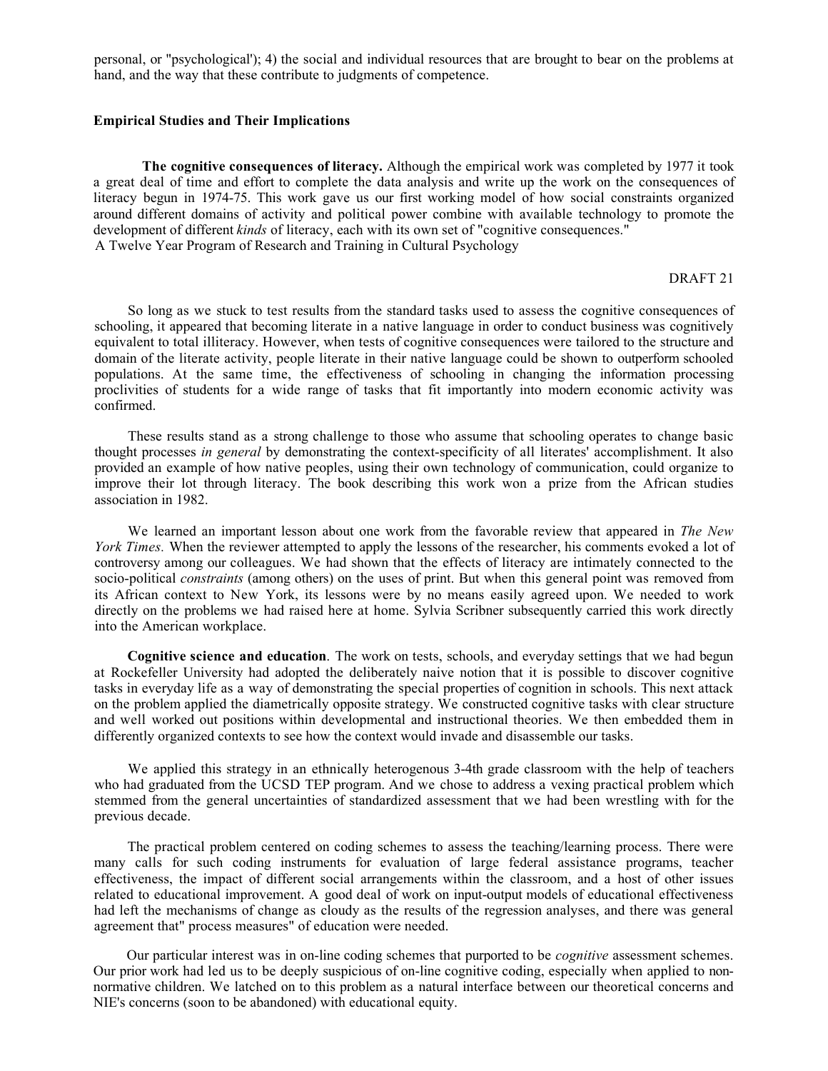personal, or "psychological'); 4) the social and individual resources that are brought to bear on the problems at hand, and the way that these contribute to judgments of competence.

### Empirical Studies and Their Implications

**The cognitive consequences of literacy.** Although the empirical work was completed by 1977 it took a great deal of time and effort to complete the data analysis and write up the work on the consequences of literacy begun in 1974-75. This work gave us our first working model of how social constraints organized around different domains of activity and political power combine with available technology to promote the development of different *kinds* of literacy, each with its own set of "cognitive consequences."

So long as we stuck to test results from the standard tasks used to assess the cognitive consequences of schooling, it appeared that becoming literate in a native language in order to conduct business was cognitively equivalent to total illiteracy. However, when tests of cognitive consequences were tailored to the structure and domain of the literate activity, people literate in their native language could be shown to outperform schooled populations. At the same time, the effectiveness of schooling in changing the information processing proclivities of students for a wide range of tasks that fit importantly into modern economic activity was confirmed.

These results stand as a strong challenge to those who assume that schooling operates to change basic thought processes *in general* by demonstrating the context-specificity of all literates' accomplishment. It also provided an example of how native peoples, using their own technology of communication, could organize to improve their lot through literacy. The book describing this work won a prize from the African studies association in 1982.

We learned an important lesson about one work from the favorable review that appeared in *The New York Times.* When the reviewer attempted to apply the lessons of the researcher, his comments evoked a lot of controversy among our colleagues. We had shown that the effects of literacy are intimately connected to the socio-political *constraints* (among others) on the uses of print. But when this general point was removed from its African context to New York, its lessons were by no means easily agreed upon. We needed to work directly on the problems we had raised here at home. Sylvia Scribner subsequently carried this work directly into the American workplace.

**Cognitive science and education**. The work on tests, schools, and everyday settings that we had begun at Rockefeller University had adopted the deliberately naive notion that it is possible to discover cognitive tasks in everyday life as a way of demonstrating the special properties of cognition in schools. This next attack on the problem applied the diametrically opposite strategy. We constructed cognitive tasks with clear structure and well worked out positions within developmental and instructional theories. We then embedded them in differently organized contexts to see how the context would invade and disassemble our tasks.

We applied this strategy in an ethnically heterogenous 3-4th grade classroom with the help of teachers who had graduated from the UCSD TEP program. And we chose to address a vexing practical problem which stemmed from the general uncertainties of standardized assessment that we had been wrestling with for the previous decade.

The practical problem centered on coding schemes to assess the teaching/learning process. There were many calls for such coding instruments for evaluation of large federal assistance programs, teacher effectiveness, the impact of different social arrangements within the classroom, and a host of other issues related to educational improvement. A good deal of work on input-output models of educational effectiveness had left the mechanisms of change as cloudy as the results of the regression analyses, and there was general agreement that" process measures" of education were needed.

Our particular interest was in on-line coding schemes that purported to be *cognitive* assessment schemes. Our prior work had led us to be deeply suspicious of on-line cognitive coding, especially when applied to non-normative children. We latched on to this problem as a natural interface between our theoretical concerns and NIE's concerns (soon to be abandoned) with educational equity.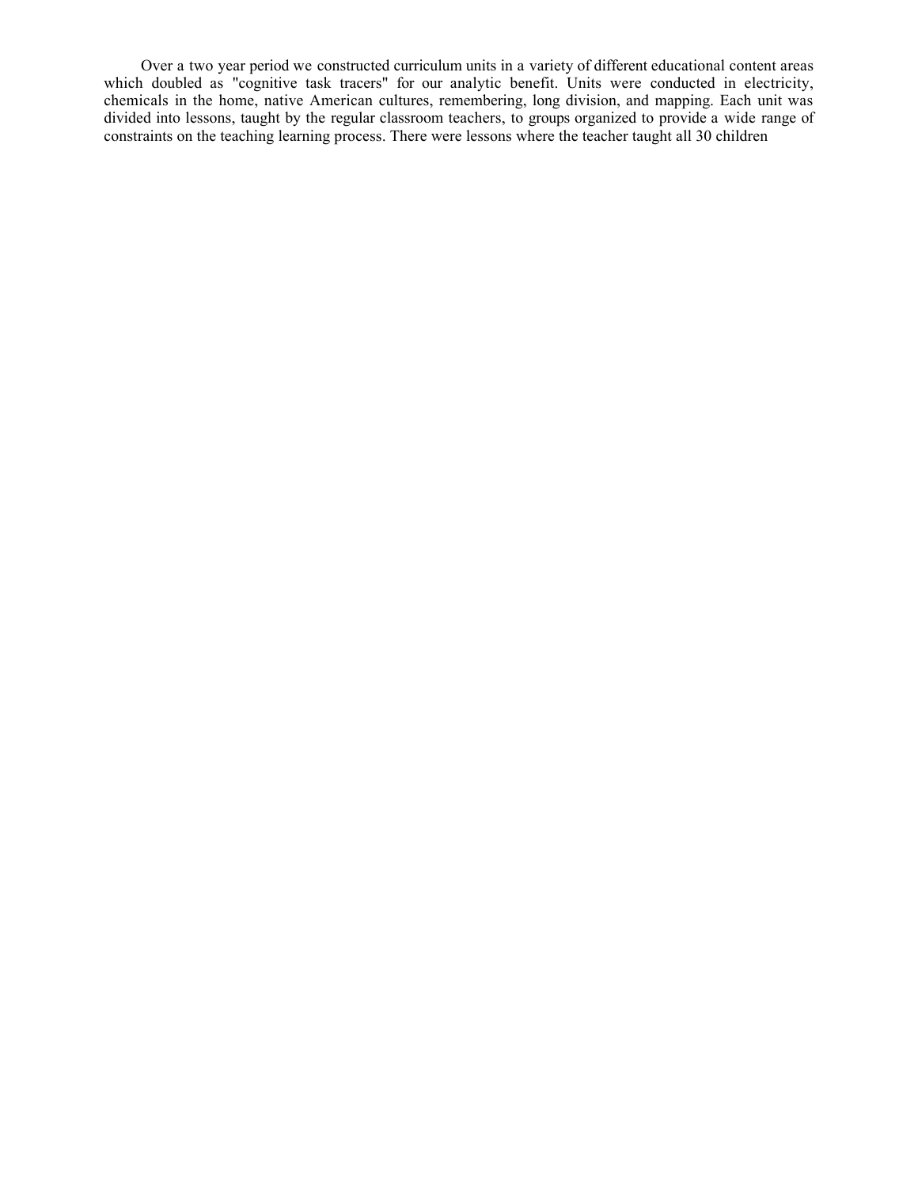Over a two year period we constructed curriculum units in a variety of different educational content areas which doubled as "cognitive task tracers" for our analytic benefit. Units were conducted in electricity, chemicals in the home, native American cultures, remembering, long division, and mapping. Each unit was divided into lessons, taught by the regular classroom teachers, to groups organized to provide a wide range of constraints on the teaching learning process. There were lessons where the teacher taught all 30 children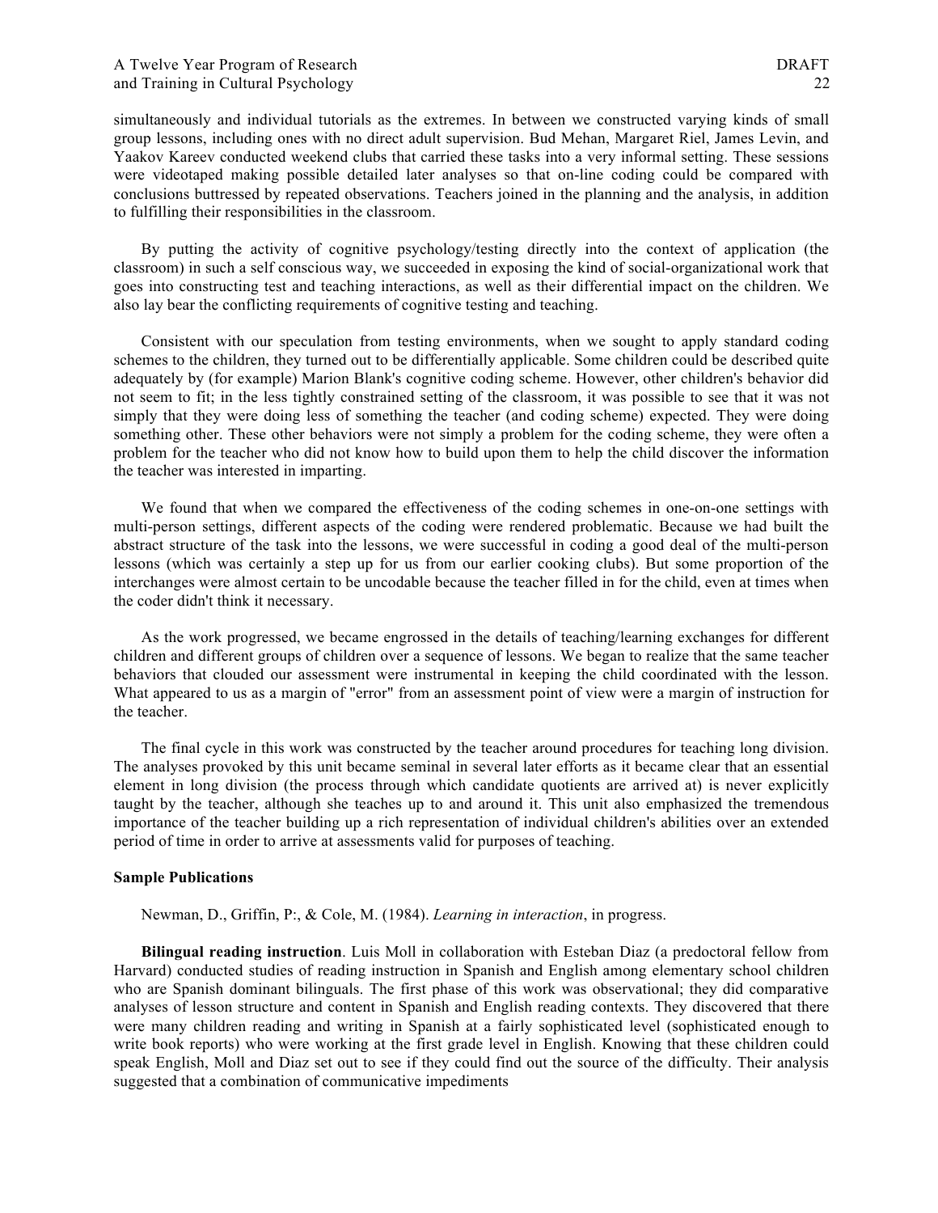simultaneously and individual tutorials as the extremes. In between we constructed varying kinds of small group lessons, including ones with no direct adult supervision. Bud Mehan, Margaret Riel, James Levin, and Yaakov Kareev conducted weekend clubs that carried these tasks into a very informal setting. These sessions were videotaped making possible detailed later analyses so that on-line coding could be compared with conclusions buttressed by repeated observations. Teachers joined in the planning and the analysis, in addition to fulfilling their responsibilities in the classroom.

By putting the activity of cognitive psychology/testing directly into the context of application (the classroom) in such a self conscious way, we succeeded in exposing the kind of social-organizational work that goes into constructing test and teaching interactions, as well as their differential impact on the children. We also lay bear the conflicting requirements of cognitive testing and teaching.

Consistent with our speculation from testing environments, when we sought to apply standard coding schemes to the children, they turned out to be differentially applicable. Some children could be described quite adequately by (for example) Marion Blank's cognitive coding scheme. However, other children's behavior did not seem to fit; in the less tightly constrained setting of the classroom, it was possible to see that it was not simply that they were doing less of something the teacher (and coding scheme) expected. They were doing something other. These other behaviors were not simply a problem for the coding scheme, they were often a problem for the teacher who did not know how to build upon them to help the child discover the information the teacher was interested in imparting.

We found that when we compared the effectiveness of the coding schemes in one-on-one settings with multi-person settings, different aspects of the coding were rendered problematic. Because we had built the abstract structure of the task into the lessons, we were successful in coding a good deal of the multi-person lessons (which was certainly a step up for us from our earlier cooking clubs). But some proportion of the interchanges were almost certain to be uncodable because the teacher filled in for the child, even at times when the coder didn't think it necessary.

As the work progressed, we became engrossed in the details of teaching/learning exchanges for different children and different groups of children over a sequence of lessons. We began to realize that the same teacher behaviors that clouded our assessment were instrumental in keeping the child coordinated with the lesson. What appeared to us as a margin of "error" from an assessment point of view were a margin of instruction for the teacher.

The final cycle in this work was constructed by the teacher around procedures for teaching long division. The analyses provoked by this unit became seminal in several later efforts as it became clear that an essential element in long division (the process through which candidate quotients are arrived at) is never explicitly taught by the teacher, although she teaches up to and around it. This unit also emphasized the tremendous importance of the teacher building up a rich representation of individual children's abilities over an extended period of time in order to arrive at assessments valid for purposes of teaching.

**Sample Publications**

Newman, D., Griffin, P:, & Cole, M. (1984). *Learning in interaction*, in progress.

**Bilingual reading instruction**. Luis Moll in collaboration with Esteban Diaz (a predoctoral fellow from Harvard) conducted studies of reading instruction in Spanish and English among elementary school children who are Spanish dominant bilinguals. The first phase of this work was observational; they did comparative analyses of lesson structure and content in Spanish and English reading contexts. They discovered that there were many children reading and writing in Spanish at a fairly sophisticated level (sophisticated enough to write book reports) who were working at the first grade level in English. Knowing that these children could speak English, Moll and Diaz set out to see if they could find out the source of the difficulty. Their analysis suggested that a combination of communicative impediments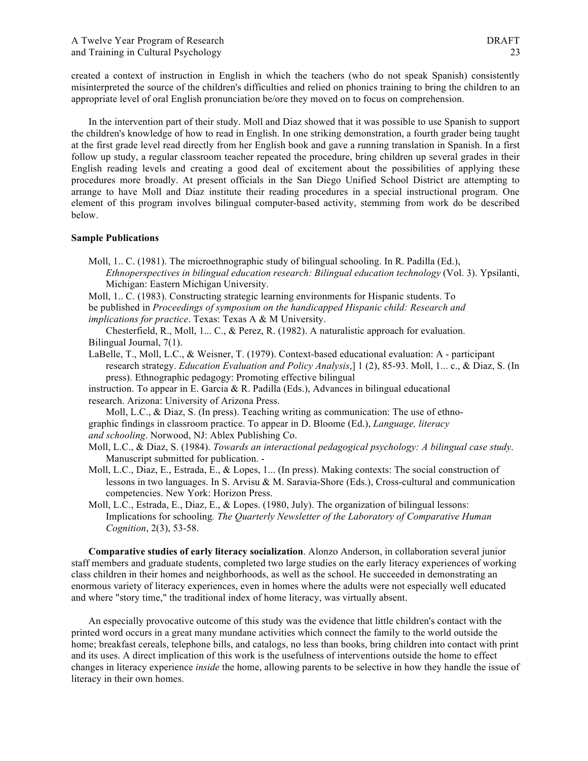created a context of instruction in English in which the teachers (who do not speak Spanish) consistently misinterpreted the source of the children's difficulties and relied on phonics training to bring the children to an appropriate level of oral English pronunciation be/ore they moved on to focus on comprehension.

In the intervention part of their study. Moll and Diaz showed that it was possible to use Spanish to support the children's knowledge of how to read in English. In one striking demonstration, a fourth grader being taught at the first grade level read directly from her English book and gave a running translation in Spanish. In a first follow up study, a regular classroom teacher repeated the procedure, bring children up several grades in their English reading levels and creating a good deal of excitement about the possibilities of applying these procedures more broadly. At present officials in the San Diego Unified School District are attempting to arrange to have Moll and Diaz institute their reading procedures in a special instructional program. One element of this program involves bilingual computer-based activity, stemming from work do be described below.

**Sample Publications**

Moll, 1.. C. (1981). The microethnographic study of bilingual schooling. In R. Padilla (Ed.), *Ethnoperspectives in bilingual education research: Bilingual education technology* (Vol. 3). Ypsilanti, Michigan: Eastern Michigan University.

Moll, 1.. C. (1983). Constructing strategic learning environments for Hispanic students. To be published in *Proceedings of symposium on the handicapped Hispanic child: Research and implications for practice*. Texas: Texas A & M University.

Chesterfield, R., Moll, 1... C., & Perez, R. (1982). A naturalistic approach for evaluation. Bilingual Journal, 7(1).

LaBelle, T., Moll, L.C., & Weisner, T. (1979). Context-based educational evaluation: A - participant research strategy. *Education Evaluation and Policy Analysis*,] 1 (2), 85-93. Moll, 1... c., & Diaz, S. (In press). Ethnographic pedagogy: Promoting effective bilingual instruction. To appear in E. Garcia & R. Padilla (Eds.), Advances in bilingual educational research. Arizona: University of Arizona Press.

Moll, L.C., & Diaz, S. (In press). Teaching writing as communication: The use of ethno-graphic findings in classroom practice. To appear in D. Bloome (Ed.), *Language, literacy and schooling*. Norwood, NJ: Ablex Publishing Co.

Moll, L.C., & Diaz, S. (1984). *Towards an interactional pedagogical psychology: A bilingual case study*. Manuscript submitted for publication. -

Moll, L.C., Diaz, E., Estrada, E., & Lopes, 1... (In press). Making contexts: The social construction of lessons in two languages. In S. Arvisu & M. Saravia-Shore (Eds.), Cross-cultural and communication competencies. New York: Horizon Press.

Moll, L.C., Estrada, E., Diaz, E., & Lopes. (1980, July). The organization of bilingual lessons: Implications for schooling*. The Quarterly Newsletter of the Laboratory of Comparative Human Cognition*, 2(3), 53-58.

**Comparative studies of early literacy socialization**. Alonzo Anderson, in collaboration several junior staff members and graduate students, completed two large studies on the early literacy experiences of working class children in their homes and neighborhoods, as well as the school. He succeeded in demonstrating an enormous variety of literacy experiences, even in homes where the adults were not especially well educated and where "story time," the traditional index of home literacy, was virtually absent.

An especially provocative outcome of this study was the evidence that little children's contact with the printed word occurs in a great many mundane activities which connect the family to the world outside the home; breakfast cereals, telephone bills, and catalogs, no less than books, bring children into contact with print and its uses. A direct implication of this work is the usefulness of interventions outside the home to effect changes in literacy experience *inside* the home, allowing parents to be selective in how they handle the issue of literacy in their own homes.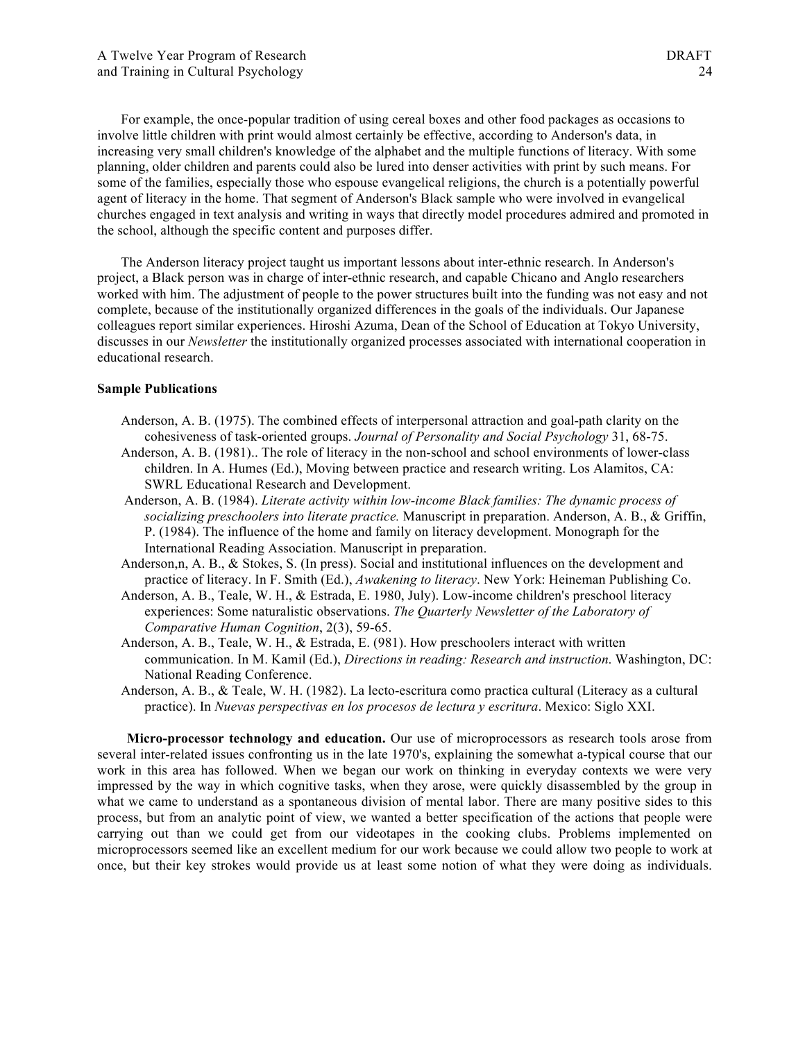For example, the once-popular tradition of using cereal boxes and other food packages as occasions to involve little children with print would almost certainly be effective, according to Anderson's data, in increasing very small children's knowledge of the alphabet and the multiple functions of literacy. With some planning, older children and parents could also be lured into denser activities with print by such means. For some of the families, especially those who espouse evangelical religions, the church is a potentially powerful agent of literacy in the home. That segment of Anderson's Black sample who were involved in evangelical churches engaged in text analysis and writing in ways that directly model procedures admired and promoted in the school, although the specific content and purposes differ.

The Anderson literacy project taught us important lessons about inter-ethnic research. In Anderson's project, a Black person was in charge of inter-ethnic research, and capable Chicano and Anglo researchers worked with him. The adjustment of people to the power structures built into the funding was not easy and not complete, because of the institutionally organized differences in the goals of the individuals. Our Japanese colleagues report similar experiences. Hiroshi Azuma, Dean of the School of Education at Tokyo University, discusses in our *Newsletter* the institutionally organized processes associated with international cooperation in educational research.

**Sample Publications**

Anderson, A. B. (1975). The combined effects of interpersonal attraction and goal-path clarity on the cohesiveness of task-oriented groups. *Journal of Personality and Social Psychology* 31, 68-75.

Anderson, A. B. (1981).. The role of literacy in the non-school and school environments of lower-class children. In A. Humes (Ed.), Moving between practice and research writing. Los Alamitos, CA: SWRL Educational Research and Development.

Anderson, A. B. (1984). *Literate activity within low-income Black families: The dynamic process of socializing preschoolers into literate practice.* Manuscript in preparation. Anderson, A. B., & Griffin, P. (1984). The influence of the home and family on literacy development. Monograph for the International Reading Association. Manuscript in preparation.

Anderson,n, A. B., & Stokes, S. (In press). Social and institutional influences on the development and practice of literacy. In F. Smith (Ed.), *Awakening to literacy*. New York: Heineman Publishing Co.

Anderson, A. B., Teale, W. H., & Estrada, E. 1980, July). Low-income children's preschool literacy experiences: Some naturalistic observations. *The Quarterly Newsletter of the Laboratory of Comparative Human Cognition*, 2(3), 59-65.

Anderson, A. B., Teale, W. H., & Estrada, E. (981). How preschoolers interact with written communication. In M. Kamil (Ed.), *Directions in reading: Research and instruction*. Washington, DC: National Reading Conference.

Anderson, A. B., & Teale, W. H. (1982). La lecto-escritura como practica cultural (Literacy as a cultural practice). In *Nuevas perspectivas en los procesos de lectura y escritura*. Mexico: Siglo XXI.

**Micro-processor technology and education.** Our use of microprocessors as research tools arose from several inter-related issues confronting us in the late 1970's, explaining the somewhat a-typical course that our work in this area has followed. When we began our work on thinking in everyday contexts we were very impressed by the way in which cognitive tasks, when they arose, were quickly disassembled by the group in what we came to understand as a spontaneous division of mental labor. There are many positive sides to this process, but from an analytic point of view, we wanted a better specification of the actions that people were carrying out than we could get from our videotapes in the cooking clubs. Problems implemented on microprocessors seemed like an excellent medium for our work because we could allow two people to work at once, but their key strokes would provide us at least some notion of what they were doing as individuals.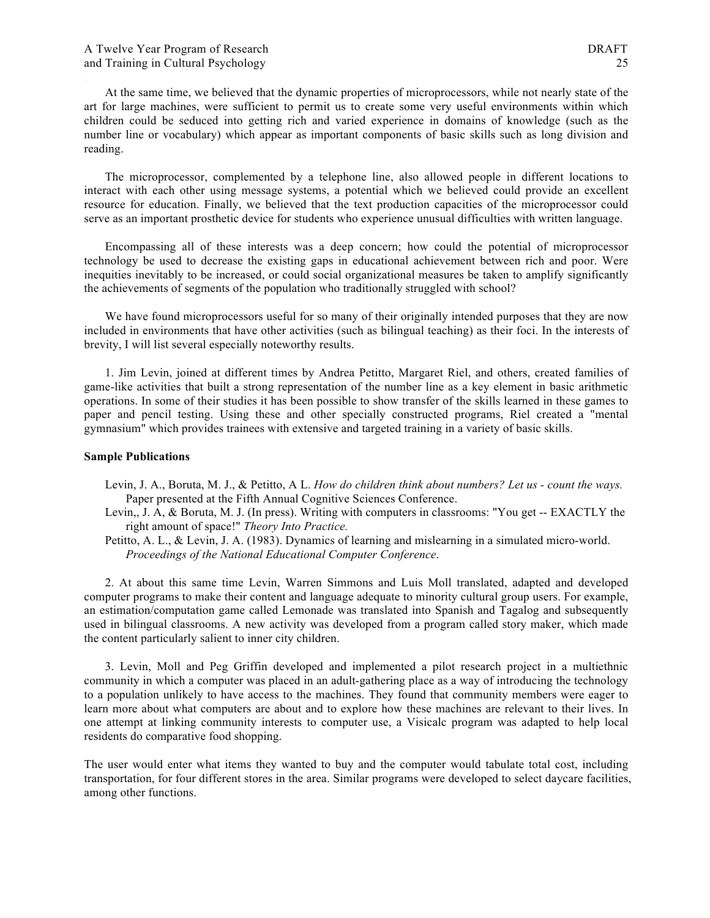At the same time, we believed that the dynamic properties of microprocessors, while not nearly state of the art for large machines, were sufficient to permit us to create some very useful environments within which children could be seduced into getting rich and varied experience in domains of knowledge (such as the number line or vocabulary) which appear as important components of basic skills such as long division and reading.

The microprocessor, complemented by a telephone line, also allowed people in different locations to interact with each other using message systems, a potential which we believed could provide an excellent resource for education. Finally, we believed that the text production capacities of the microprocessor could serve as an important prosthetic device for students who experience unusual difficulties with written language.

Encompassing all of these interests was a deep concern; how could the potential of microprocessor technology be used to decrease the existing gaps in educational achievement between rich and poor. Were inequities inevitably to be increased, or could social organizational measures be taken to amplify significantly the achievements of segments of the population who traditionally struggled with school?

We have found microprocessors useful for so many of their originally intended purposes that they are now included in environments that have other activities (such as bilingual teaching) as their foci. In the interests of brevity, I will list several especially noteworthy results.

1. Jim Levin, joined at different times by Andrea Petitto, Margaret Riel, and others, created families of game-like activities that built a strong representation of the number line as a key element in basic arithmetic operations. In some of their studies it has been possible to show transfer of the skills learned in these games to paper and pencil testing. Using these and other specially constructed programs, Riel created a "mental gymnasium" which provides trainees with extensive and targeted training in a variety of basic skills.

**Sample Publications**

Levin, J. A., Boruta, M. J., & Petitto, A L. *How do children think about numbers? Let us - count the ways.* Paper presented at the Fifth Annual Cognitive Sciences Conference.

Levin,, J. A, & Boruta, M. J. (In press). Writing with computers in classrooms: "You get -- EXACTLY the right amount of space!" *Theory Into Practice.*

Petitto, A. L., & Levin, J. A. (1983). Dynamics of learning and mislearning in a simulated micro-world. *Proceedings of the National Educational Computer Conference*.

2. At about this same time Levin, Warren Simmons and Luis Moll translated, adapted and developed computer programs to make their content and language adequate to minority cultural group users. For example, an estimation/computation game called Lemonade was translated into Spanish and Tagalog and subsequently used in bilingual classrooms. A new activity was developed from a program called story maker, which made the content particularly salient to inner city children.

3. Levin, Moll and Peg Griffin developed and implemented a pilot research project in a multiethnic community in which a computer was placed in an adult-gathering place as a way of introducing the technology to a population unlikely to have access to the machines. They found that community members were eager to learn more about what computers are about and to explore how these machines are relevant to their lives. In one attempt at linking community interests to computer use, a Visicalc program was adapted to help local residents do comparative food shopping.

The user would enter what items they wanted to buy and the computer would tabulate total cost, including transportation, for four different stores in the area. Similar programs were developed to select daycare facilities, among other functions.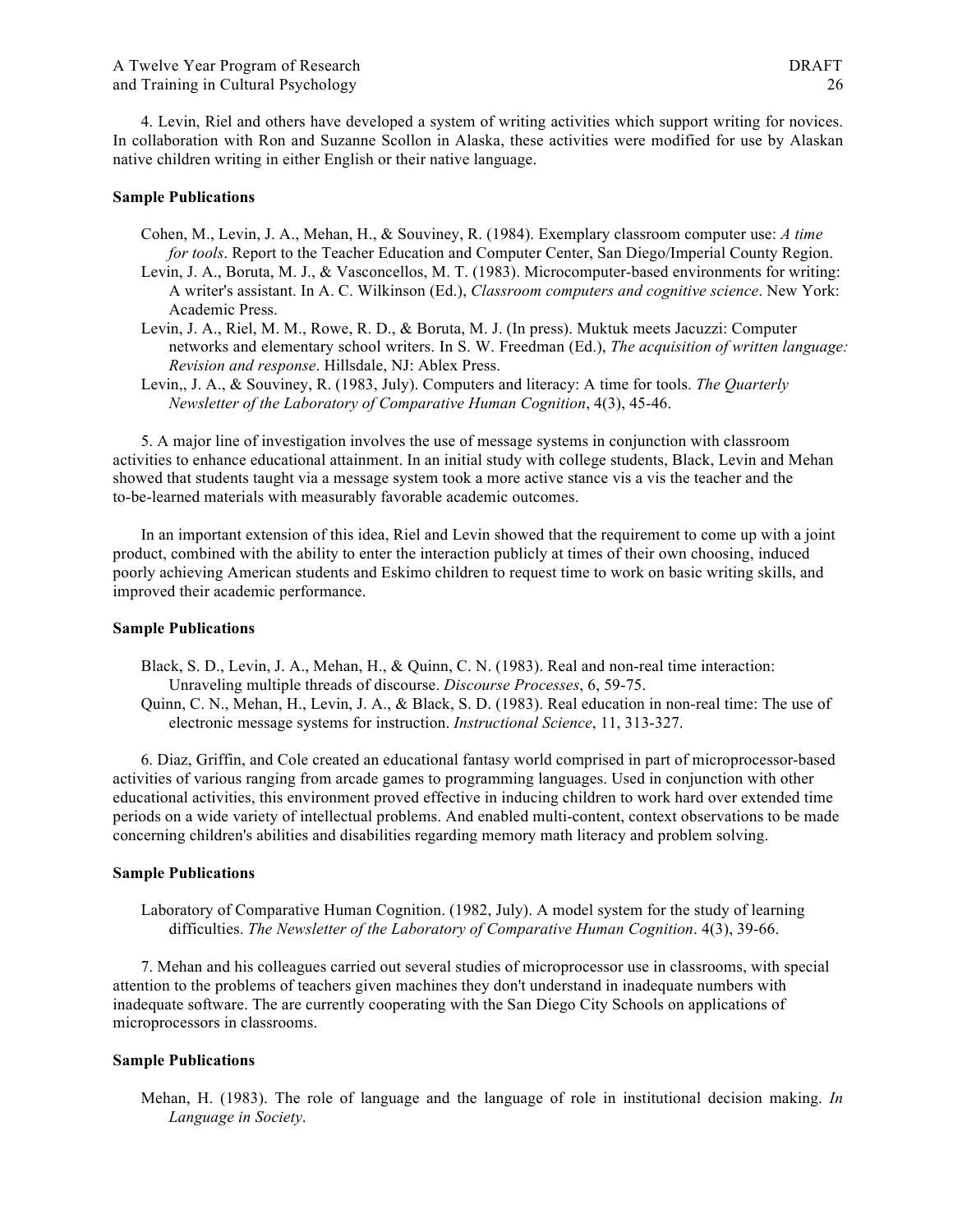4. Levin, Riel and others have developed a system of writing activities which support writing for novices. In collaboration with Ron and Suzanne Scollon in Alaska, these activities were modified for use by Alaskan native children writing in either English or their native language.

**Sample Publications**

Cohen, M., Levin, J. A., Mehan, H., & Souviney, R. (1984). Exemplary classroom computer use: *A time for tools*. Report to the Teacher Education and Computer Center, San Diego/Imperial County Region.

Levin, J. A., Boruta, M. J., & Vasconcellos, M. T. (1983). Microcomputer-based environments for writing: A writer's assistant. In A. C. Wilkinson (Ed.), *Classroom computers and cognitive science*. New York: Academic Press.

Levin, J. A., Riel, M. M., Rowe, R. D., & Boruta, M. J. (In press). Muktuk meets Jacuzzi: Computer networks and elementary school writers. In S. W. Freedman (Ed.), *The acquisition of written language: Revision and response*. Hillsdale, NJ: Ablex Press.

Levin,, J. A., & Souviney, R. (1983, July). Computers and literacy: A time for tools. *The Quarterly Newsletter of the Laboratory of Comparative Human Cognition*, 4(3), 45-46.

5. A major line of investigation involves the use of message systems in conjunction with classroom activities to enhance educational attainment. In an initial study with college students, Black, Levin and Mehan showed that students taught via a message system took a more active stance vis a vis the teacher and the to-be-learned materials with measurably favorable academic outcomes.

In an important extension of this idea, Riel and Levin showed that the requirement to come up with a joint product, combined with the ability to enter the interaction publicly at times of their own choosing, induced poorly achieving American students and Eskimo children to request time to work on basic writing skills, and improved their academic performance.

**Sample Publications**

Black, S. D., Levin, J. A., Mehan, H., & Quinn, C. N. (1983). Real and non-real time interaction: Unraveling multiple threads of discourse. *Discourse Processes*, 6, 59-75.

Quinn, C. N., Mehan, H., Levin, J. A., & Black, S. D. (1983). Real education in non-real time: The use of electronic message systems for instruction. *Instructional Science*, 11, 313-327.

6. Diaz, Griffin, and Cole created an educational fantasy world comprised in part of microprocessor-based activities of various ranging from arcade games to programming languages. Used in conjunction with other educational activities, this environment proved effective in inducing children to work hard over extended time periods on a wide variety of intellectual problems. And enabled multi-content, context observations to be made concerning children's abilities and disabilities regarding memory math literacy and problem solving.

**Sample Publications**

Laboratory of Comparative Human Cognition. (1982, July). A model system for the study of learning difficulties. *The Newsletter of the Laboratory of Comparative Human Cognition*. 4(3), 39-66.

7. Mehan and his colleagues carried out several studies of microprocessor use in classrooms, with special attention to the problems of teachers given machines they don't understand in inadequate numbers with inadequate software. The are currently cooperating with the San Diego City Schools on applications of microprocessors in classrooms.

**Sample Publications**

Mehan, H. (1983). The role of language and the language of role in institutional decision making. *In Language in Society*.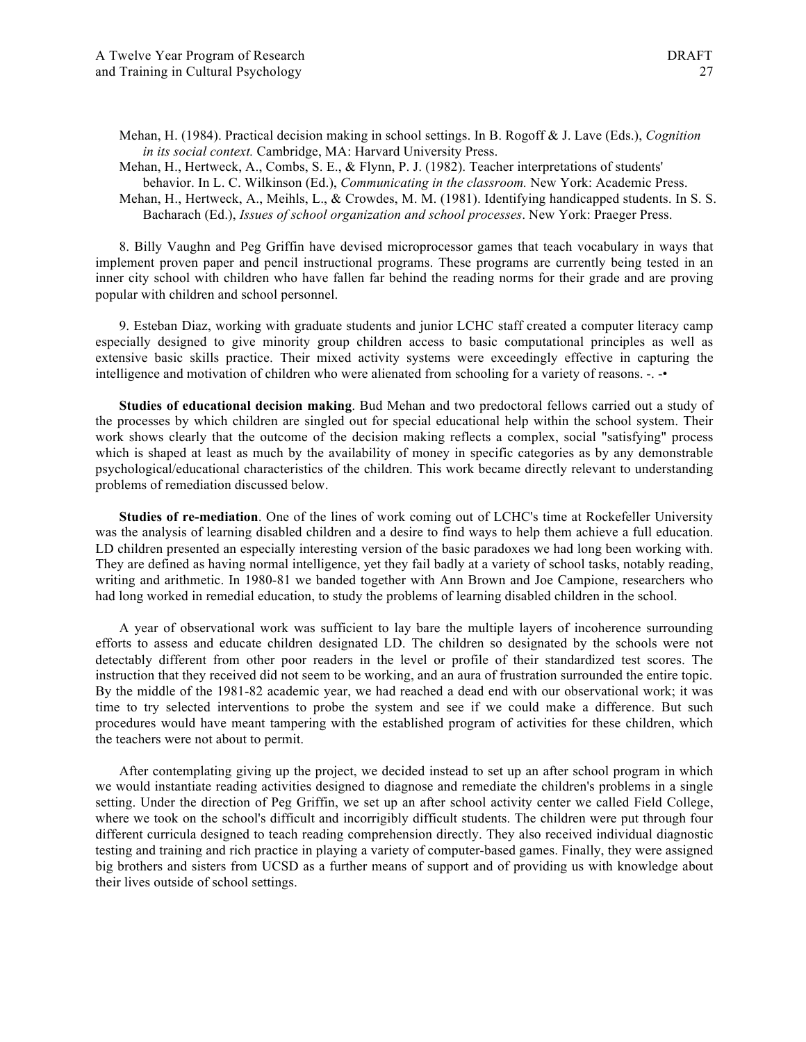Mehan, H. (1984). Practical decision making in school settings. In B. Rogoff & J. Lave (Eds.), *Cognition in its social context.* Cambridge, MA: Harvard University Press.

Mehan, H., Hertweck, A., Combs, S. E., & Flynn, P. J. (1982). Teacher interpretations of students' behavior. In L. C. Wilkinson (Ed.), *Communicating in the classroom.* New York: Academic Press.

Mehan, H., Hertweck, A., Meihls, L., & Crowdes, M. M. (1981). Identifying handicapped students. In S. S. Bacharach (Ed.), *Issues of school organization and school processes*. New York: Praeger Press.

8. Billy Vaughn and Peg Griffin have devised microprocessor games that teach vocabulary in ways that implement proven paper and pencil instructional programs. These programs are currently being tested in an inner city school with children who have fallen far behind the reading norms for their grade and are proving popular with children and school personnel.

9. Esteban Diaz, working with graduate students and junior LCHC staff created a computer literacy camp especially designed to give minority group children access to basic computational principles as well as extensive basic skills practice. Their mixed activity systems were exceedingly effective in capturing the intelligence and motivation of children who were alienated from schooling for a variety of reasons. -. -•

**Studies of educational decision making**. Bud Mehan and two predoctoral fellows carried out a study of the processes by which children are singled out for special educational help within the school system. Their work shows clearly that the outcome of the decision making reflects a complex, social "satisfying" process which is shaped at least as much by the availability of money in specific categories as by any demonstrable psychological/educational characteristics of the children. This work became directly relevant to understanding problems of remediation discussed below.

**Studies of re-mediation**. One of the lines of work coming out of LCHC's time at Rockefeller University was the analysis of learning disabled children and a desire to find ways to help them achieve a full education. LD children presented an especially interesting version of the basic paradoxes we had long been working with. They are defined as having normal intelligence, yet they fail badly at a variety of school tasks, notably reading, writing and arithmetic. In 1980-81 we banded together with Ann Brown and Joe Campione, researchers who had long worked in remedial education, to study the problems of learning disabled children in the school.

A year of observational work was sufficient to lay bare the multiple layers of incoherence surrounding efforts to assess and educate children designated LD. The children so designated by the schools were not detectably different from other poor readers in the level or profile of their standardized test scores. The instruction that they received did not seem to be working, and an aura of frustration surrounded the entire topic. By the middle of the 1981-82 academic year, we had reached a dead end with our observational work; it was time to try selected interventions to probe the system and see if we could make a difference. But such procedures would have meant tampering with the established program of activities for these children, which the teachers were not about to permit.

After contemplating giving up the project, we decided instead to set up an after school program in which we would instantiate reading activities designed to diagnose and remediate the children's problems in a single setting. Under the direction of Peg Griffin, we set up an after school activity center we called Field College, where we took on the school's difficult and incorrigibly difficult students. The children were put through four different curricula designed to teach reading comprehension directly. They also received individual diagnostic testing and training and rich practice in playing a variety of computer-based games. Finally, they were assigned big brothers and sisters from UCSD as a further means of support and of providing us with knowledge about their lives outside of school settings.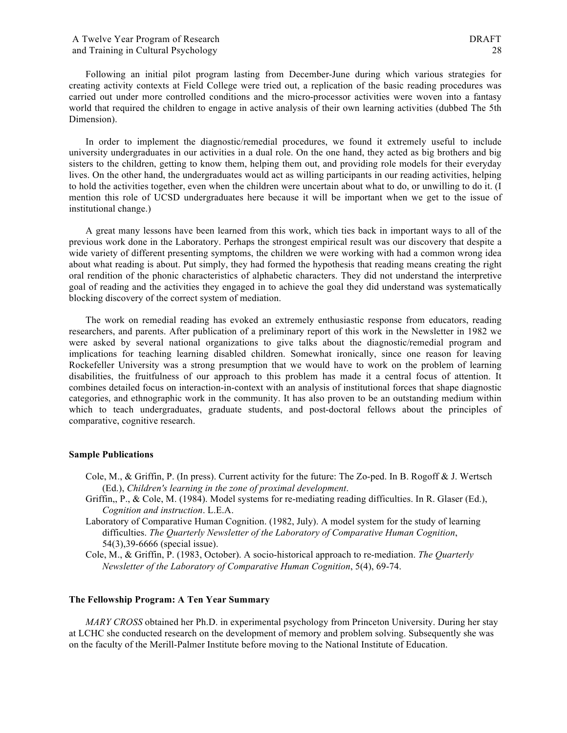Following an initial pilot program lasting from December-June during which various strategies for creating activity contexts at Field College were tried out, a replication of the basic reading procedures was carried out under more controlled conditions and the micro-processor activities were woven into a fantasy world that required the children to engage in active analysis of their own learning activities (dubbed The 5th Dimension).

In order to implement the diagnostic/remedial procedures, we found it extremely useful to include university undergraduates in our activities in a dual role. On the one hand, they acted as big brothers and big sisters to the children, getting to know them, helping them out, and providing role models for their everyday lives. On the other hand, the undergraduates would act as willing participants in our reading activities, helping to hold the activities together, even when the children were uncertain about what to do, or unwilling to do it. (I mention this role of UCSD undergraduates here because it will be important when we get to the issue of institutional change.)

A great many lessons have been learned from this work, which ties back in important ways to all of the previous work done in the Laboratory. Perhaps the strongest empirical result was our discovery that despite a wide variety of different presenting symptoms, the children we were working with had a common wrong idea about what reading is about. Put simply, they had formed the hypothesis that reading means creating the right oral rendition of the phonic characteristics of alphabetic characters. They did not understand the interpretive goal of reading and the activities they engaged in to achieve the goal they did understand was systematically blocking discovery of the correct system of mediation.

The work on remedial reading has evoked an extremely enthusiastic response from educators, reading researchers, and parents. After publication of a preliminary report of this work in the Newsletter in 1982 we were asked by several national organizations to give talks about the diagnostic/remedial program and implications for teaching learning disabled children. Somewhat ironically, since one reason for leaving Rockefeller University was a strong presumption that we would have to work on the problem of learning disabilities, the fruitfulness of our approach to this problem has made it a central focus of attention. It combines detailed focus on interaction-in-context with an analysis of institutional forces that shape diagnostic categories, and ethnographic work in the community. It has also proven to be an outstanding medium within which to teach undergraduates, graduate students, and post-doctoral fellows about the principles of comparative, cognitive research.

**Sample Publications**

Cole, M., & Griffin, P. (In press). Current activity for the future: The Zo-ped. In B. Rogoff & J. Wertsch (Ed.), *Children's learning in the zone of proximal development*.

Griffin,, P., & Cole, M. (1984). Model systems for re-mediating reading difficulties. In R. Glaser (Ed.), *Cognition and instruction*. L.E.A.

Laboratory of Comparative Human Cognition. (1982, July). A model system for the study of learning difficulties. *The Quarterly Newsletter of the Laboratory of Comparative Human Cognition*, 54(3),39-6666 (special issue).

Cole, M., & Griffin, P. (1983, October). A socio-historical approach to re-mediation. *The Quarterly Newsletter of the Laboratory of Comparative Human Cognition*, 5(4), 69-74.

**The Fellowship Program: A Ten Year Summary**

*MARY CROSS* obtained her Ph.D. in experimental psychology from Princeton University. During her stay at LCHC she conducted research on the development of memory and problem solving. Subsequently she was on the faculty of the Merill-Palmer Institute before moving to the National Institute of Education.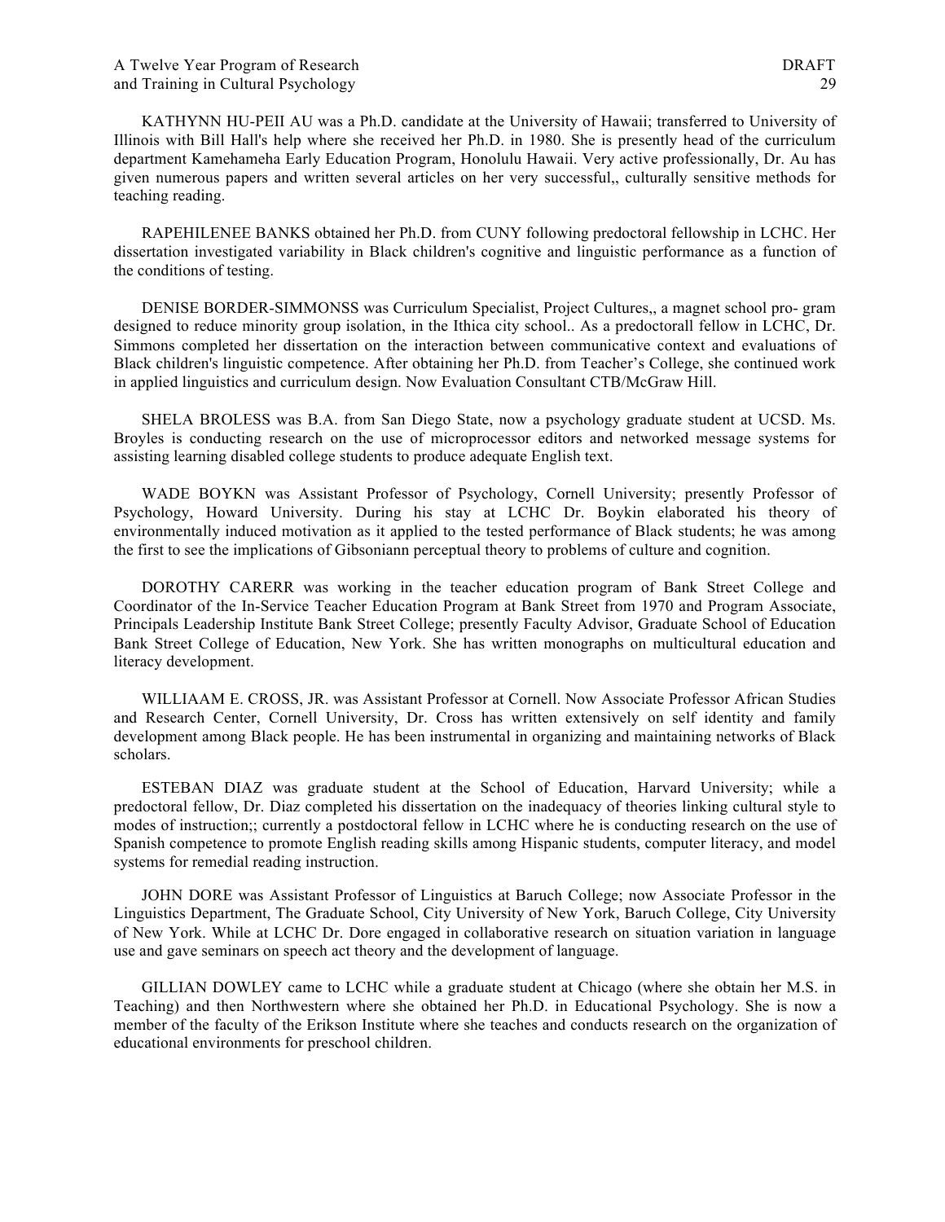KATHYNN HU-PEII AU was a Ph.D. candidate at the University of Hawaii; transferred to University of Illinois with Bill Hall's help where she received her Ph.D. in 1980. She is presently head of the curriculum department Kamehameha Early Education Program, Honolulu Hawaii. Very active professionally, Dr. Au has given numerous papers and written several articles on her very successful,, culturally sensitive methods for teaching reading.

RAPEHILENEE BANKS obtained her Ph.D. from CUNY following predoctoral fellowship in LCHC. Her dissertation investigated variability in Black children's cognitive and linguistic performance as a function of the conditions of testing.

DENISE BORDER-SIMMONSS was Curriculum Specialist, Project Cultures,, a magnet school pro- gram designed to reduce minority group isolation, in the Ithica city school.. As a predoctorall fellow in LCHC, Dr. Simmons completed her dissertation on the interaction between communicative context and evaluations of Black children's linguistic competence. After obtaining her Ph.D. from Teacher's College, she continued work in applied linguistics and curriculum design. Now Evaluation Consultant CTB/McGraw Hill.

SHELA BROLESS was B.A. from San Diego State, now a psychology graduate student at UCSD. Ms. Broyles is conducting research on the use of microprocessor editors and networked message systems for assisting learning disabled college students to produce adequate English text.

WADE BOYKN was Assistant Professor of Psychology, Cornell University; presently Professor of Psychology, Howard University. During his stay at LCHC Dr. Boykin elaborated his theory of environmentally induced motivation as it applied to the tested performance of Black students; he was among the first to see the implications of Gibsoniann perceptual theory to problems of culture and cognition.

DOROTHY CARERR was working in the teacher education program of Bank Street College and Coordinator of the In-Service Teacher Education Program at Bank Street from 1970 and Program Associate, Principals Leadership Institute Bank Street College; presently Faculty Advisor, Graduate School of Education Bank Street College of Education, New York. She has written monographs on multicultural education and literacy development.

WILLIAAM E. CROSS, JR. was Assistant Professor at Cornell. Now Associate Professor African Studies and Research Center, Cornell University, Dr. Cross has written extensively on self identity and family development among Black people. He has been instrumental in organizing and maintaining networks of Black scholars.

ESTEBAN DIAZ was graduate student at the School of Education, Harvard University; while a predoctoral fellow, Dr. Diaz completed his dissertation on the inadequacy of theories linking cultural style to modes of instruction;; currently a postdoctoral fellow in LCHC where he is conducting research on the use of Spanish competence to promote English reading skills among Hispanic students, computer literacy, and model systems for remedial reading instruction.

JOHN DORE was Assistant Professor of Linguistics at Baruch College; now Associate Professor in the Linguistics Department, The Graduate School, City University of New York, Baruch College, City University of New York. While at LCHC Dr. Dore engaged in collaborative research on situation variation in language use and gave seminars on speech act theory and the development of language.

GILLIAN DOWLEY came to LCHC while a graduate student at Chicago (where she obtain her M.S. in Teaching) and then Northwestern where she obtained her Ph.D. in Educational Psychology. She is now a member of the faculty of the Erikson Institute where she teaches and conducts research on the organization of educational environments for preschool children.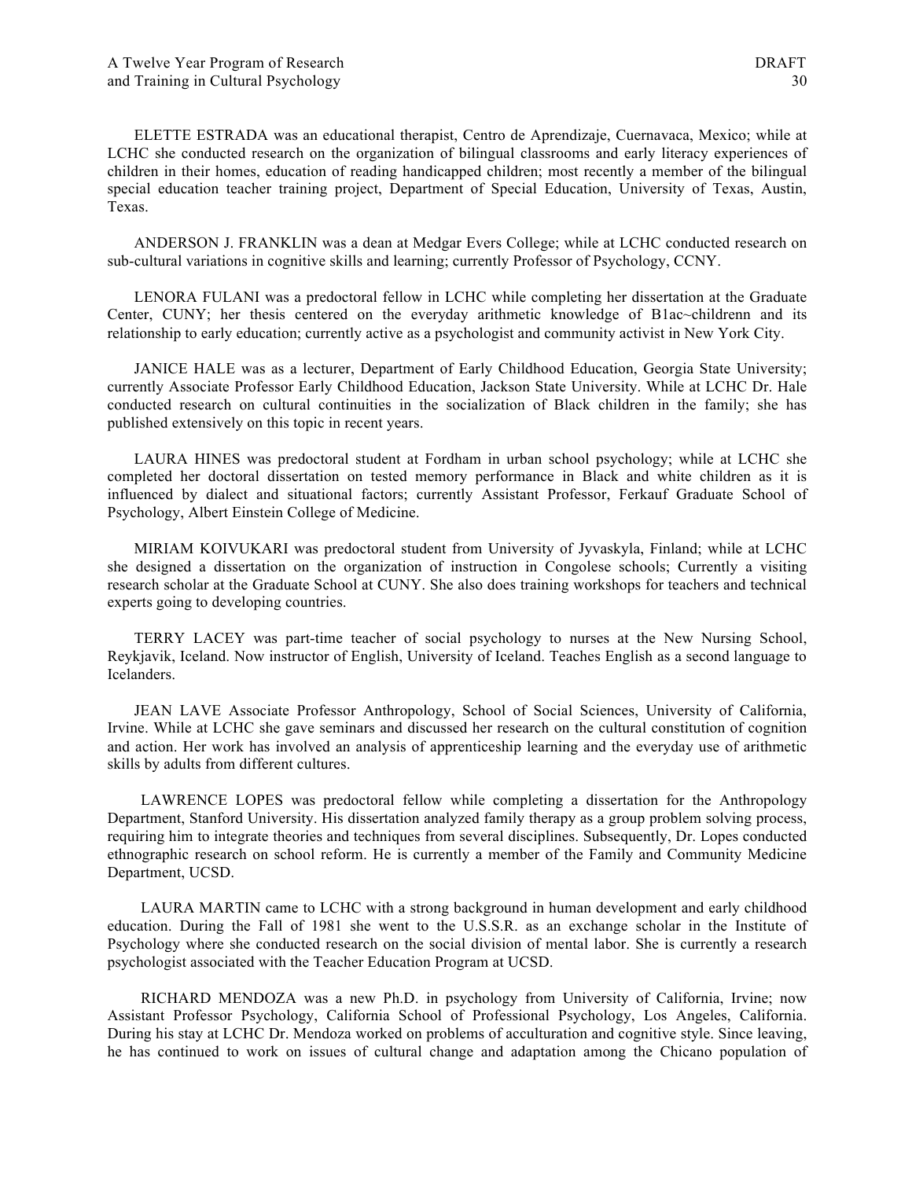ELETTE ESTRADA was an educational therapist, Centro de Aprendizaje, Cuernavaca, Mexico; while at LCHC she conducted research on the organization of bilingual classrooms and early literacy experiences of children in their homes, education of reading handicapped children; most recently a member of the bilingual special education teacher training project, Department of Special Education, University of Texas, Austin, Texas.

ANDERSON J. FRANKLIN was a dean at Medgar Evers College; while at LCHC conducted research on sub-cultural variations in cognitive skills and learning; currently Professor of Psychology, CCNY.

LENORA FULANI was a predoctoral fellow in LCHC while completing her dissertation at the Graduate Center, CUNY; her thesis centered on the everyday arithmetic knowledge of B1ac~childrenn and its relationship to early education; currently active as a psychologist and community activist in New York City.

JANICE HALE was as a lecturer, Department of Early Childhood Education, Georgia State University; currently Associate Professor Early Childhood Education, Jackson State University. While at LCHC Dr. Hale conducted research on cultural continuities in the socialization of Black children in the family; she has published extensively on this topic in recent years.

LAURA HINES was predoctoral student at Fordham in urban school psychology; while at LCHC she completed her doctoral dissertation on tested memory performance in Black and white children as it is influenced by dialect and situational factors; currently Assistant Professor, Ferkauf Graduate School of Psychology, Albert Einstein College of Medicine.

MIRIAM KOIVUKARI was predoctoral student from University of Jyvaskyla, Finland; while at LCHC she designed a dissertation on the organization of instruction in Congolese schools; Currently a visiting research scholar at the Graduate School at CUNY. She also does training workshops for teachers and technical experts going to developing countries.

TERRY LACEY was part-time teacher of social psychology to nurses at the New Nursing School, Reykjavik, Iceland. Now instructor of English, University of Iceland. Teaches English as a second language to Icelanders.

JEAN LAVE Associate Professor Anthropology, School of Social Sciences, University of California, Irvine. While at LCHC she gave seminars and discussed her research on the cultural constitution of cognition and action. Her work has involved an analysis of apprenticeship learning and the everyday use of arithmetic skills by adults from different cultures.

LAWRENCE LOPES was predoctoral fellow while completing a dissertation for the Anthropology Department, Stanford University. His dissertation analyzed family therapy as a group problem solving process, requiring him to integrate theories and techniques from several disciplines. Subsequently, Dr. Lopes conducted ethnographic research on school reform. He is currently a member of the Family and Community Medicine Department, UCSD.

LAURA MARTIN came to LCHC with a strong background in human development and early childhood education. During the Fall of 1981 she went to the U.S.S.R. as an exchange scholar in the Institute of Psychology where she conducted research on the social division of mental labor. She is currently a research psychologist associated with the Teacher Education Program at UCSD.

RICHARD MENDOZA was a new Ph.D. in psychology from University of California, Irvine; now Assistant Professor Psychology, California School of Professional Psychology, Los Angeles, California. During his stay at LCHC Dr. Mendoza worked on problems of acculturation and cognitive style. Since leaving, he has continued to work on issues of cultural change and adaptation among the Chicano population of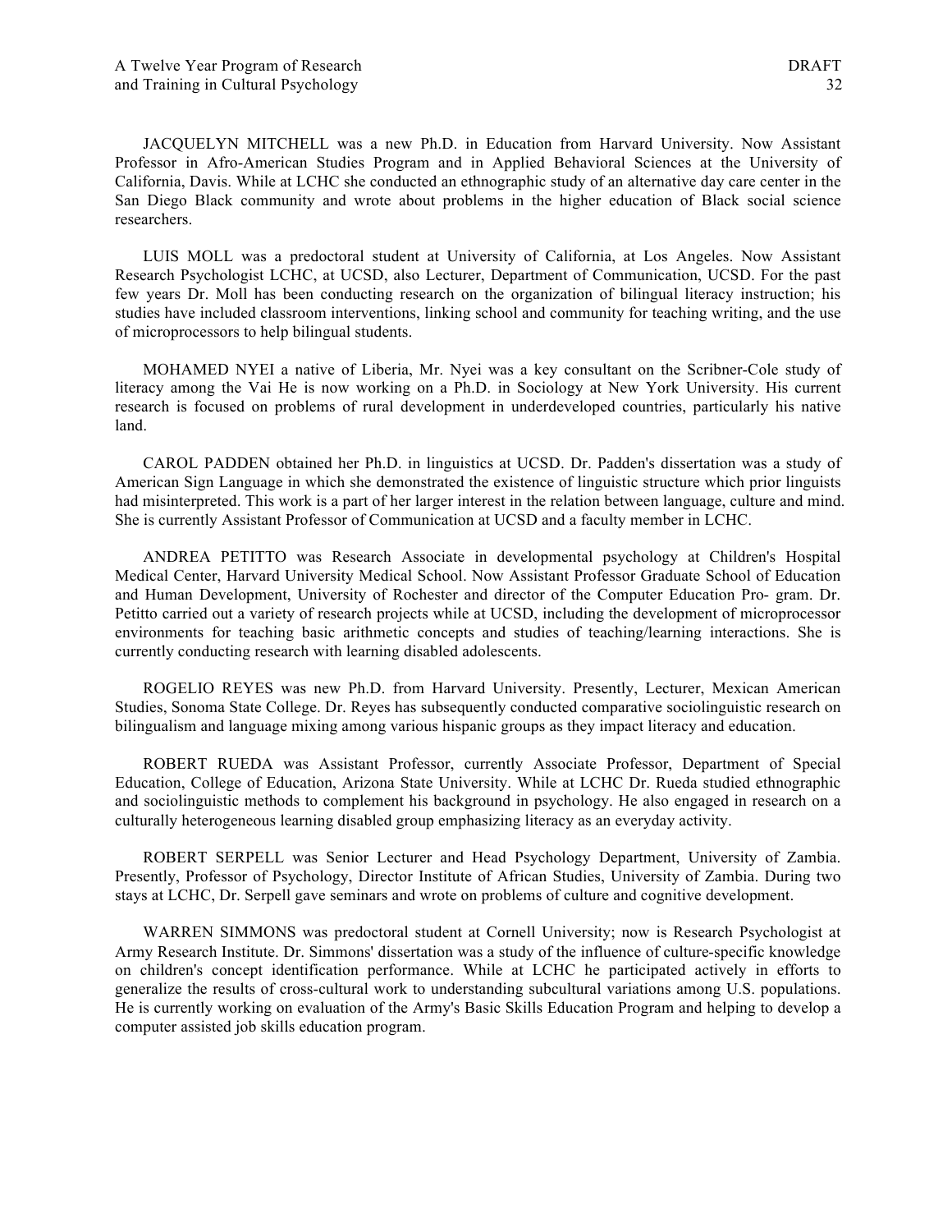JACQUELYN MITCHELL was a new Ph.D. in Education from Harvard University. Now Assistant Professor in Afro-American Studies Program and in Applied Behavioral Sciences at the University of California, Davis. While at LCHC she conducted an ethnographic study of an alternative day care center in the San Diego Black community and wrote about problems in the higher education of Black social science researchers.

LUIS MOLL was a predoctoral student at University of California, at Los Angeles. Now Assistant Research Psychologist LCHC, at UCSD, also Lecturer, Department of Communication, UCSD. For the past few years Dr. Moll has been conducting research on the organization of bilingual literacy instruction; his studies have included classroom interventions, linking school and community for teaching writing, and the use of microprocessors to help bilingual students.

MOHAMED NYEI a native of Liberia, Mr. Nyei was a key consultant on the Scribner-Cole study of literacy among the Vai He is now working on a Ph.D. in Sociology at New York University. His current research is focused on problems of rural development in underdeveloped countries, particularly his native land.

CAROL PADDEN obtained her Ph.D. in linguistics at UCSD. Dr. Padden's dissertation was a study of American Sign Language in which she demonstrated the existence of linguistic structure which prior linguists had misinterpreted. This work is a part of her larger interest in the relation between language, culture and mind. She is currently Assistant Professor of Communication at UCSD and a faculty member in LCHC.

ANDREA PETITTO was Research Associate in developmental psychology at Children's Hospital Medical Center, Harvard University Medical School. Now Assistant Professor Graduate School of Education and Human Development, University of Rochester and director of the Computer Education Pro- gram. Dr. Petitto carried out a variety of research projects while at UCSD, including the development of microprocessor environments for teaching basic arithmetic concepts and studies of teaching/learning interactions. She is currently conducting research with learning disabled adolescents.

ROGELIO REYES was new Ph.D. from Harvard University. Presently, Lecturer, Mexican American Studies, Sonoma State College. Dr. Reyes has subsequently conducted comparative sociolinguistic research on bilingualism and language mixing among various hispanic groups as they impact literacy and education.

ROBERT RUEDA was Assistant Professor, currently Associate Professor, Department of Special Education, College of Education, Arizona State University. While at LCHC Dr. Rueda studied ethnographic and sociolinguistic methods to complement his background in psychology. He also engaged in research on a culturally heterogeneous learning disabled group emphasizing literacy as an everyday activity.

ROBERT SERPELL was Senior Lecturer and Head Psychology Department, University of Zambia. Presently, Professor of Psychology, Director Institute of African Studies, University of Zambia. During two stays at LCHC, Dr. Serpell gave seminars and wrote on problems of culture and cognitive development.

WARREN SIMMONS was predoctoral student at Cornell University; now is Research Psychologist at Army Research Institute. Dr. Simmons' dissertation was a study of the influence of culture-specific knowledge on children's concept identification performance. While at LCHC he participated actively in efforts to generalize the results of cross-cultural work to understanding subcultural variations among U.S. populations. He is currently working on evaluation of the Army's Basic Skills Education Program and helping to develop a computer assisted job skills education program.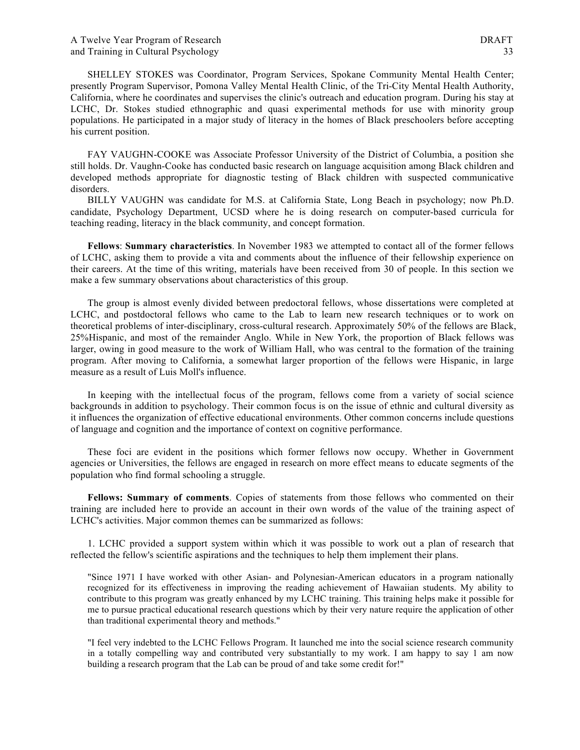SHELLEY STOKES was Coordinator, Program Services, Spokane Community Mental Health Center; presently Program Supervisor, Pomona Valley Mental Health Clinic, of the Tri-City Mental Health Authority, California, where he coordinates and supervises the clinic's outreach and education program. During his stay at LCHC, Dr. Stokes studied ethnographic and quasi experimental methods for use with minority group populations. He participated in a major study of literacy in the homes of Black preschoolers before accepting his current position.

FAY VAUGHN-COOKE was Associate Professor University of the District of Columbia, a position she still holds. Dr. Vaughn-Cooke has conducted basic research on language acquisition among Black children and developed methods appropriate for diagnostic testing of Black children with suspected communicative disorders.

BILLY VAUGHN was candidate for M.S. at California State, Long Beach in psychology; now Ph.D. candidate, Psychology Department, UCSD where he is doing research on computer-based curricula for teaching reading, literacy in the black community, and concept formation.

**Fellows**: **Summary characteristics**. In November 1983 we attempted to contact all of the former fellows of LCHC, asking them to provide a vita and comments about the influence of their fellowship experience on their careers. At the time of this writing, materials have been received from 30 of people. In this section we make a few summary observations about characteristics of this group.

The group is almost evenly divided between predoctoral fellows, whose dissertations were completed at LCHC, and postdoctoral fellows who came to the Lab to learn new research techniques or to work on theoretical problems of inter-disciplinary, cross-cultural research. Approximately 50% of the fellows are Black, 25%Hispanic, and most of the remainder Anglo. While in New York, the proportion of Black fellows was larger, owing in good measure to the work of William Hall, who was central to the formation of the training program. After moving to California, a somewhat larger proportion of the fellows were Hispanic, in large measure as a result of Luis Moll's influence.

In keeping with the intellectual focus of the program, fellows come from a variety of social science backgrounds in addition to psychology. Their common focus is on the issue of ethnic and cultural diversity as it influences the organization of effective educational environments. Other common concerns include questions of language and cognition and the importance of context on cognitive performance.

These foci are evident in the positions which former fellows now occupy. Whether in Government agencies or Universities, the fellows are engaged in research on more effect means to educate segments of the population who find formal schooling a struggle.

**Fellows: Summary of comments**. Copies of statements from those fellows who commented on their training are included here to provide an account in their own words of the value of the training aspect of LCHC's activities. Major common themes can be summarized as follows:

1. LCHC provided a support system within which it was possible to work out a plan of research that reflected the fellow's scientific aspirations and the techniques to help them implement their plans.

> "Since 1971 I have worked with other Asian- and Polynesian-American educators in a program nationally recognized for its effectiveness in improving the reading achievement of Hawaiian students. My ability to contribute to this program was greatly enhanced by my LCHC training. This training helps make it possible for me to pursue practical educational research questions which by their very nature require the application of other than traditional experimental theory and methods."

> "I feel very indebted to the LCHC Fellows Program. It launched me into the social science research community in a totally compelling way and contributed very substantially to my work. I am happy to say 1 am now building a research program that the Lab can be proud of and take some credit for!"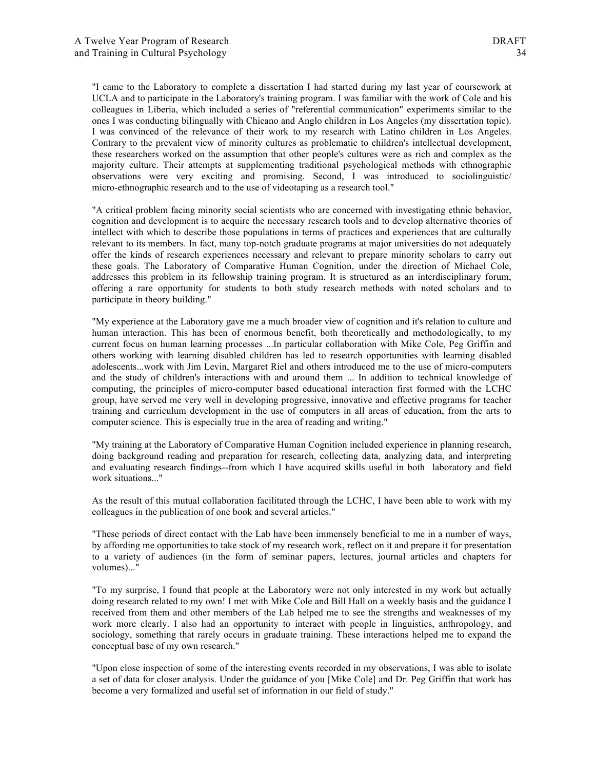"I came to the Laboratory to complete a dissertation I had started during my last year of coursework at UCLA and to participate in the Laboratory's training program. I was familiar with the work of Cole and his colleagues in Liberia, which included a series of "referential communication" experiments similar to the ones I was conducting bilingually with Chicano and Anglo children in Los Angeles (my dissertation topic). I was convinced of the relevance of their work to my research with Latino children in Los Angeles. Contrary to the prevalent view of minority cultures as problematic to children's intellectual development, these researchers worked on the assumption that other people's cultures were as rich and complex as the majority culture. Their attempts at supplementing traditional psychological methods with ethnographic observations were very exciting and promising. Second, I was introduced to sociolinguistic/ micro-ethnographic research and to the use of videotaping as a research tool."

"A critical problem facing minority social scientists who are concerned with investigating ethnic behavior, cognition and development is to acquire the necessary research tools and to develop alternative theories of intellect with which to describe those populations in terms of practices and experiences that are culturally relevant to its members. In fact, many top-notch graduate programs at major universities do not adequately offer the kinds of research experiences necessary and relevant to prepare minority scholars to carry out these goals. The Laboratory of Comparative Human Cognition, under the direction of Michael Cole, addresses this problem in its fellowship training program. It is structured as an interdisciplinary forum, offering a rare opportunity for students to both study research methods with noted scholars and to participate in theory building."

"My experience at the Laboratory gave me a much broader view of cognition and it's relation to culture and human interaction. This has been of enormous benefit, both theoretically and methodologically, to my current focus on human learning processes ...In particular collaboration with Mike Cole, Peg Griffin and others working with learning disabled children has led to research opportunities with learning disabled adolescents...work with Jim Levin, Margaret Riel and others introduced me to the use of micro-computers and the study of children's interactions with and around them ... In addition to technical knowledge of computing, the principles of micro-computer based educational interaction first formed with the LCHC group, have served me very well in developing progressive, innovative and effective programs for teacher training and curriculum development in the use of computers in all areas of education, from the arts to computer science. This is especially true in the area of reading and writing."

"My training at the Laboratory of Comparative Human Cognition included experience in planning research, doing background reading and preparation for research, collecting data, analyzing data, and interpreting and evaluating research findings--from which I have acquired skills useful in both laboratory and field work situations..."

As the result of this mutual collaboration facilitated through the LCHC, I have been able to work with my colleagues in the publication of one book and several articles."

"These periods of direct contact with the Lab have been immensely beneficial to me in a number of ways, by affording me opportunities to take stock of my research work, reflect on it and prepare it for presentation to a variety of audiences (in the form of seminar papers, lectures, journal articles and chapters for volumes)..."

"To my surprise, I found that people at the Laboratory were not only interested in my work but actually doing research related to my own! I met with Mike Cole and Bill Hall on a weekly basis and the guidance I received from them and other members of the Lab helped me to see the strengths and weaknesses of my work more clearly. I also had an opportunity to interact with people in linguistics, anthropology, and sociology, something that rarely occurs in graduate training. These interactions helped me to expand the conceptual base of my own research."

"Upon close inspection of some of the interesting events recorded in my observations, I was able to isolate a set of data for closer analysis. Under the guidance of you [Mike Cole] and Dr. Peg Griffin that work has become a very formalized and useful set of information in our field of study."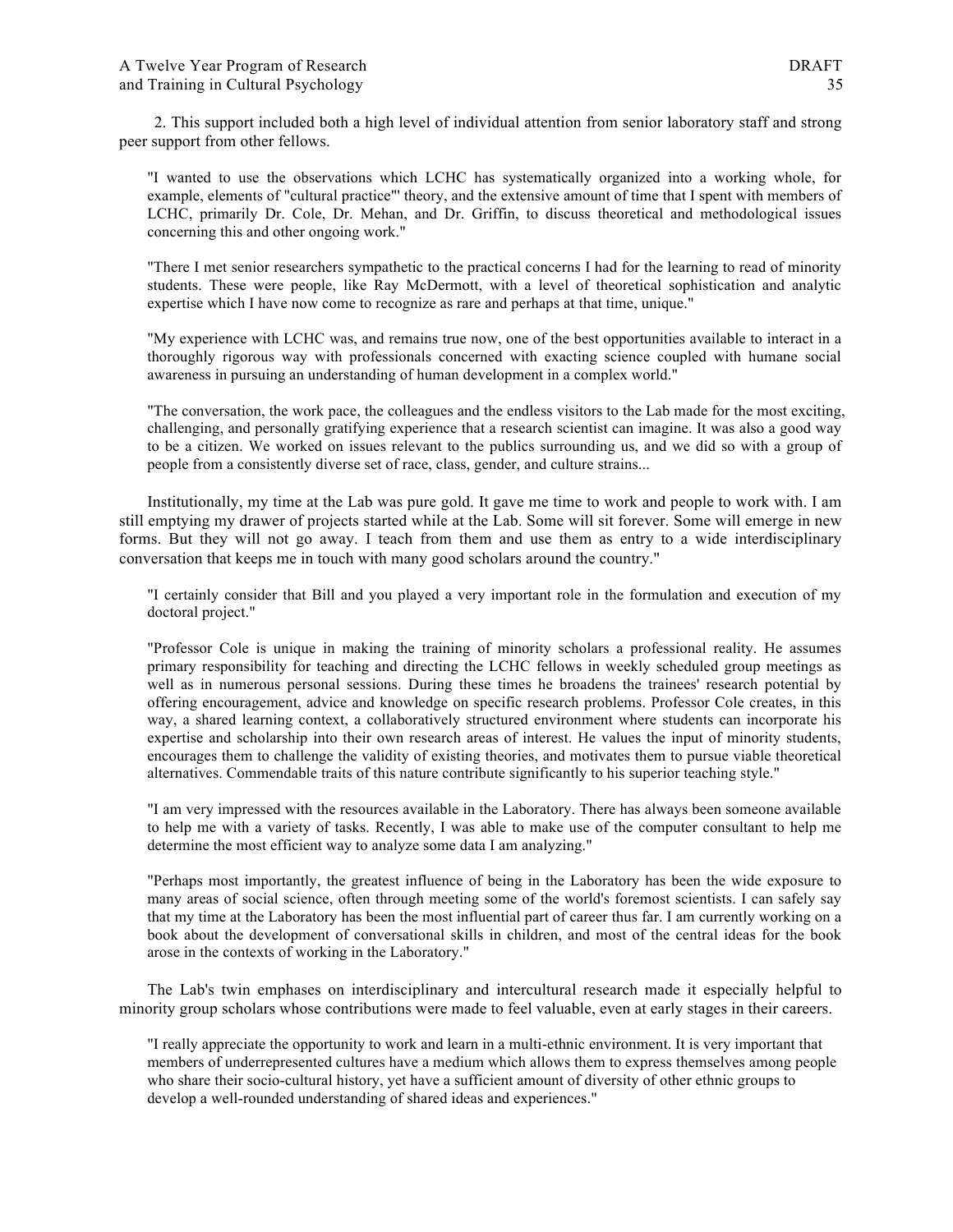2. This support included both a high level of individual attention from senior laboratory staff and strong peer support from other fellows.

> "I wanted to use the observations which LCHC has systematically organized into a working whole, for example, elements of "cultural practice"' theory, and the extensive amount of time that I spent with members of LCHC, primarily Dr. Cole, Dr. Mehan, and Dr. Griffin, to discuss theoretical and methodological issues concerning this and other ongoing work."

> "There I met senior researchers sympathetic to the practical concerns I had for the learning to read of minority students. These were people, like Ray McDermott, with a level of theoretical sophistication and analytic expertise which I have now come to recognize as rare and perhaps at that time, unique."

> "My experience with LCHC was, and remains true now, one of the best opportunities available to interact in a thoroughly rigorous way with professionals concerned with exacting science coupled with humane social awareness in pursuing an understanding of human development in a complex world."

> "The conversation, the work pace, the colleagues and the endless visitors to the Lab made for the most exciting, challenging, and personally gratifying experience that a research scientist can imagine. It was also a good way to be a citizen. We worked on issues relevant to the publics surrounding us, and we did so with a group of people from a consistently diverse set of race, class, gender, and culture strains...

Institutionally, my time at the Lab was pure gold. It gave me time to work and people to work with. I am still emptying my drawer of projects started while at the Lab. Some will sit forever. Some will emerge in new forms. But they will not go away. I teach from them and use them as entry to a wide interdisciplinary conversation that keeps me in touch with many good scholars around the country."

> "I certainly consider that Bill and you played a very important role in the formulation and execution of my doctoral project."

> "Professor Cole is unique in making the training of minority scholars a professional reality. He assumes primary responsibility for teaching and directing the LCHC fellows in weekly scheduled group meetings as well as in numerous personal sessions. During these times he broadens the trainees' research potential by offering encouragement, advice and knowledge on specific research problems. Professor Cole creates, in this way, a shared learning context, a collaboratively structured environment where students can incorporate his expertise and scholarship into their own research areas of interest. He values the input of minority students, encourages them to challenge the validity of existing theories, and motivates them to pursue viable theoretical alternatives. Commendable traits of this nature contribute significantly to his superior teaching style."

> "I am very impressed with the resources available in the Laboratory. There has always been someone available to help me with a variety of tasks. Recently, I was able to make use of the computer consultant to help me determine the most efficient way to analyze some data I am analyzing."

> "Perhaps most importantly, the greatest influence of being in the Laboratory has been the wide exposure to many areas of social science, often through meeting some of the world's foremost scientists. I can safely say that my time at the Laboratory has been the most influential part of career thus far. I am currently working on a book about the development of conversational skills in children, and most of the central ideas for the book arose in the contexts of working in the Laboratory."

The Lab's twin emphases on interdisciplinary and intercultural research made it especially helpful to minority group scholars whose contributions were made to feel valuable, even at early stages in their careers.

> "I really appreciate the opportunity to work and learn in a multi-ethnic environment. It is very important that members of underrepresented cultures have a medium which allows them to express themselves among people who share their socio-cultural history, yet have a sufficient amount of diversity of other ethnic groups to develop a well-rounded understanding of shared ideas and experiences."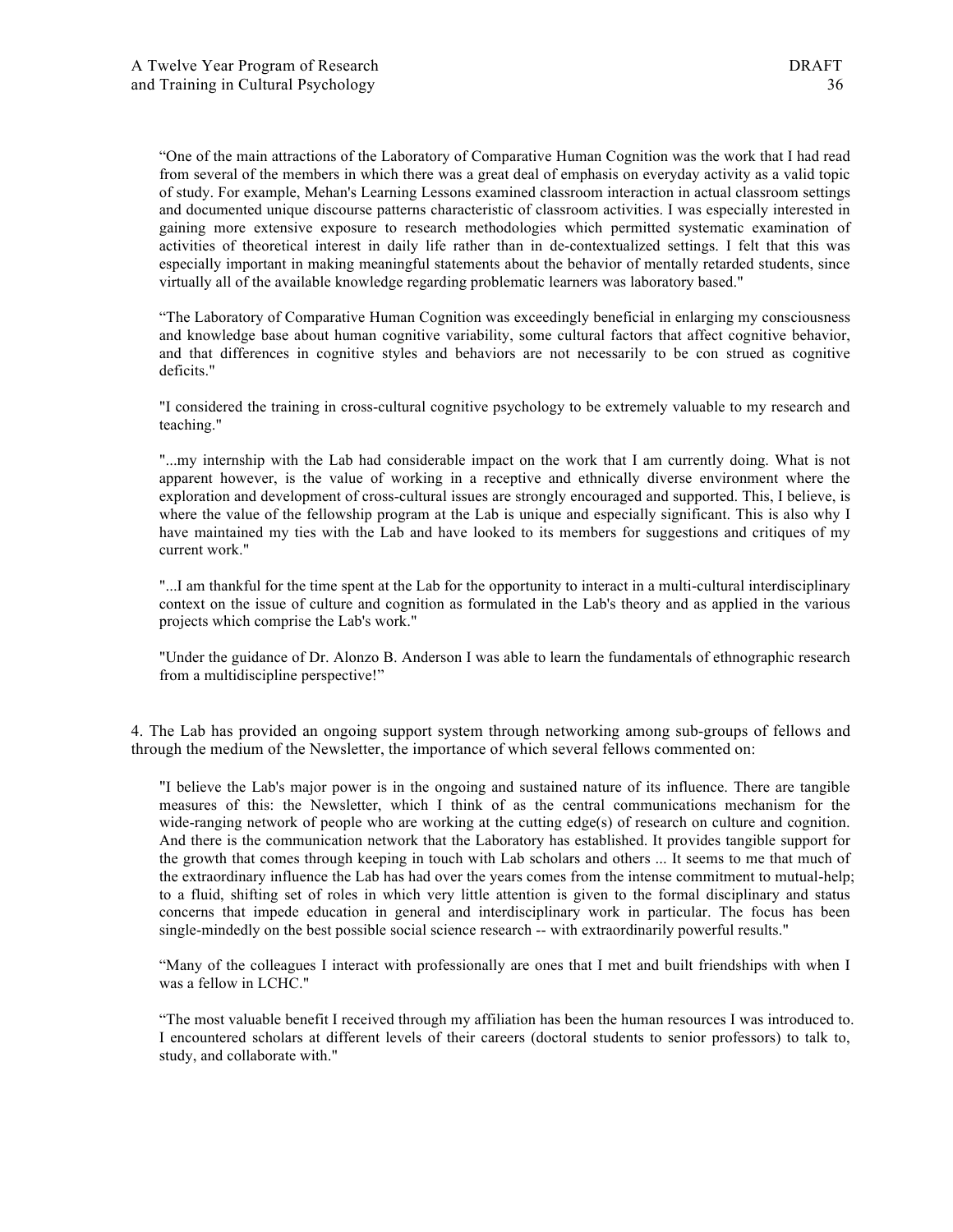“One of the main attractions of the Laboratory of Comparative Human Cognition was the work that I had read from several of the members in which there was a great deal of emphasis on everyday activity as a valid topic of study. For example, Mehan's Learning Lessons examined classroom interaction in actual classroom settings and documented unique discourse patterns characteristic of classroom activities. I was especially interested in gaining more extensive exposure to research methodologies which permitted systematic examination of activities of theoretical interest in daily life rather than in de-contextualized settings. I felt that this was especially important in making meaningful statements about the behavior of mentally retarded students, since virtually all of the available knowledge regarding problematic learners was laboratory based."

“The Laboratory of Comparative Human Cognition was exceedingly beneficial in enlarging my consciousness and knowledge base about human cognitive variability, some cultural factors that affect cognitive behavior, and that differences in cognitive styles and behaviors are not necessarily to be con strued as cognitive deficits."

"I considered the training in cross-cultural cognitive psychology to be extremely valuable to my research and teaching."

"...my internship with the Lab had considerable impact on the work that I am currently doing. What is not apparent however, is the value of working in a receptive and ethnically diverse environment where the exploration and development of cross-cultural issues are strongly encouraged and supported. This, I believe, is where the value of the fellowship program at the Lab is unique and especially significant. This is also why I have maintained my ties with the Lab and have looked to its members for suggestions and critiques of my current work."

"...I am thankful for the time spent at the Lab for the opportunity to interact in a multi-cultural interdisciplinary context on the issue of culture and cognition as formulated in the Lab's theory and as applied in the various projects which comprise the Lab's work."

"Under the guidance of Dr. Alonzo B. Anderson I was able to learn the fundamentals of ethnographic research from a multidiscipline perspective!”

4. The Lab has provided an ongoing support system through networking among sub-groups of fellows and through the medium of the Newsletter, the importance of which several fellows commented on:

"I believe the Lab's major power is in the ongoing and sustained nature of its influence. There are tangible measures of this: the Newsletter, which I think of as the central communications mechanism for the wide-ranging network of people who are working at the cutting edge(s) of research on culture and cognition. And there is the communication network that the Laboratory has established. It provides tangible support for the growth that comes through keeping in touch with Lab scholars and others ... It seems to me that much of the extraordinary influence the Lab has had over the years comes from the intense commitment to mutual-help; to a fluid, shifting set of roles in which very little attention is given to the formal disciplinary and status concerns that impede education in general and interdisciplinary work in particular. The focus has been single-mindedly on the best possible social science research -- with extraordinarily powerful results."

“Many of the colleagues I interact with professionally are ones that I met and built friendships with when I was a fellow in LCHC."

“The most valuable benefit I received through my affiliation has been the human resources I was introduced to. I encountered scholars at different levels of their careers (doctoral students to senior professors) to talk to, study, and collaborate with."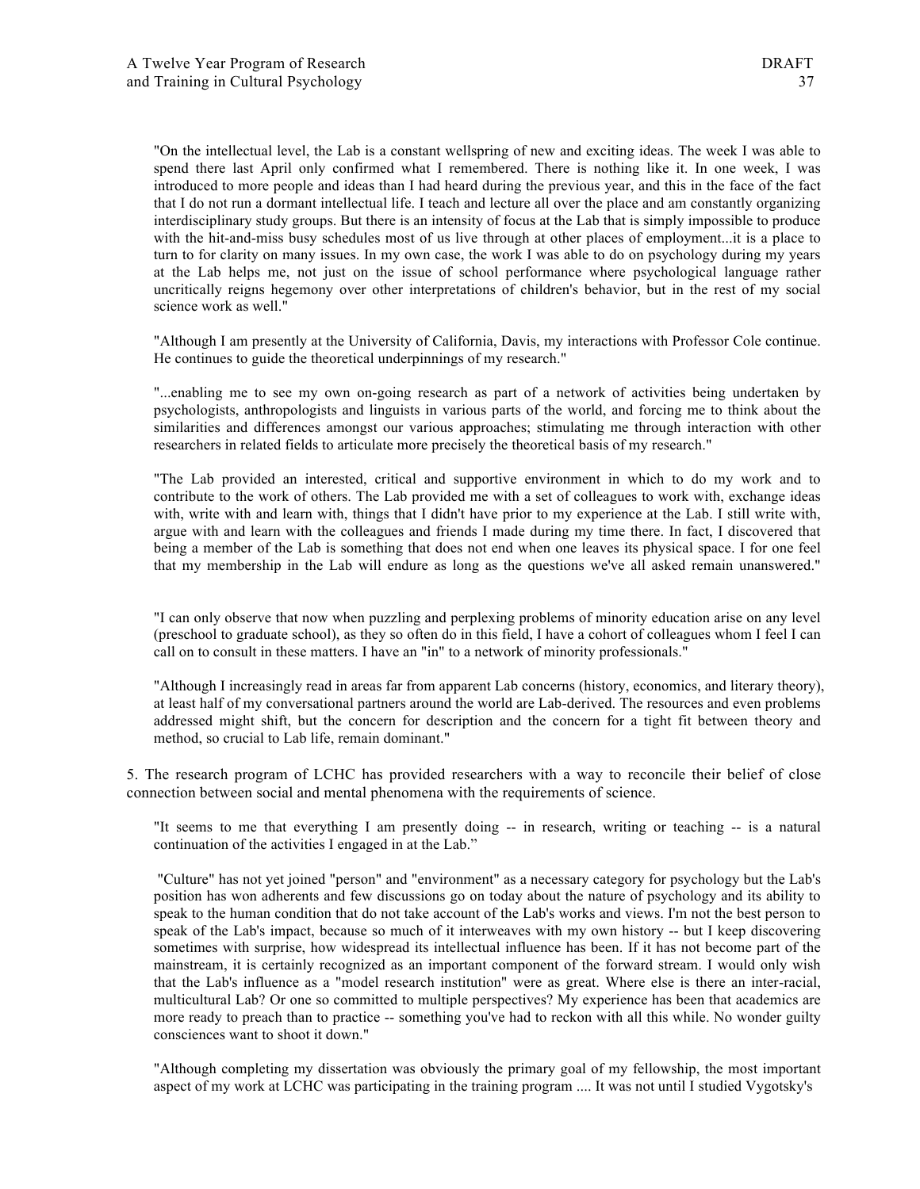> "On the intellectual level, the Lab is a constant wellspring of new and exciting ideas. The week I was able to spend there last April only confirmed what I remembered. There is nothing like it. In one week, I was introduced to more people and ideas than I had heard during the previous year, and this in the face of the fact that I do not run a dormant intellectual life. I teach and lecture all over the place and am constantly organizing interdisciplinary study groups. But there is an intensity of focus at the Lab that is simply impossible to produce with the hit-and-miss busy schedules most of us live through at other places of employment...it is a place to turn to for clarity on many issues. In my own case, the work I was able to do on psychology during my years at the Lab helps me, not just on the issue of school performance where psychological language rather uncritically reigns hegemony over other interpretations of children's behavior, but in the rest of my social science work as well."

> "Although I am presently at the University of California, Davis, my interactions with Professor Cole continue. He continues to guide the theoretical underpinnings of my research."

> "...enabling me to see my own on-going research as part of a network of activities being undertaken by psychologists, anthropologists and linguists in various parts of the world, and forcing me to think about the similarities and differences amongst our various approaches; stimulating me through interaction with other researchers in related fields to articulate more precisely the theoretical basis of my research."

> "The Lab provided an interested, critical and supportive environment in which to do my work and to contribute to the work of others. The Lab provided me with a set of colleagues to work with, exchange ideas with, write with and learn with, things that I didn't have prior to my experience at the Lab. I still write with, argue with and learn with the colleagues and friends I made during my time there. In fact, I discovered that being a member of the Lab is something that does not end when one leaves its physical space. I for one feel that my membership in the Lab will endure as long as the questions we've all asked remain unanswered."

> "I can only observe that now when puzzling and perplexing problems of minority education arise on any level (preschool to graduate school), as they so often do in this field, I have a cohort of colleagues whom I feel I can call on to consult in these matters. I have an "in" to a network of minority professionals."

> "Although I increasingly read in areas far from apparent Lab concerns (history, economics, and literary theory), at least half of my conversational partners around the world are Lab-derived. The resources and even problems addressed might shift, but the concern for description and the concern for a tight fit between theory and method, so crucial to Lab life, remain dominant."

5. The research program of LCHC has provided researchers with a way to reconcile their belief of close connection between social and mental phenomena with the requirements of science.

> "It seems to me that everything I am presently doing -- in research, writing or teaching -- is a natural continuation of the activities I engaged in at the Lab."

> "Culture" has not yet joined "person" and "environment" as a necessary category for psychology but the Lab's position has won adherents and few discussions go on today about the nature of psychology and its ability to speak to the human condition that do not take account of the Lab's works and views. I'm not the best person to speak of the Lab's impact, because so much of it interweaves with my own history -- but I keep discovering sometimes with surprise, how widespread its intellectual influence has been. If it has not become part of the mainstream, it is certainly recognized as an important component of the forward stream. I would only wish that the Lab's influence as a "model research institution" were as great. Where else is there an inter-racial, multicultural Lab? Or one so committed to multiple perspectives? My experience has been that academics are more ready to preach than to practice -- something you've had to reckon with all this while. No wonder guilty consciences want to shoot it down."

> "Although completing my dissertation was obviously the primary goal of my fellowship, the most important aspect of my work at LCHC was participating in the training program .... It was not until I studied Vygotsky's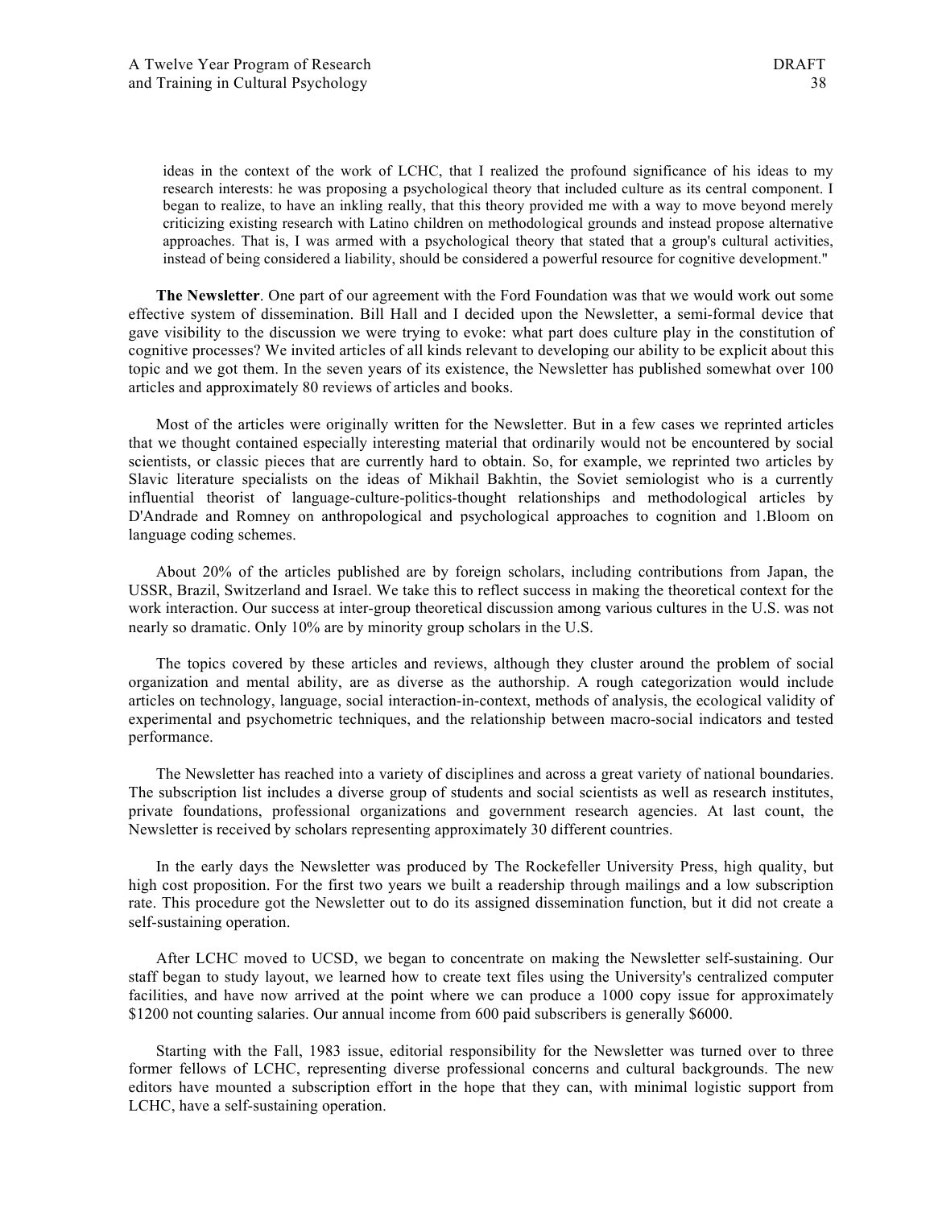> ideas in the context of the work of LCHC, that I realized the profound significance of his ideas to my research interests: he was proposing a psychological theory that included culture as its central component. I began to realize, to have an inkling really, that this theory provided me with a way to move beyond merely criticizing existing research with Latino children on methodological grounds and instead propose alternative approaches. That is, I was armed with a psychological theory that stated that a group's cultural activities, instead of being considered a liability, should be considered a powerful resource for cognitive development."

**The Newsletter**. One part of our agreement with the Ford Foundation was that we would work out some effective system of dissemination. Bill Hall and I decided upon the Newsletter, a semi-formal device that gave visibility to the discussion we were trying to evoke: what part does culture play in the constitution of cognitive processes? We invited articles of all kinds relevant to developing our ability to be explicit about this topic and we got them. In the seven years of its existence, the Newsletter has published somewhat over 100 articles and approximately 80 reviews of articles and books.

Most of the articles were originally written for the Newsletter. But in a few cases we reprinted articles that we thought contained especially interesting material that ordinarily would not be encountered by social scientists, or classic pieces that are currently hard to obtain. So, for example, we reprinted two articles by Slavic literature specialists on the ideas of Mikhail Bakhtin, the Soviet semiologist who is a currently influential theorist of language-culture-politics-thought relationships and methodological articles by D'Andrade and Romney on anthropological and psychological approaches to cognition and 1.Bloom on language coding schemes.

About 20% of the articles published are by foreign scholars, including contributions from Japan, the USSR, Brazil, Switzerland and Israel. We take this to reflect success in making the theoretical context for the work interaction. Our success at inter-group theoretical discussion among various cultures in the U.S. was not nearly so dramatic. Only 10% are by minority group scholars in the U.S.

The topics covered by these articles and reviews, although they cluster around the problem of social organization and mental ability, are as diverse as the authorship. A rough categorization would include articles on technology, language, social interaction-in-context, methods of analysis, the ecological validity of experimental and psychometric techniques, and the relationship between macro-social indicators and tested performance.

The Newsletter has reached into a variety of disciplines and across a great variety of national boundaries. The subscription list includes a diverse group of students and social scientists as well as research institutes, private foundations, professional organizations and government research agencies. At last count, the Newsletter is received by scholars representing approximately 30 different countries.

In the early days the Newsletter was produced by The Rockefeller University Press, high quality, but high cost proposition. For the first two years we built a readership through mailings and a low subscription rate. This procedure got the Newsletter out to do its assigned dissemination function, but it did not create a self-sustaining operation.

After LCHC moved to UCSD, we began to concentrate on making the Newsletter self-sustaining. Our staff began to study layout, we learned how to create text files using the University's centralized computer facilities, and have now arrived at the point where we can produce a 1000 copy issue for approximately $1200 not counting salaries. Our annual income from 600 paid subscribers is generally $6000.

Starting with the Fall, 1983 issue, editorial responsibility for the Newsletter was turned over to three former fellows of LCHC, representing diverse professional concerns and cultural backgrounds. The new editors have mounted a subscription effort in the hope that they can, with minimal logistic support from LCHC, have a self-sustaining operation.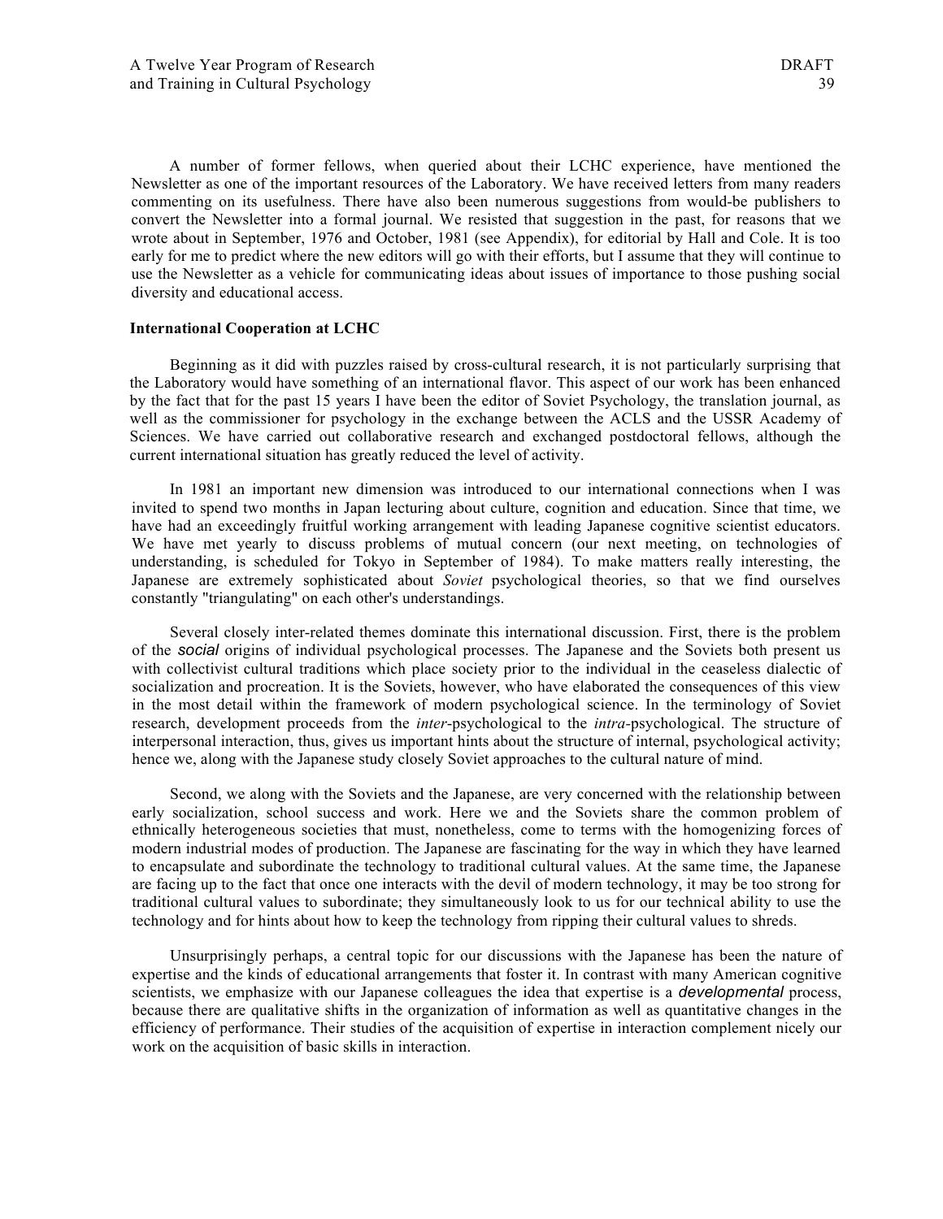A number of former fellows, when queried about their LCHC experience, have mentioned the Newsletter as one of the important resources of the Laboratory. We have received letters from many readers commenting on its usefulness. There have also been numerous suggestions from would-be publishers to convert the Newsletter into a formal journal. We resisted that suggestion in the past, for reasons that we wrote about in September, 1976 and October, 1981 (see Appendix), for editorial by Hall and Cole. It is too early for me to predict where the new editors will go with their efforts, but I assume that they will continue to use the Newsletter as a vehicle for communicating ideas about issues of importance to those pushing social diversity and educational access.

**International Cooperation at LCHC**

Beginning as it did with puzzles raised by cross-cultural research, it is not particularly surprising that the Laboratory would have something of an international flavor. This aspect of our work has been enhanced by the fact that for the past 15 years I have been the editor of Soviet Psychology, the translation journal, as well as the commissioner for psychology in the exchange between the ACLS and the USSR Academy of Sciences. We have carried out collaborative research and exchanged postdoctoral fellows, although the current international situation has greatly reduced the level of activity.

In 1981 an important new dimension was introduced to our international connections when I was invited to spend two months in Japan lecturing about culture, cognition and education. Since that time, we have had an exceedingly fruitful working arrangement with leading Japanese cognitive scientist educators. We have met yearly to discuss problems of mutual concern (our next meeting, on technologies of understanding, is scheduled for Tokyo in September of 1984). To make matters really interesting, the Japanese are extremely sophisticated about *Soviet* psychological theories, so that we find ourselves constantly "triangulating" on each other's understandings.

Several closely inter-related themes dominate this international discussion. First, there is the problem of the *social* origins of individual psychological processes. The Japanese and the Soviets both present us with collectivist cultural traditions which place society prior to the individual in the ceaseless dialectic of socialization and procreation. It is the Soviets, however, who have elaborated the consequences of this view in the most detail within the framework of modern psychological science. In the terminology of Soviet research, development proceeds from the *inter*-psychological to the *intra*-psychological. The structure of interpersonal interaction, thus, gives us important hints about the structure of internal, psychological activity; hence we, along with the Japanese study closely Soviet approaches to the cultural nature of mind.

Second, we along with the Soviets and the Japanese, are very concerned with the relationship between early socialization, school success and work. Here we and the Soviets share the common problem of ethnically heterogeneous societies that must, nonetheless, come to terms with the homogenizing forces of modern industrial modes of production. The Japanese are fascinating for the way in which they have learned to encapsulate and subordinate the technology to traditional cultural values. At the same time, the Japanese are facing up to the fact that once one interacts with the devil of modern technology, it may be too strong for traditional cultural values to subordinate; they simultaneously look to us for our technical ability to use the technology and for hints about how to keep the technology from ripping their cultural values to shreds.

Unsurprisingly perhaps, a central topic for our discussions with the Japanese has been the nature of expertise and the kinds of educational arrangements that foster it. In contrast with many American cognitive scientists, we emphasize with our Japanese colleagues the idea that expertise is a *developmental* process, because there are qualitative shifts in the organization of information as well as quantitative changes in the efficiency of performance. Their studies of the acquisition of expertise in interaction complement nicely our work on the acquisition of basic skills in interaction.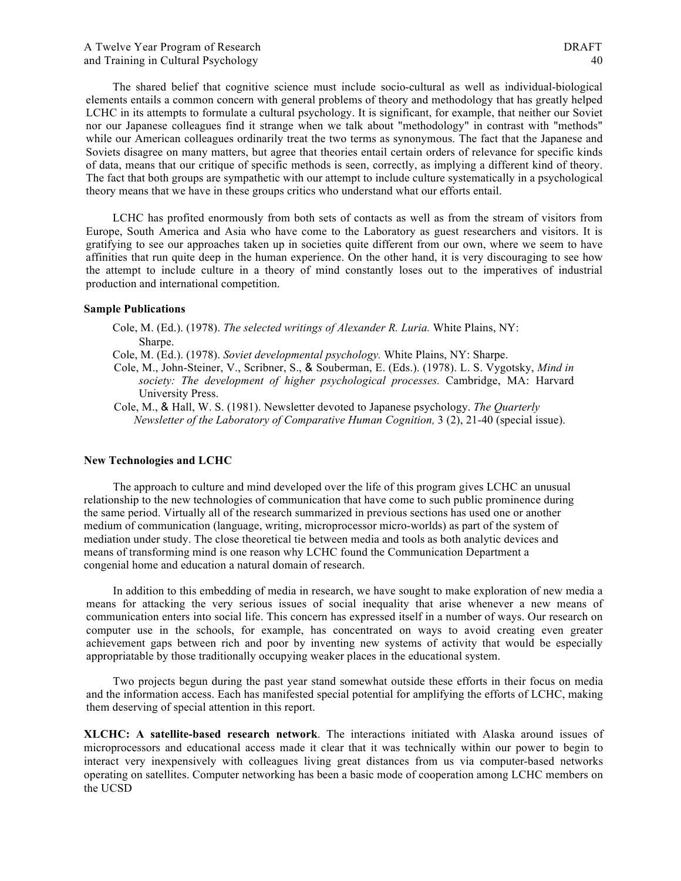The shared belief that cognitive science must include socio-cultural as well as individual-biological elements entails a common concern with general problems of theory and methodology that has greatly helped LCHC in its attempts to formulate a cultural psychology. It is significant, for example, that neither our Soviet nor our Japanese colleagues find it strange when we talk about "methodology" in contrast with "methods" while our American colleagues ordinarily treat the two terms as synonymous. The fact that the Japanese and Soviets disagree on many matters, but agree that theories entail certain orders of relevance for specific kinds of data, means that our critique of specific methods is seen, correctly, as implying a different kind of theory. The fact that both groups are sympathetic with our attempt to include culture systematically in a psychological theory means that we have in these groups critics who understand what our efforts entail.

LCHC has profited enormously from both sets of contacts as well as from the stream of visitors from Europe, South America and Asia who have come to the Laboratory as guest researchers and visitors. It is gratifying to see our approaches taken up in societies quite different from our own, where we seem to have affinities that run quite deep in the human experience. On the other hand, it is very discouraging to see how the attempt to include culture in a theory of mind constantly loses out to the imperatives of industrial production and international competition.

**Sample Publications**

Cole, M. (Ed.). (1978). *The selected writings of Alexander R. Luria.* White Plains, NY: Sharpe.

Cole, M. (Ed.). (1978). *Soviet developmental psychology.* White Plains, NY: Sharpe.

Cole, M., John-Steiner, V., Scribner, S., & Souberman, E. (Eds.). (1978). L. S. Vygotsky, *Mind in society: The development of higher psychological processes.* Cambridge, MA: Harvard University Press.

Cole, M., & Hall, W. S. (1981). Newsletter devoted to Japanese psychology. *The Quarterly Newsletter of the Laboratory of Comparative Human Cognition,* 3 (2), 21-40 (special issue).

**New Technologies and LCHC**

The approach to culture and mind developed over the life of this program gives LCHC an unusual relationship to the new technologies of communication that have come to such public prominence during the same period. Virtually all of the research summarized in previous sections has used one or another medium of communication (language, writing, microprocessor micro-worlds) as part of the system of mediation under study. The close theoretical tie between media and tools as both analytic devices and means of transforming mind is one reason why LCHC found the Communication Department a congenial home and education a natural domain of research.

In addition to this embedding of media in research, we have sought to make exploration of new media a means for attacking the very serious issues of social inequality that arise whenever a new means of communication enters into social life. This concern has expressed itself in a number of ways. Our research on computer use in the schools, for example, has concentrated on ways to avoid creating even greater achievement gaps between rich and poor by inventing new systems of activity that would be especially appropriatable by those traditionally occupying weaker places in the educational system.

Two projects begun during the past year stand somewhat outside these efforts in their focus on media and the information access. Each has manifested special potential for amplifying the efforts of LCHC, making them deserving of special attention in this report.

**XLCHC: A satellite-based research network**. The interactions initiated with Alaska around issues of microprocessors and educational access made it clear that it was technically within our power to begin to interact very inexpensively with colleagues living great distances from us via computer-based networks operating on satellites. Computer networking has been a basic mode of cooperation among LCHC members on the UCSD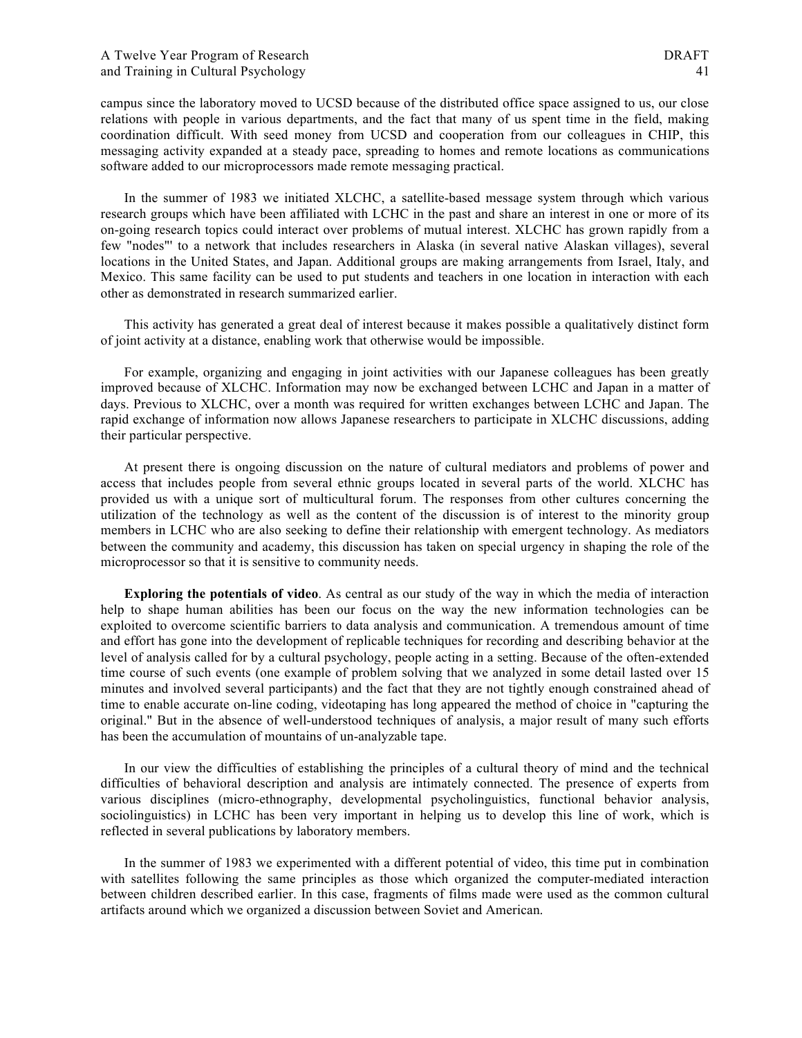campus since the laboratory moved to UCSD because of the distributed office space assigned to us, our close relations with people in various departments, and the fact that many of us spent time in the field, making coordination difficult. With seed money from UCSD and cooperation from our colleagues in CHIP, this messaging activity expanded at a steady pace, spreading to homes and remote locations as communications software added to our microprocessors made remote messaging practical.

In the summer of 1983 we initiated XLCHC, a satellite-based message system through which various research groups which have been affiliated with LCHC in the past and share an interest in one or more of its on-going research topics could interact over problems of mutual interest. XLCHC has grown rapidly from a few "nodes"' to a network that includes researchers in Alaska (in several native Alaskan villages), several locations in the United States, and Japan. Additional groups are making arrangements from Israel, Italy, and Mexico. This same facility can be used to put students and teachers in one location in interaction with each other as demonstrated in research summarized earlier.

This activity has generated a great deal of interest because it makes possible a qualitatively distinct form of joint activity at a distance, enabling work that otherwise would be impossible.

For example, organizing and engaging in joint activities with our Japanese colleagues has been greatly improved because of XLCHC. Information may now be exchanged between LCHC and Japan in a matter of days. Previous to XLCHC, over a month was required for written exchanges between LCHC and Japan. The rapid exchange of information now allows Japanese researchers to participate in XLCHC discussions, adding their particular perspective.

At present there is ongoing discussion on the nature of cultural mediators and problems of power and access that includes people from several ethnic groups located in several parts of the world. XLCHC has provided us with a unique sort of multicultural forum. The responses from other cultures concerning the utilization of the technology as well as the content of the discussion is of interest to the minority group members in LCHC who are also seeking to define their relationship with emergent technology. As mediators between the community and academy, this discussion has taken on special urgency in shaping the role of the microprocessor so that it is sensitive to community needs.

**Exploring the potentials of video**. As central as our study of the way in which the media of interaction help to shape human abilities has been our focus on the way the new information technologies can be exploited to overcome scientific barriers to data analysis and communication. A tremendous amount of time and effort has gone into the development of replicable techniques for recording and describing behavior at the level of analysis called for by a cultural psychology, people acting in a setting. Because of the often-extended time course of such events (one example of problem solving that we analyzed in some detail lasted over 15 minutes and involved several participants) and the fact that they are not tightly enough constrained ahead of time to enable accurate on-line coding, videotaping has long appeared the method of choice in "capturing the original." But in the absence of well-understood techniques of analysis, a major result of many such efforts has been the accumulation of mountains of un-analyzable tape.

In our view the difficulties of establishing the principles of a cultural theory of mind and the technical difficulties of behavioral description and analysis are intimately connected. The presence of experts from various disciplines (micro-ethnography, developmental psycholinguistics, functional behavior analysis, sociolinguistics) in LCHC has been very important in helping us to develop this line of work, which is reflected in several publications by laboratory members.

In the summer of 1983 we experimented with a different potential of video, this time put in combination with satellites following the same principles as those which organized the computer-mediated interaction between children described earlier. In this case, fragments of films made were used as the common cultural artifacts around which we organized a discussion between Soviet and American.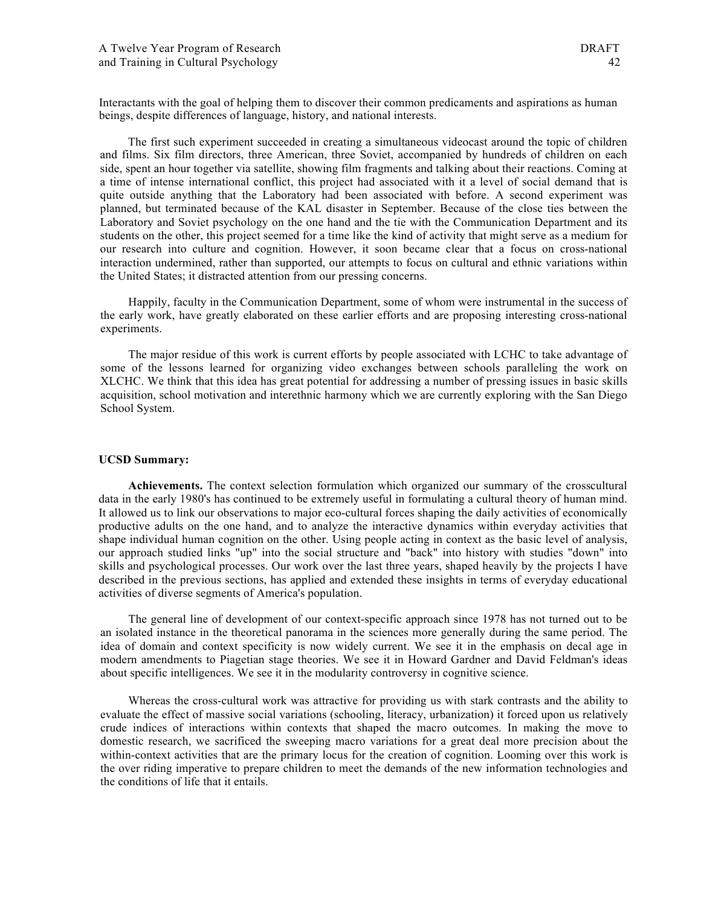Interactants with the goal of helping them to discover their common predicaments and aspirations as human beings, despite differences of language, history, and national interests.

The first such experiment succeeded in creating a simultaneous videocast around the topic of children and films. Six film directors, three American, three Soviet, accompanied by hundreds of children on each side, spent an hour together via satellite, showing film fragments and talking about their reactions. Coming at a time of intense international conflict, this project had associated with it a level of social demand that is quite outside anything that the Laboratory had been associated with before. A second experiment was planned, but terminated because of the KAL disaster in September. Because of the close ties between the Laboratory and Soviet psychology on the one hand and the tie with the Communication Department and its students on the other, this project seemed for a time like the kind of activity that might serve as a medium for our research into culture and cognition. However, it soon became clear that a focus on cross-national interaction undermined, rather than supported, our attempts to focus on cultural and ethnic variations within the United States; it distracted attention from our pressing concerns.

Happily, faculty in the Communication Department, some of whom were instrumental in the success of the early work, have greatly elaborated on these earlier efforts and are proposing interesting cross-national experiments.

The major residue of this work is current efforts by people associated with LCHC to take advantage of some of the lessons learned for organizing video exchanges between schools paralleling the work on XLCHC. We think that this idea has great potential for addressing a number of pressing issues in basic skills acquisition, school motivation and interethnic harmony which we are currently exploring with the San Diego School System.

**UCSD Summary:**

**Achievements.** The context selection formulation which organized our summary of the crosscultural data in the early 1980's has continued to be extremely useful in formulating a cultural theory of human mind. It allowed us to link our observations to major eco-cultural forces shaping the daily activities of economically productive adults on the one hand, and to analyze the interactive dynamics within everyday activities that shape individual human cognition on the other. Using people acting in context as the basic level of analysis, our approach studied links "up" into the social structure and "back" into history with studies "down" into skills and psychological processes. Our work over the last three years, shaped heavily by the projects I have described in the previous sections, has applied and extended these insights in terms of everyday educational activities of diverse segments of America's population.

The general line of development of our context-specific approach since 1978 has not turned out to be an isolated instance in the theoretical panorama in the sciences more generally during the same period. The idea of domain and context specificity is now widely current. We see it in the emphasis on decal age in modern amendments to Piagetian stage theories. We see it in Howard Gardner and David Feldman's ideas about specific intelligences. We see it in the modularity controversy in cognitive science.

Whereas the cross-cultural work was attractive for providing us with stark contrasts and the ability to evaluate the effect of massive social variations (schooling, literacy, urbanization) it forced upon us relatively crude indices of interactions within contexts that shaped the macro outcomes. In making the move to domestic research, we sacrificed the sweeping macro variations for a great deal more precision about the within-context activities that are the primary locus for the creation of cognition. Looming over this work is the over riding imperative to prepare children to meet the demands of the new information technologies and the conditions of life that it entails.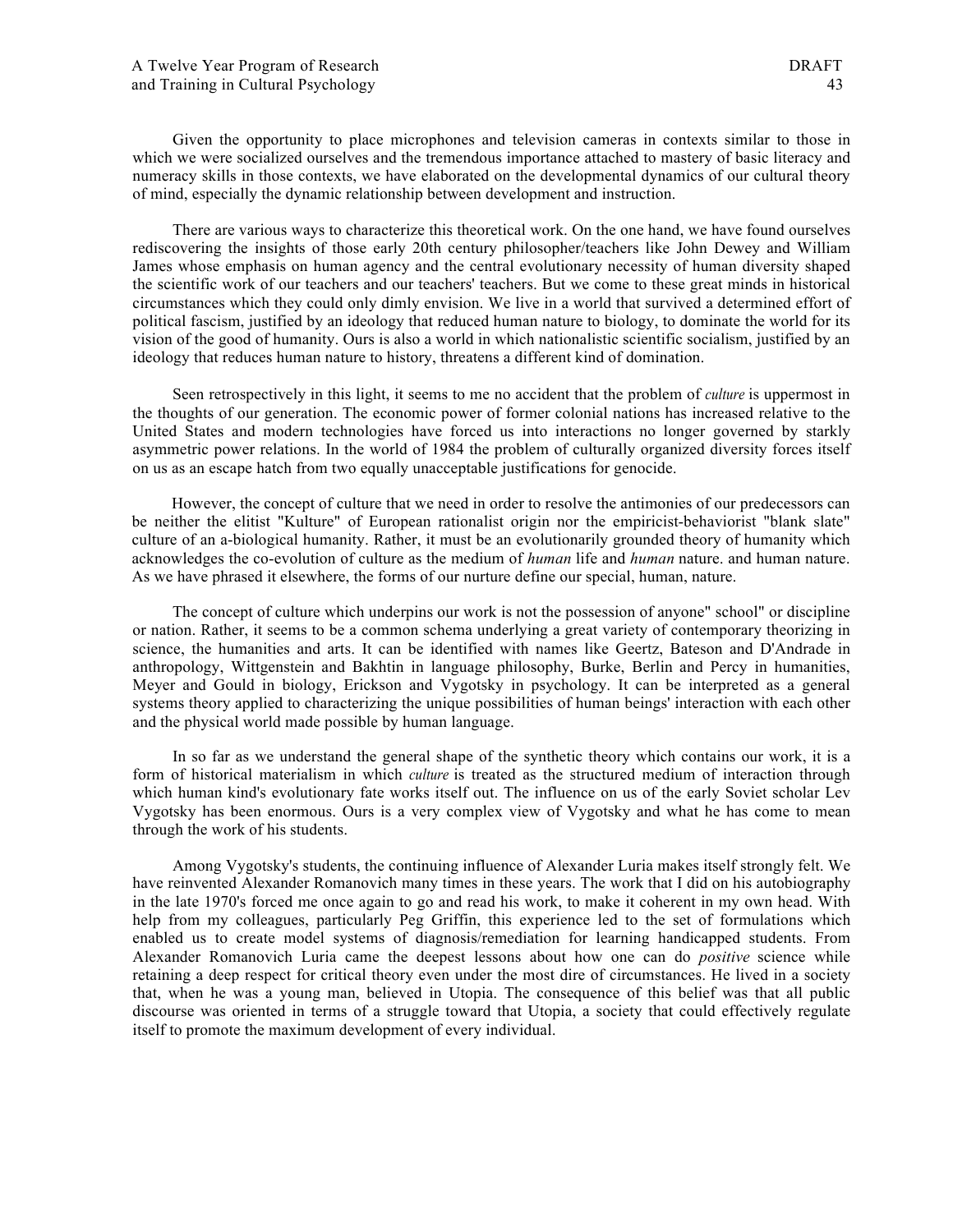Given the opportunity to place microphones and television cameras in contexts similar to those in which we were socialized ourselves and the tremendous importance attached to mastery of basic literacy and numeracy skills in those contexts, we have elaborated on the developmental dynamics of our cultural theory of mind, especially the dynamic relationship between development and instruction.

There are various ways to characterize this theoretical work. On the one hand, we have found ourselves rediscovering the insights of those early 20th century philosopher/teachers like John Dewey and William James whose emphasis on human agency and the central evolutionary necessity of human diversity shaped the scientific work of our teachers and our teachers' teachers. But we come to these great minds in historical circumstances which they could only dimly envision. We live in a world that survived a determined effort of political fascism, justified by an ideology that reduced human nature to biology, to dominate the world for its vision of the good of humanity. Ours is also a world in which nationalistic scientific socialism, justified by an ideology that reduces human nature to history, threatens a different kind of domination.

Seen retrospectively in this light, it seems to me no accident that the problem of *culture* is uppermost in the thoughts of our generation. The economic power of former colonial nations has increased relative to the United States and modern technologies have forced us into interactions no longer governed by starkly asymmetric power relations. In the world of 1984 the problem of culturally organized diversity forces itself on us as an escape hatch from two equally unacceptable justifications for genocide.

However, the concept of culture that we need in order to resolve the antimonies of our predecessors can be neither the elitist "Kulture" of European rationalist origin nor the empiricist-behaviorist "blank slate" culture of an a-biological humanity. Rather, it must be an evolutionarily grounded theory of humanity which acknowledges the co-evolution of culture as the medium of *human* life and *human* nature. and human nature. As we have phrased it elsewhere, the forms of our nurture define our special, human, nature.

The concept of culture which underpins our work is not the possession of anyone" school" or discipline or nation. Rather, it seems to be a common schema underlying a great variety of contemporary theorizing in science, the humanities and arts. It can be identified with names like Geertz, Bateson and D'Andrade in anthropology, Wittgenstein and Bakhtin in language philosophy, Burke, Berlin and Percy in humanities, Meyer and Gould in biology, Erickson and Vygotsky in psychology. It can be interpreted as a general systems theory applied to characterizing the unique possibilities of human beings' interaction with each other and the physical world made possible by human language.

In so far as we understand the general shape of the synthetic theory which contains our work, it is a form of historical materialism in which *culture* is treated as the structured medium of interaction through which human kind's evolutionary fate works itself out. The influence on us of the early Soviet scholar Lev Vygotsky has been enormous. Ours is a very complex view of Vygotsky and what he has come to mean through the work of his students.

Among Vygotsky's students, the continuing influence of Alexander Luria makes itself strongly felt. We have reinvented Alexander Romanovich many times in these years. The work that I did on his autobiography in the late 1970's forced me once again to go and read his work, to make it coherent in my own head. With help from my colleagues, particularly Peg Griffin, this experience led to the set of formulations which enabled us to create model systems of diagnosis/remediation for learning handicapped students. From Alexander Romanovich Luria came the deepest lessons about how one can do *positive* science while retaining a deep respect for critical theory even under the most dire of circumstances. He lived in a society that, when he was a young man, believed in Utopia. The consequence of this belief was that all public discourse was oriented in terms of a struggle toward that Utopia, a society that could effectively regulate itself to promote the maximum development of every individual.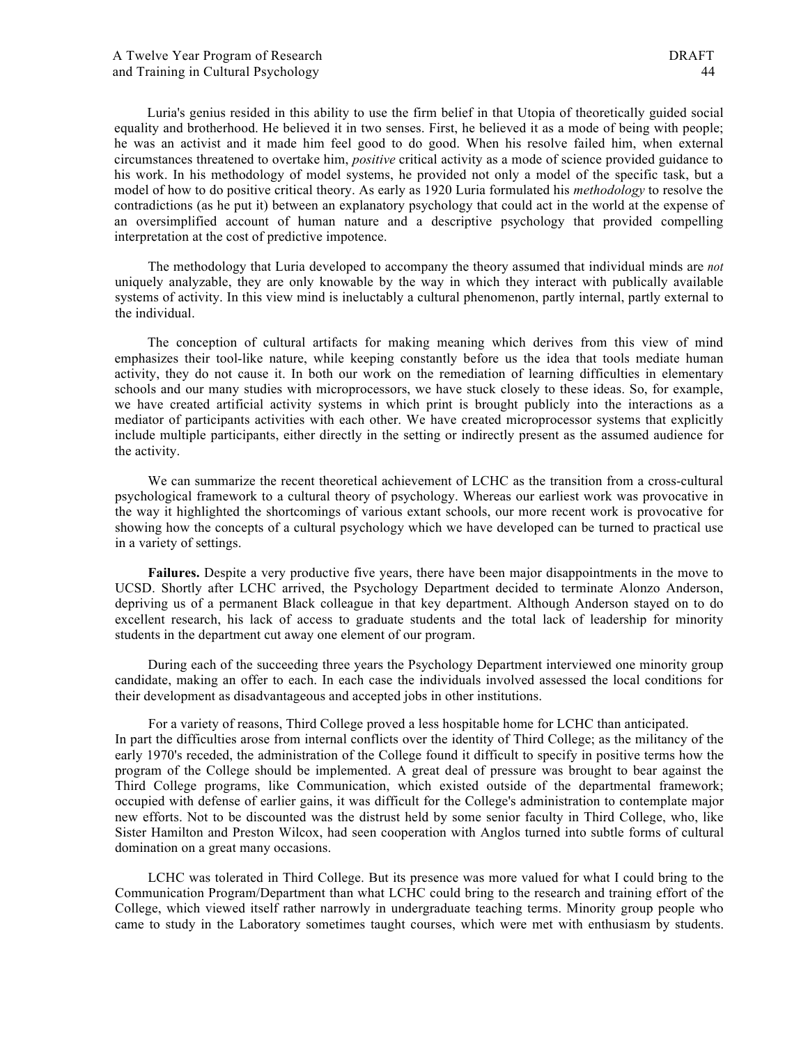Luria's genius resided in this ability to use the firm belief in that Utopia of theoretically guided social equality and brotherhood. He believed it in two senses. First, he believed it as a mode of being with people; he was an activist and it made him feel good to do good. When his resolve failed him, when external circumstances threatened to overtake him, *positive* critical activity as a mode of science provided guidance to his work. In his methodology of model systems, he provided not only a model of the specific task, but a model of how to do positive critical theory. As early as 1920 Luria formulated his *methodology* to resolve the contradictions (as he put it) between an explanatory psychology that could act in the world at the expense of an oversimplified account of human nature and a descriptive psychology that provided compelling interpretation at the cost of predictive impotence.

The methodology that Luria developed to accompany the theory assumed that individual minds are *not* uniquely analyzable, they are only knowable by the way in which they interact with publically available systems of activity. In this view mind is ineluctably a cultural phenomenon, partly internal, partly external to the individual.

The conception of cultural artifacts for making meaning which derives from this view of mind emphasizes their tool-like nature, while keeping constantly before us the idea that tools mediate human activity, they do not cause it. In both our work on the remediation of learning difficulties in elementary schools and our many studies with microprocessors, we have stuck closely to these ideas. So, for example, we have created artificial activity systems in which print is brought publicly into the interactions as a mediator of participants activities with each other. We have created microprocessor systems that explicitly include multiple participants, either directly in the setting or indirectly present as the assumed audience for the activity.

We can summarize the recent theoretical achievement of LCHC as the transition from a cross-cultural psychological framework to a cultural theory of psychology. Whereas our earliest work was provocative in the way it highlighted the shortcomings of various extant schools, our more recent work is provocative for showing how the concepts of a cultural psychology which we have developed can be turned to practical use in a variety of settings.

**Failures.** Despite a very productive five years, there have been major disappointments in the move to UCSD. Shortly after LCHC arrived, the Psychology Department decided to terminate Alonzo Anderson, depriving us of a permanent Black colleague in that key department. Although Anderson stayed on to do excellent research, his lack of access to graduate students and the total lack of leadership for minority students in the department cut away one element of our program.

During each of the succeeding three years the Psychology Department interviewed one minority group candidate, making an offer to each. In each case the individuals involved assessed the local conditions for their development as disadvantageous and accepted jobs in other institutions.

For a variety of reasons, Third College proved a less hospitable home for LCHC than anticipated. In part the difficulties arose from internal conflicts over the identity of Third College; as the militancy of the early 1970's receded, the administration of the College found it difficult to specify in positive terms how the program of the College should be implemented. A great deal of pressure was brought to bear against the Third College programs, like Communication, which existed outside of the departmental framework; occupied with defense of earlier gains, it was difficult for the College's administration to contemplate major new efforts. Not to be discounted was the distrust held by some senior faculty in Third College, who, like Sister Hamilton and Preston Wilcox, had seen cooperation with Anglos turned into subtle forms of cultural domination on a great many occasions.

LCHC was tolerated in Third College. But its presence was more valued for what I could bring to the Communication Program/Department than what LCHC could bring to the research and training effort of the College, which viewed itself rather narrowly in undergraduate teaching terms. Minority group people who came to study in the Laboratory sometimes taught courses, which were met with enthusiasm by students.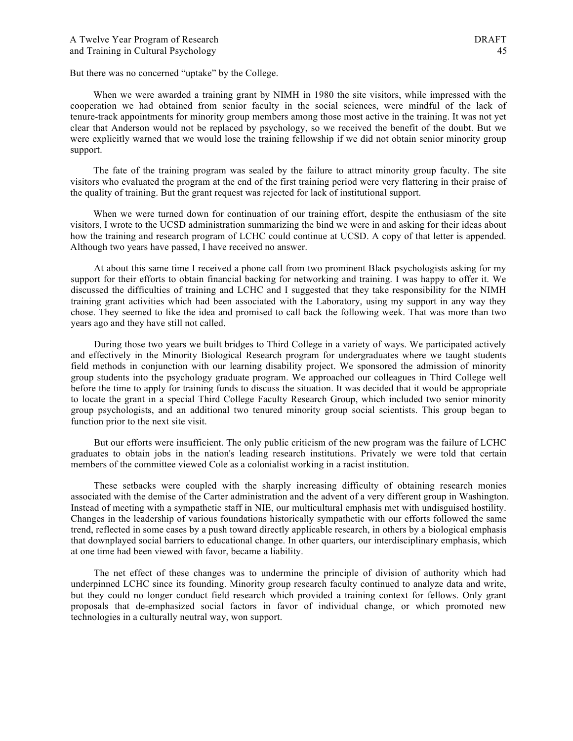But there was no concerned “uptake” by the College.

When we were awarded a training grant by NIMH in 1980 the site visitors, while impressed with the cooperation we had obtained from senior faculty in the social sciences, were mindful of the lack of tenure-track appointments for minority group members among those most active in the training. It was not yet clear that Anderson would not be replaced by psychology, so we received the benefit of the doubt. But we were explicitly warned that we would lose the training fellowship if we did not obtain senior minority group support.

The fate of the training program was sealed by the failure to attract minority group faculty. The site visitors who evaluated the program at the end of the first training period were very flattering in their praise of the quality of training. But the grant request was rejected for lack of institutional support.

When we were turned down for continuation of our training effort, despite the enthusiasm of the site visitors, I wrote to the UCSD administration summarizing the bind we were in and asking for their ideas about how the training and research program of LCHC could continue at UCSD. A copy of that letter is appended. Although two years have passed, I have received no answer.

At about this same time I received a phone call from two prominent Black psychologists asking for my support for their efforts to obtain financial backing for networking and training. I was happy to offer it. We discussed the difficulties of training and LCHC and I suggested that they take responsibility for the NIMH training grant activities which had been associated with the Laboratory, using my support in any way they chose. They seemed to like the idea and promised to call back the following week. That was more than two years ago and they have still not called.

During those two years we built bridges to Third College in a variety of ways. We participated actively and effectively in the Minority Biological Research program for undergraduates where we taught students field methods in conjunction with our learning disability project. We sponsored the admission of minority group students into the psychology graduate program. We approached our colleagues in Third College well before the time to apply for training funds to discuss the situation. It was decided that it would be appropriate to locate the grant in a special Third College Faculty Research Group, which included two senior minority group psychologists, and an additional two tenured minority group social scientists. This group began to function prior to the next site visit.

But our efforts were insufficient. The only public criticism of the new program was the failure of LCHC graduates to obtain jobs in the nation's leading research institutions. Privately we were told that certain members of the committee viewed Cole as a colonialist working in a racist institution.

These setbacks were coupled with the sharply increasing difficulty of obtaining research monies associated with the demise of the Carter administration and the advent of a very different group in Washington. Instead of meeting with a sympathetic staff in NIE, our multicultural emphasis met with undisguised hostility. Changes in the leadership of various foundations historically sympathetic with our efforts followed the same trend, reflected in some cases by a push toward directly applicable research, in others by a biological emphasis that downplayed social barriers to educational change. In other quarters, our interdisciplinary emphasis, which at one time had been viewed with favor, became a liability.

The net effect of these changes was to undermine the principle of division of authority which had underpinned LCHC since its founding. Minority group research faculty continued to analyze data and write, but they could no longer conduct field research which provided a training context for fellows. Only grant proposals that de-emphasized social factors in favor of individual change, or which promoted new technologies in a culturally neutral way, won support.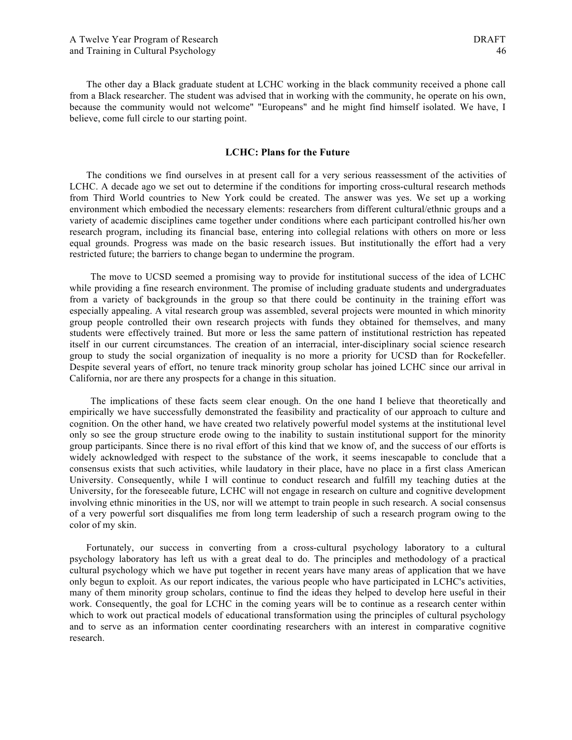The other day a Black graduate student at LCHC working in the black community received a phone call from a Black researcher. The student was advised that in working with the community, he operate on his own, because the community would not welcome" "Europeans" and he might find himself isolated. We have, I believe, come full circle to our starting point.

**LCHC: Plans for the Future**

The conditions we find ourselves in at present call for a very serious reassessment of the activities of LCHC. A decade ago we set out to determine if the conditions for importing cross-cultural research methods from Third World countries to New York could be created. The answer was yes. We set up a working environment which embodied the necessary elements: researchers from different cultural/ethnic groups and a variety of academic disciplines came together under conditions where each participant controlled his/her own research program, including its financial base, entering into collegial relations with others on more or less equal grounds. Progress was made on the basic research issues. But institutionally the effort had a very restricted future; the barriers to change began to undermine the program.

The move to UCSD seemed a promising way to provide for institutional success of the idea of LCHC while providing a fine research environment. The promise of including graduate students and undergraduates from a variety of backgrounds in the group so that there could be continuity in the training effort was especially appealing. A vital research group was assembled, several projects were mounted in which minority group people controlled their own research projects with funds they obtained for themselves, and many students were effectively trained. But more or less the same pattern of institutional restriction has repeated itself in our current circumstances. The creation of an interracial, inter-disciplinary social science research group to study the social organization of inequality is no more a priority for UCSD than for Rockefeller. Despite several years of effort, no tenure track minority group scholar has joined LCHC since our arrival in California, nor are there any prospects for a change in this situation.

The implications of these facts seem clear enough. On the one hand I believe that theoretically and empirically we have successfully demonstrated the feasibility and practicality of our approach to culture and cognition. On the other hand, we have created two relatively powerful model systems at the institutional level only so see the group structure erode owing to the inability to sustain institutional support for the minority group participants. Since there is no rival effort of this kind that we know of, and the success of our efforts is widely acknowledged with respect to the substance of the work, it seems inescapable to conclude that a consensus exists that such activities, while laudatory in their place, have no place in a first class American University. Consequently, while I will continue to conduct research and fulfill my teaching duties at the University, for the foreseeable future, LCHC will not engage in research on culture and cognitive development involving ethnic minorities in the US, nor will we attempt to train people in such research. A social consensus of a very powerful sort disqualifies me from long term leadership of such a research program owing to the color of my skin.

Fortunately, our success in converting from a cross-cultural psychology laboratory to a cultural psychology laboratory has left us with a great deal to do. The principles and methodology of a practical cultural psychology which we have put together in recent years have many areas of application that we have only begun to exploit. As our report indicates, the various people who have participated in LCHC's activities, many of them minority group scholars, continue to find the ideas they helped to develop here useful in their work. Consequently, the goal for LCHC in the coming years will be to continue as a research center within which to work out practical models of educational transformation using the principles of cultural psychology and to serve as an information center coordinating researchers with an interest in comparative cognitive research.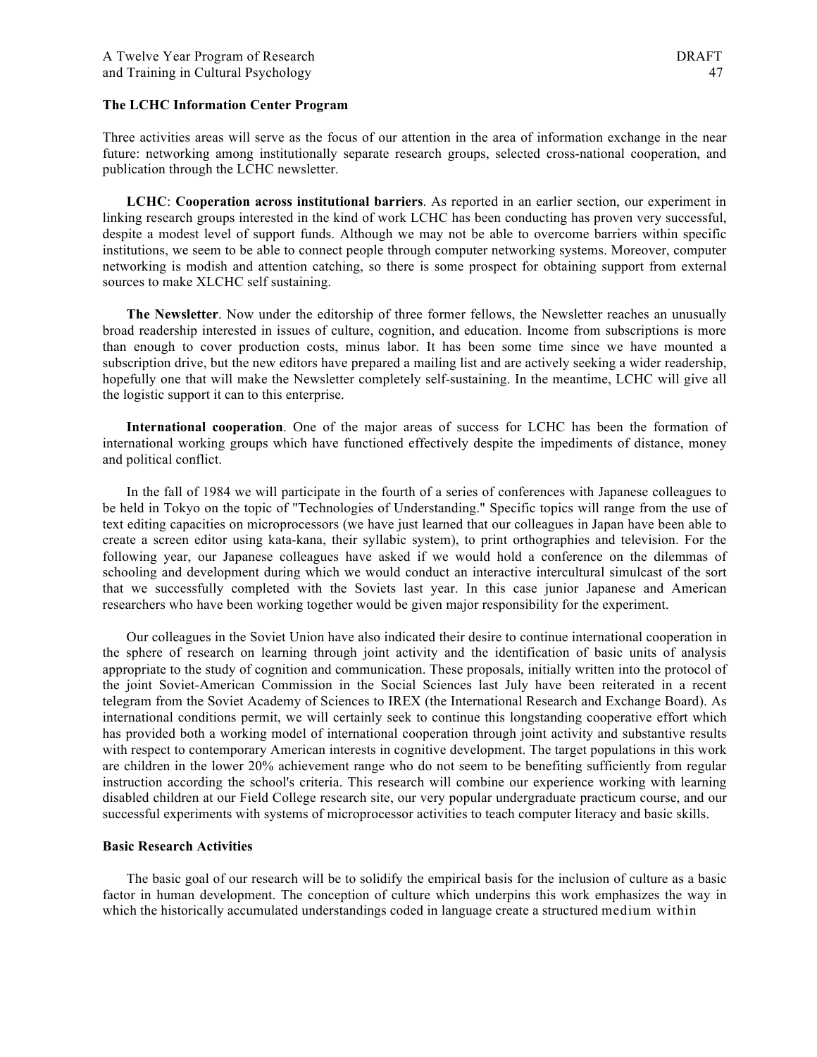**The LCHC Information Center Program**

Three activities areas will serve as the focus of our attention in the area of information exchange in the near future: networking among institutionally separate research groups, selected cross-national cooperation, and publication through the LCHC newsletter.

**LCHC**: **Cooperation across institutional barriers**. As reported in an earlier section, our experiment in linking research groups interested in the kind of work LCHC has been conducting has proven very successful, despite a modest level of support funds. Although we may not be able to overcome barriers within specific institutions, we seem to be able to connect people through computer networking systems. Moreover, computer networking is modish and attention catching, so there is some prospect for obtaining support from external sources to make XLCHC self sustaining.

**The Newsletter**. Now under the editorship of three former fellows, the Newsletter reaches an unusually broad readership interested in issues of culture, cognition, and education. Income from subscriptions is more than enough to cover production costs, minus labor. It has been some time since we have mounted a subscription drive, but the new editors have prepared a mailing list and are actively seeking a wider readership, hopefully one that will make the Newsletter completely self-sustaining. In the meantime, LCHC will give all the logistic support it can to this enterprise.

**International cooperation**. One of the major areas of success for LCHC has been the formation of international working groups which have functioned effectively despite the impediments of distance, money and political conflict.

In the fall of 1984 we will participate in the fourth of a series of conferences with Japanese colleagues to be held in Tokyo on the topic of "Technologies of Understanding." Specific topics will range from the use of text editing capacities on microprocessors (we have just learned that our colleagues in Japan have been able to create a screen editor using kata-kana, their syllabic system), to print orthographies and television. For the following year, our Japanese colleagues have asked if we would hold a conference on the dilemmas of schooling and development during which we would conduct an interactive intercultural simulcast of the sort that we successfully completed with the Soviets last year. In this case junior Japanese and American researchers who have been working together would be given major responsibility for the experiment.

Our colleagues in the Soviet Union have also indicated their desire to continue international cooperation in the sphere of research on learning through joint activity and the identification of basic units of analysis appropriate to the study of cognition and communication. These proposals, initially written into the protocol of the joint Soviet-American Commission in the Social Sciences last July have been reiterated in a recent telegram from the Soviet Academy of Sciences to IREX (the International Research and Exchange Board). As international conditions permit, we will certainly seek to continue this longstanding cooperative effort which has provided both a working model of international cooperation through joint activity and substantive results with respect to contemporary American interests in cognitive development. The target populations in this work are children in the lower 20% achievement range who do not seem to be benefiting sufficiently from regular instruction according the school's criteria. This research will combine our experience working with learning disabled children at our Field College research site, our very popular undergraduate practicum course, and our successful experiments with systems of microprocessor activities to teach computer literacy and basic skills.

**Basic Research Activities**

The basic goal of our research will be to solidify the empirical basis for the inclusion of culture as a basic factor in human development. The conception of culture which underpins this work emphasizes the way in which the historically accumulated understandings coded in language create a structured medium within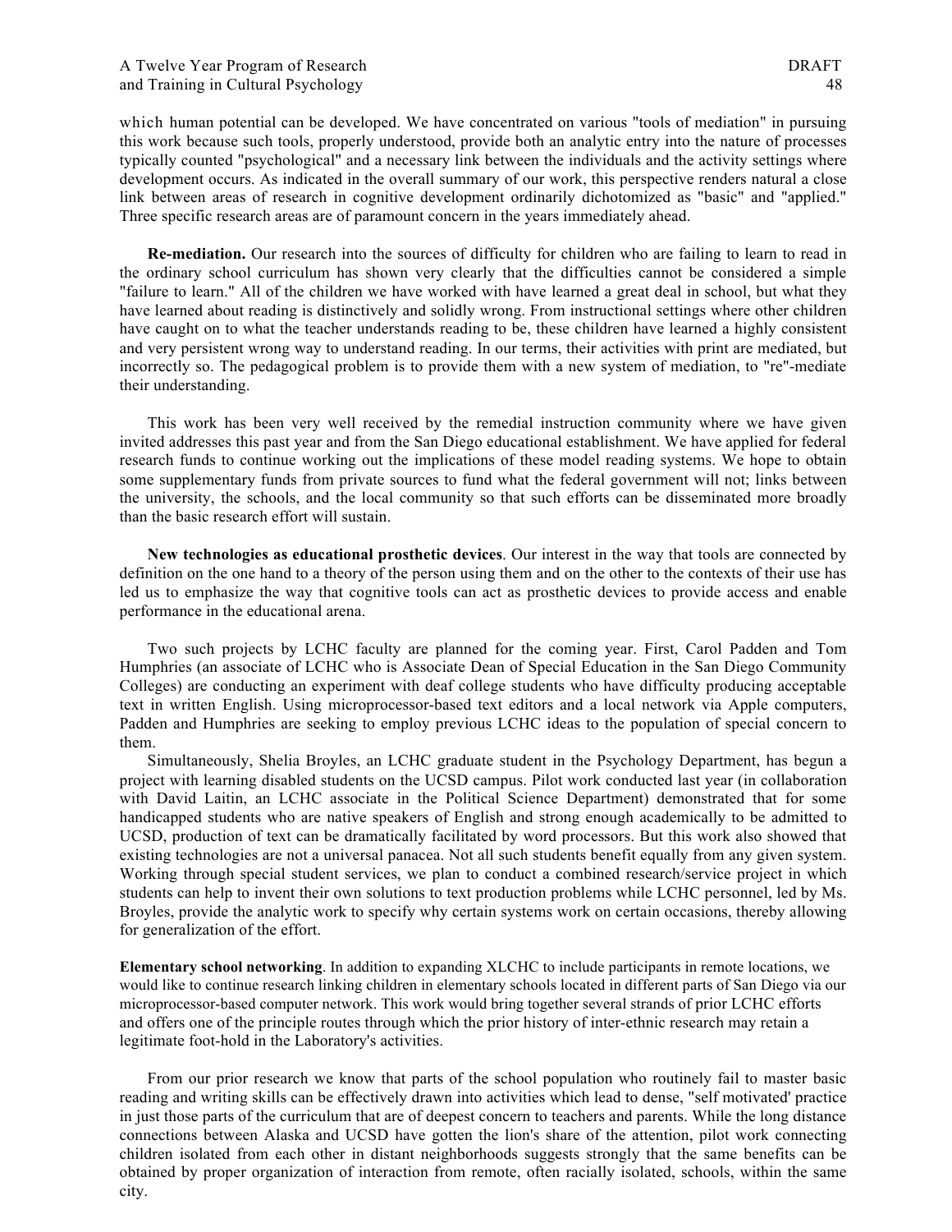which human potential can be developed. We have concentrated on various "tools of mediation" in pursuing this work because such tools, properly understood, provide both an analytic entry into the nature of processes typically counted "psychological" and a necessary link between the individuals and the activity settings where development occurs. As indicated in the overall summary of our work, this perspective renders natural a close link between areas of research in cognitive development ordinarily dichotomized as "basic" and "applied." Three specific research areas are of paramount concern in the years immediately ahead.

**Re-mediation.** Our research into the sources of difficulty for children who are failing to learn to read in the ordinary school curriculum has shown very clearly that the difficulties cannot be considered a simple "failure to learn." All of the children we have worked with have learned a great deal in school, but what they have learned about reading is distinctively and solidly wrong. From instructional settings where other children have caught on to what the teacher understands reading to be, these children have learned a highly consistent and very persistent wrong way to understand reading. In our terms, their activities with print are mediated, but incorrectly so. The pedagogical problem is to provide them with a new system of mediation, to "re"-mediate their understanding.

This work has been very well received by the remedial instruction community where we have given invited addresses this past year and from the San Diego educational establishment. We have applied for federal research funds to continue working out the implications of these model reading systems. We hope to obtain some supplementary funds from private sources to fund what the federal government will not; links between the university, the schools, and the local community so that such efforts can be disseminated more broadly than the basic research effort will sustain.

**New technologies as educational prosthetic devices**. Our interest in the way that tools are connected by definition on the one hand to a theory of the person using them and on the other to the contexts of their use has led us to emphasize the way that cognitive tools can act as prosthetic devices to provide access and enable performance in the educational arena.

Two such projects by LCHC faculty are planned for the coming year. First, Carol Padden and Tom Humphries (an associate of LCHC who is Associate Dean of Special Education in the San Diego Community Colleges) are conducting an experiment with deaf college students who have difficulty producing acceptable text in written English. Using microprocessor-based text editors and a local network via Apple computers, Padden and Humphries are seeking to employ previous LCHC ideas to the population of special concern to them.

Simultaneously, Shelia Broyles, an LCHC graduate student in the Psychology Department, has begun a project with learning disabled students on the UCSD campus. Pilot work conducted last year (in collaboration with David Laitin, an LCHC associate in the Political Science Department) demonstrated that for some handicapped students who are native speakers of English and strong enough academically to be admitted to UCSD, production of text can be dramatically facilitated by word processors. But this work also showed that existing technologies are not a universal panacea. Not all such students benefit equally from any given system. Working through special student services, we plan to conduct a combined research/service project in which students can help to invent their own solutions to text production problems while LCHC personnel, led by Ms. Broyles, provide the analytic work to specify why certain systems work on certain occasions, thereby allowing for generalization of the effort.

**Elementary school networking**. In addition to expanding XLCHC to include participants in remote locations, we would like to continue research linking children in elementary schools located in different parts of San Diego via our microprocessor-based computer network. This work would bring together several strands of prior LCHC efforts and offers one of the principle routes through which the prior history of inter-ethnic research may retain a legitimate foot-hold in the Laboratory's activities.

From our prior research we know that parts of the school population who routinely fail to master basic reading and writing skills can be effectively drawn into activities which lead to dense, "self motivated' practice in just those parts of the curriculum that are of deepest concern to teachers and parents. While the long distance connections between Alaska and UCSD have gotten the lion's share of the attention, pilot work connecting children isolated from each other in distant neighborhoods suggests strongly that the same benefits can be obtained by proper organization of interaction from remote, often racially isolated, schools, within the same city.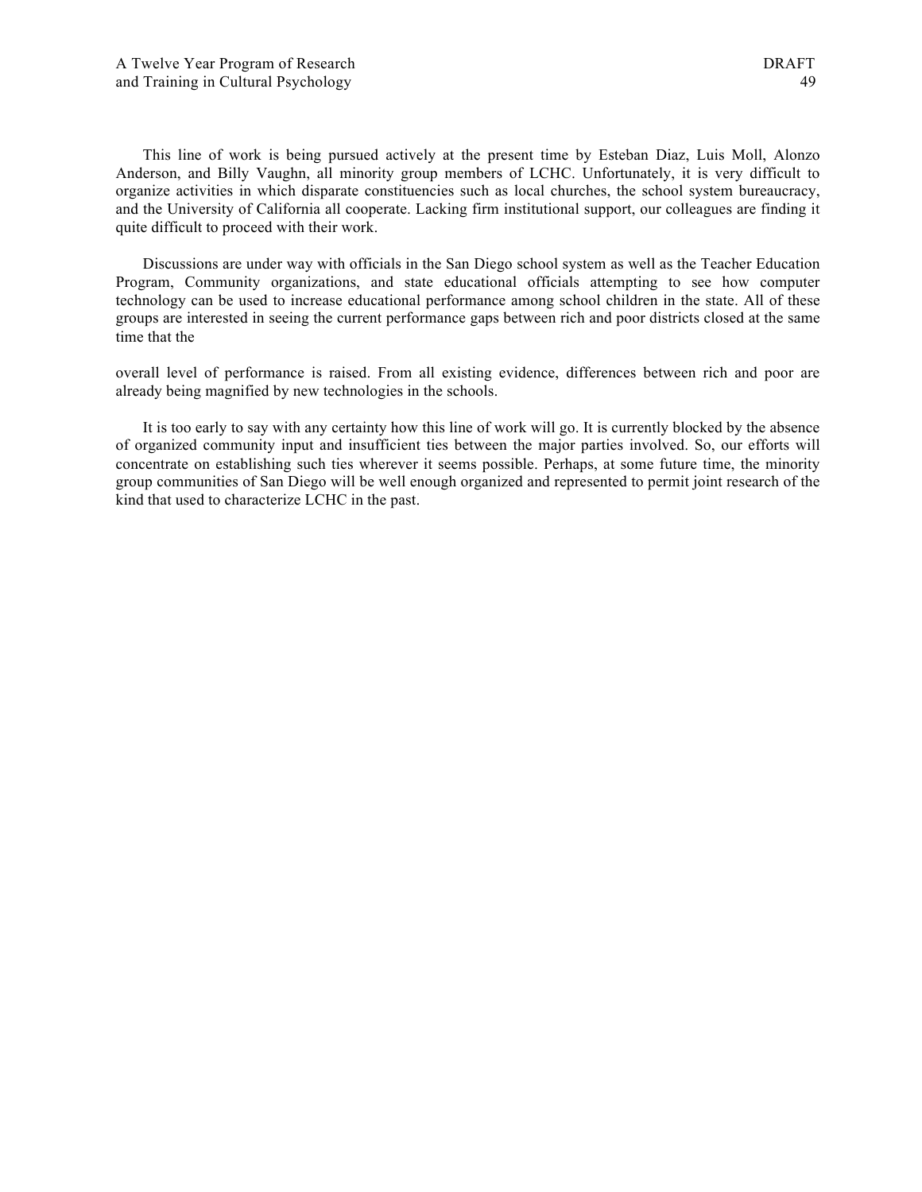This line of work is being pursued actively at the present time by Esteban Diaz, Luis Moll, Alonzo Anderson, and Billy Vaughn, all minority group members of LCHC. Unfortunately, it is very difficult to organize activities in which disparate constituencies such as local churches, the school system bureaucracy, and the University of California all cooperate. Lacking firm institutional support, our colleagues are finding it quite difficult to proceed with their work.

Discussions are under way with officials in the San Diego school system as well as the Teacher Education Program, Community organizations, and state educational officials attempting to see how computer technology can be used to increase educational performance among school children in the state. All of these groups are interested in seeing the current performance gaps between rich and poor districts closed at the same time that the overall level of performance is raised. From all existing evidence, differences between rich and poor are already being magnified by new technologies in the schools.

It is too early to say with any certainty how this line of work will go. It is currently blocked by the absence of organized community input and insufficient ties between the major parties involved. So, our efforts will concentrate on establishing such ties wherever it seems possible. Perhaps, at some future time, the minority group communities of San Diego will be well enough organized and represented to permit joint research of the kind that used to characterize LCHC in the past.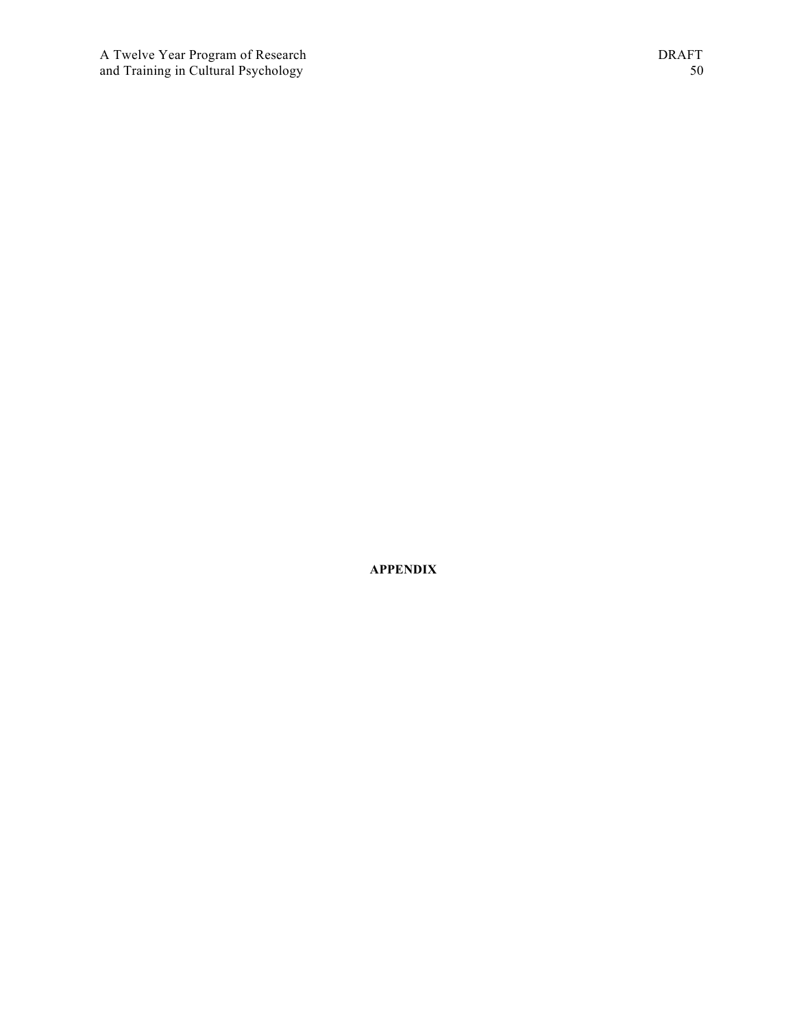**APPENDIX**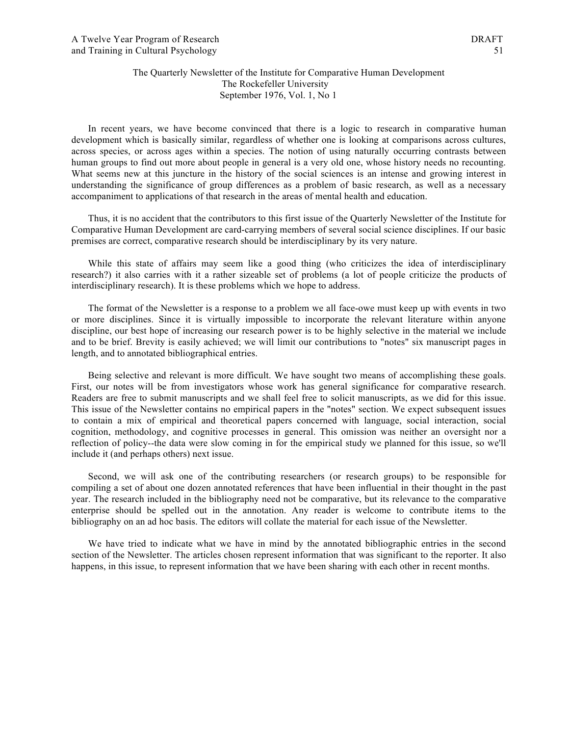The Quarterly Newsletter of the Institute for Comparative Human Development
The Rockefeller University
September 1976, Vol. 1, No 1

In recent years, we have become convinced that there is a logic to research in comparative human development which is basically similar, regardless of whether one is looking at comparisons across cultures, across species, or across ages within a species. The notion of using naturally occurring contrasts between human groups to find out more about people in general is a very old one, whose history needs no recounting. What seems new at this juncture in the history of the social sciences is an intense and growing interest in understanding the significance of group differences as a problem of basic research, as well as a necessary accompaniment to applications of that research in the areas of mental health and education.

Thus, it is no accident that the contributors to this first issue of the Quarterly Newsletter of the Institute for Comparative Human Development are card-carrying members of several social science disciplines. If our basic premises are correct, comparative research should be interdisciplinary by its very nature.

While this state of affairs may seem like a good thing (who criticizes the idea of interdisciplinary research?) it also carries with it a rather sizeable set of problems (a lot of people criticize the products of interdisciplinary research). It is these problems which we hope to address.

The format of the Newsletter is a response to a problem we all face-owe must keep up with events in two or more disciplines. Since it is virtually impossible to incorporate the relevant literature within anyone discipline, our best hope of increasing our research power is to be highly selective in the material we include and to be brief. Brevity is easily achieved; we will limit our contributions to "notes" six manuscript pages in length, and to annotated bibliographical entries.

Being selective and relevant is more difficult. We have sought two means of accomplishing these goals. First, our notes will be from investigators whose work has general significance for comparative research. Readers are free to submit manuscripts and we shall feel free to solicit manuscripts, as we did for this issue. This issue of the Newsletter contains no empirical papers in the "notes" section. We expect subsequent issues to contain a mix of empirical and theoretical papers concerned with language, social interaction, social cognition, methodology, and cognitive processes in general. This omission was neither an oversight nor a reflection of policy--the data were slow coming in for the empirical study we planned for this issue, so we'll include it (and perhaps others) next issue.

Second, we will ask one of the contributing researchers (or research groups) to be responsible for compiling a set of about one dozen annotated references that have been influential in their thought in the past year. The research included in the bibliography need not be comparative, but its relevance to the comparative enterprise should be spelled out in the annotation. Any reader is welcome to contribute items to the bibliography on an ad hoc basis. The editors will collate the material for each issue of the Newsletter.

We have tried to indicate what we have in mind by the annotated bibliographic entries in the second section of the Newsletter. The articles chosen represent information that was significant to the reporter. It also happens, in this issue, to represent information that we have been sharing with each other in recent months.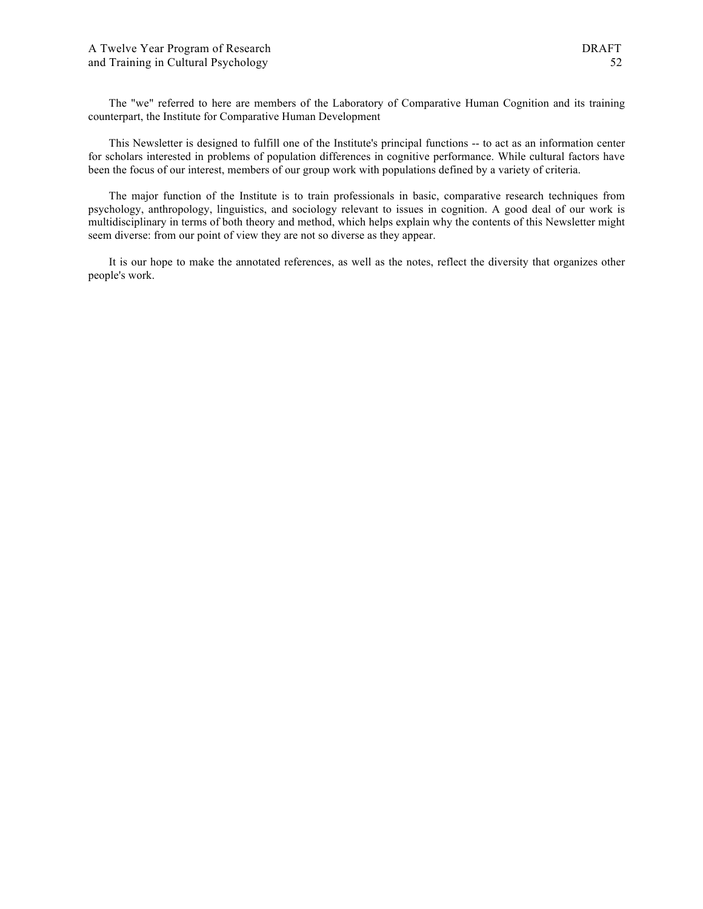The "we" referred to here are members of the Laboratory of Comparative Human Cognition and its training counterpart, the Institute for Comparative Human Development

This Newsletter is designed to fulfill one of the Institute's principal functions -- to act as an information center for scholars interested in problems of population differences in cognitive performance. While cultural factors have been the focus of our interest, members of our group work with populations defined by a variety of criteria.

The major function of the Institute is to train professionals in basic, comparative research techniques from psychology, anthropology, linguistics, and sociology relevant to issues in cognition. A good deal of our work is multidisciplinary in terms of both theory and method, which helps explain why the contents of this Newsletter might seem diverse: from our point of view they are not so diverse as they appear.

It is our hope to make the annotated references, as well as the notes, reflect the diversity that organizes other people's work.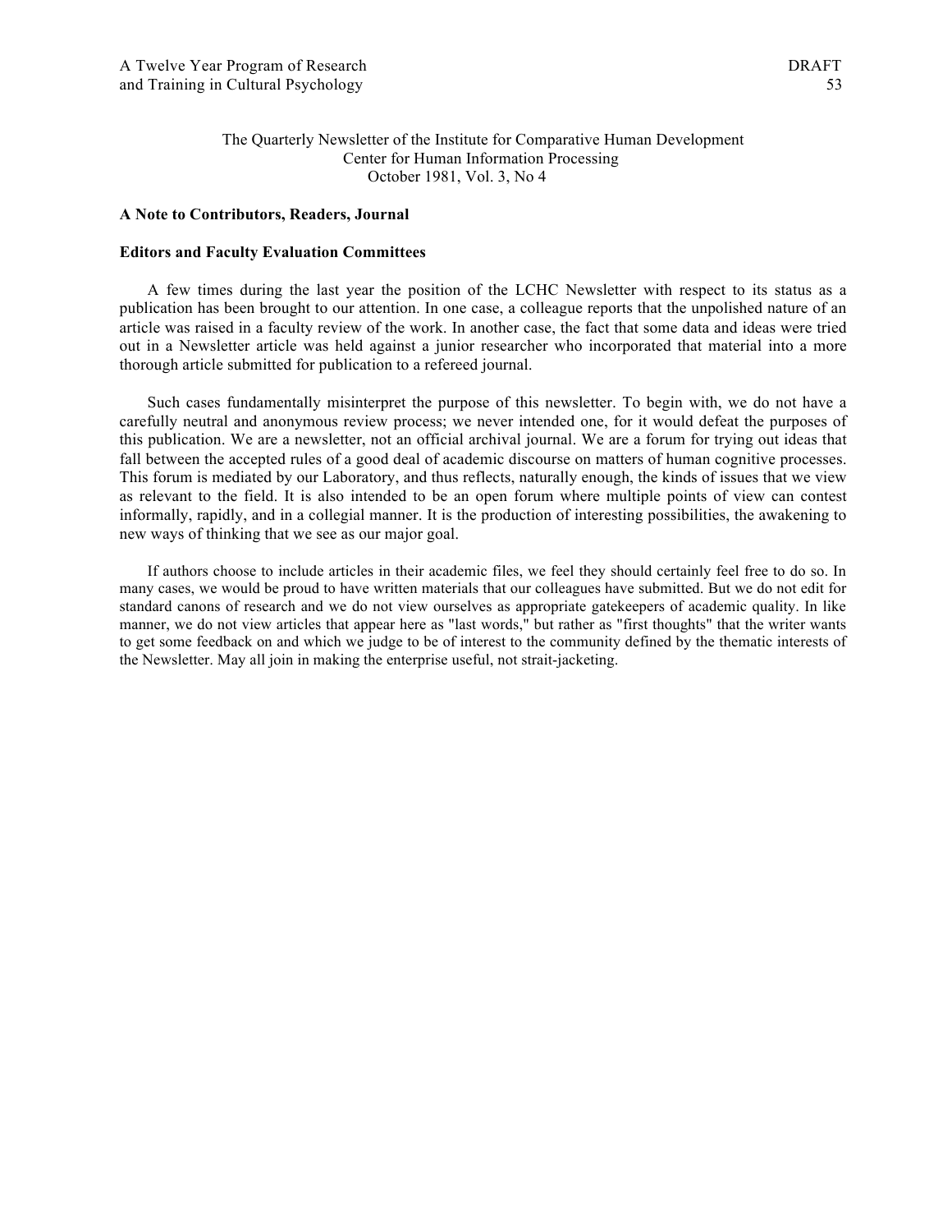The Quarterly Newsletter of the Institute for Comparative Human Development
Center for Human Information Processing
October 1981, Vol. 3, No 4

**A Note to Contributors, Readers, Journal**

**Editors and Faculty Evaluation Committees**

A few times during the last year the position of the LCHC Newsletter with respect to its status as a publication has been brought to our attention. In one case, a colleague reports that the unpolished nature of an article was raised in a faculty review of the work. In another case, the fact that some data and ideas were tried out in a Newsletter article was held against a junior researcher who incorporated that material into a more thorough article submitted for publication to a refereed journal.

Such cases fundamentally misinterpret the purpose of this newsletter. To begin with, we do not have a carefully neutral and anonymous review process; we never intended one, for it would defeat the purposes of this publication. We are a newsletter, not an official archival journal. We are a forum for trying out ideas that fall between the accepted rules of a good deal of academic discourse on matters of human cognitive processes. This forum is mediated by our Laboratory, and thus reflects, naturally enough, the kinds of issues that we view as relevant to the field. It is also intended to be an open forum where multiple points of view can contest informally, rapidly, and in a collegial manner. It is the production of interesting possibilities, the awakening to new ways of thinking that we see as our major goal.

If authors choose to include articles in their academic files, we feel they should certainly feel free to do so. In many cases, we would be proud to have written materials that our colleagues have submitted. But we do not edit for standard canons of research and we do not view ourselves as appropriate gatekeepers of academic quality. In like manner, we do not view articles that appear here as "last words," but rather as "first thoughts" that the writer wants to get some feedback on and which we judge to be of interest to the community defined by the thematic interests of the Newsletter. May all join in making the enterprise useful, not strait-jacketing.